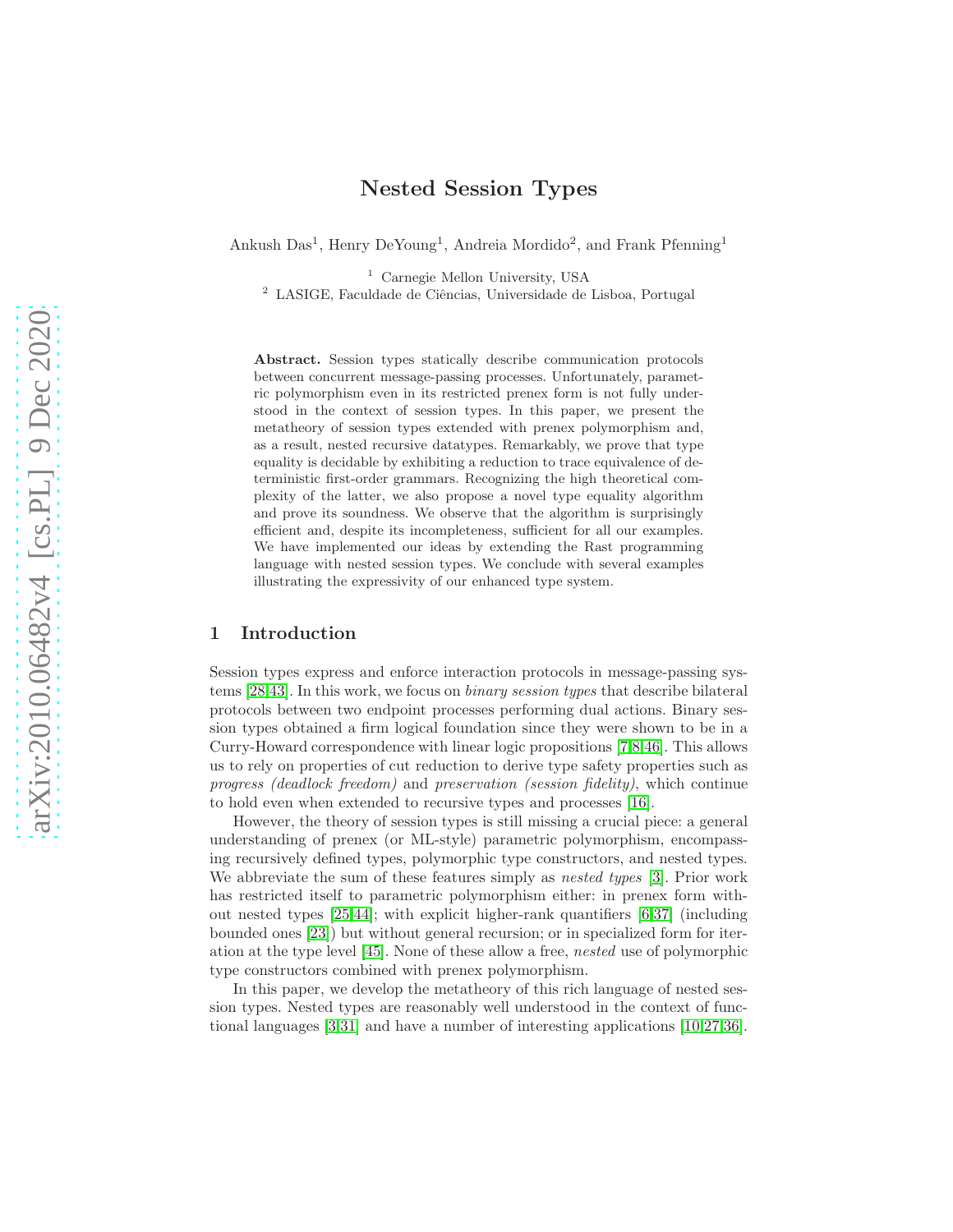# Nested Session Types

Ankush Das[1], Henry DeYoung[1], Andreia Mordido[2], and Frank Pfenning[1]

[1] Carnegie Mellon University, USA
[2] LASIGE, Faculdade de Ciências, Universidade de Lisboa, Portugal

**Abstract.** Session types statically describe communication protocols between concurrent message-passing processes. Unfortunately, parametric polymorphism even in its restricted prenex form is not fully understood in the context of session types. In this paper, we present the metatheory of session types extended with prenex polymorphism and, as a result, nested recursive datatypes. Remarkably, we prove that type equality is decidable by exhibiting a reduction to trace equivalence of deterministic first-order grammars. Recognizing the high theoretical complexity of the latter, we also propose a novel type equality algorithm and prove its soundness. We observe that the algorithm is surprisingly efficient and, despite its incompleteness, sufficient for all our examples. We have implemented our ideas by extending the Rast programming language with nested session types. We conclude with several examples illustrating the expressivity of our enhanced type system.

## 1 Introduction

Session types express and enforce interaction protocols in message-passing systems [28,43]. In this work, we focus on *binary session types* that describe bilateral protocols between two endpoint processes performing dual actions. Binary session types obtained a firm logical foundation since they were shown to be in a Curry-Howard correspondence with linear logic propositions [7,8,46]. This allows us to rely on properties of cut reduction to derive type safety properties such as *progress (deadlock freedom)* and *preservation (session fidelity)*, which continue to hold even when extended to recursive types and processes [16].

However, the theory of session types is still missing a crucial piece: a general understanding of prenex (or ML-style) parametric polymorphism, encompassing recursively defined types, polymorphic type constructors, and nested types. We abbreviate the sum of these features simply as *nested types* [3]. Prior work has restricted itself to parametric polymorphism either: in prenex form without nested types [25,44]; with explicit higher-rank quantifiers [6,37] (including bounded ones [23]) but without general recursion; or in specialized form for iteration at the type level [45]. None of these allow a free, *nested* use of polymorphic type constructors combined with prenex polymorphism.

In this paper, we develop the metatheory of this rich language of nested session types. Nested types are reasonably well understood in the context of functional languages [3,31] and have a number of interesting applications [10,27,36].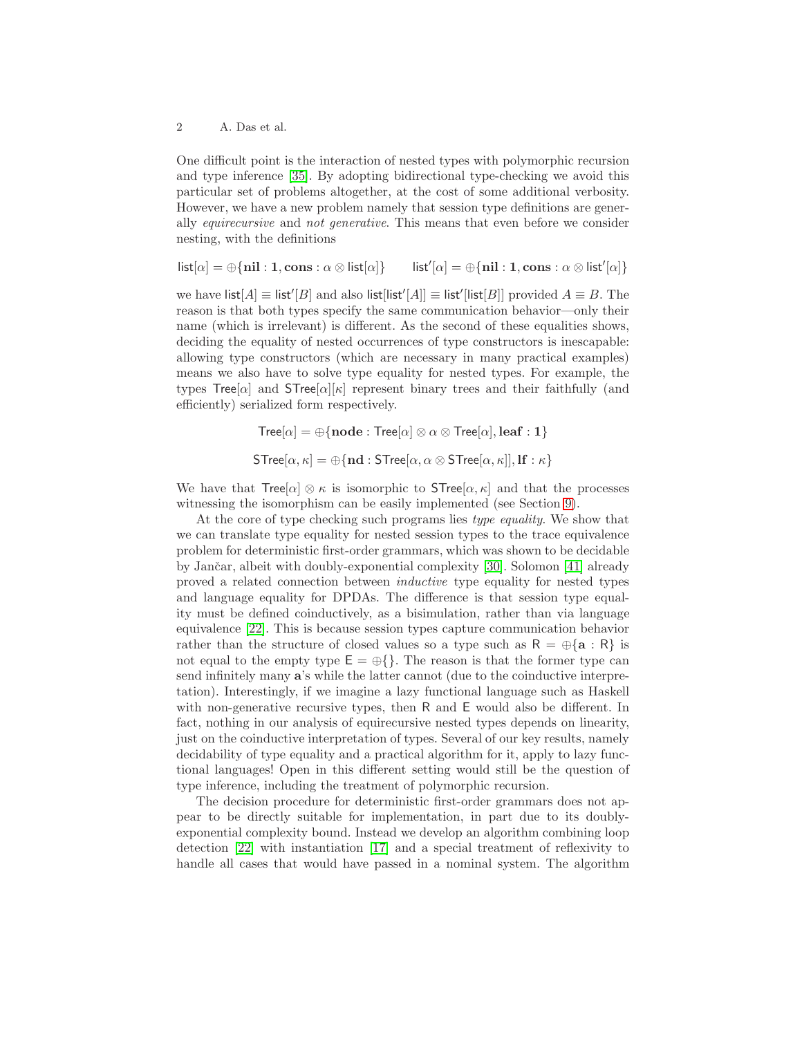One difficult point is the interaction of nested types with polymorphic recursion and type inference [35]. By adopting bidirectional type-checking we avoid this particular set of problems altogether, at the cost of some additional verbosity. However, we have a new problem namely that session type definitions are generally *equirecursive* and *not generative*. This means that even before we consider nesting, with the definitions

$$\mathsf{list}[\alpha] = \oplus\{\mathbf{nil} : \mathbf{1}, \mathbf{cons} : \alpha \otimes \mathsf{list}[\alpha]\} \qquad \mathsf{list}'[\alpha] = \oplus\{\mathbf{nil} : \mathbf{1}, \mathbf{cons} : \alpha \otimes \mathsf{list}'[\alpha]\}$$

we have $\mathsf{list}[A] \equiv \mathsf{list}'[B]$ and also $\mathsf{list}[\mathsf{list}'[A]] \equiv \mathsf{list}'[\mathsf{list}[B]]$ provided $A \equiv B$. The reason is that both types specify the same communication behavior—only their name (which is irrelevant) is different. As the second of these equalities shows, deciding the equality of nested occurrences of type constructors is inescapable: allowing type constructors (which are necessary in many practical examples) means we also have to solve type equality for nested types. For example, the types $\mathsf{Tree}[\alpha]$ and $\mathsf{STree}[\alpha][\kappa]$ represent binary trees and their faithfully (and efficiently) serialized form respectively.

$$\mathsf{Tree}[\alpha] = \oplus\{\mathbf{node} : \mathsf{Tree}[\alpha] \otimes \alpha \otimes \mathsf{Tree}[\alpha], \mathbf{leaf} : \mathbf{1}\}$$

$$\mathsf{STree}[\alpha, \kappa] = \oplus\{\mathbf{nd} : \mathsf{STree}[\alpha, \alpha \otimes \mathsf{STree}[\alpha, \kappa]], \mathbf{lf} : \kappa\}$$

We have that $\mathsf{Tree}[\alpha] \otimes \kappa$ is isomorphic to $\mathsf{STree}[\alpha, \kappa]$ and that the processes witnessing the isomorphism can be easily implemented (see Section 9).

At the core of type checking such programs lies *type equality*. We show that we can translate type equality for nested session types to the trace equivalence problem for deterministic first-order grammars, which was shown to be decidable by Jančar, albeit with doubly-exponential complexity [30]. Solomon [41] already proved a related connection between *inductive* type equality for nested types and language equality for DPDAs. The difference is that session type equality must be defined coinductively, as a bisimulation, rather than via language equivalence [22]. This is because session types capture communication behavior rather than the structure of closed values so a type such as $\mathsf{R} = \oplus\{\mathbf{a} : \mathsf{R}\}$ is not equal to the empty type $\mathsf{E} = \oplus\{\}$. The reason is that the former type can send infinitely many $\mathbf{a}$'s while the latter cannot (due to the coinductive interpretation). Interestingly, if we imagine a lazy functional language such as Haskell with non-generative recursive types, then $\mathsf{R}$ and $\mathsf{E}$ would also be different. In fact, nothing in our analysis of equirecursive nested types depends on linearity, just on the coinductive interpretation of types. Several of our key results, namely decidability of type equality and a practical algorithm for it, apply to lazy functional languages! Open in this different setting would still be the question of type inference, including the treatment of polymorphic recursion.

The decision procedure for deterministic first-order grammars does not appear to be directly suitable for implementation, in part due to its doubly-exponential complexity bound. Instead we develop an algorithm combining loop detection [22] with instantiation [17] and a special treatment of reflexivity to handle all cases that would have passed in a nominal system. The algorithm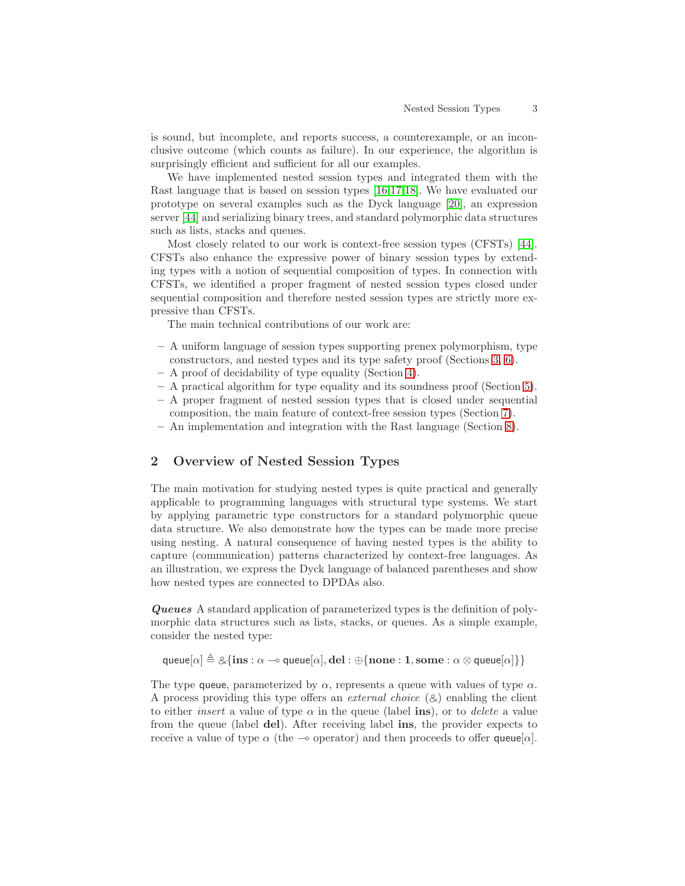is sound, but incomplete, and reports success, a counterexample, or an inconclusive outcome (which counts as failure). In our experience, the algorithm is surprisingly efficient and sufficient for all our examples.

We have implemented nested session types and integrated them with the Rast language that is based on session types [16,17,18]. We have evaluated our prototype on several examples such as the Dyck language [20], an expression server [44] and serializing binary trees, and standard polymorphic data structures such as lists, stacks and queues.

Most closely related to our work is context-free session types (CFSTs) [44]. CFSTs also enhance the expressive power of binary session types by extending types with a notion of sequential composition of types. In connection with CFSTs, we identified a proper fragment of nested session types closed under sequential composition and therefore nested session types are strictly more expressive than CFSTs.

The main technical contributions of our work are:

- A uniform language of session types supporting prenex polymorphism, type constructors, and nested types and its type safety proof (Sections 3, 6).
- A proof of decidability of type equality (Section 4).
- A practical algorithm for type equality and its soundness proof (Section 5).
- A proper fragment of nested session types that is closed under sequential composition, the main feature of context-free session types (Section 7).
- An implementation and integration with the Rast language (Section 8).

## 2 Overview of Nested Session Types

The main motivation for studying nested types is quite practical and generally applicable to programming languages with structural type systems. We start by applying parametric type constructors for a standard polymorphic queue data structure. We also demonstrate how the types can be made more precise using nesting. A natural consequence of having nested types is the ability to capture (communication) patterns characterized by context-free languages. As an illustration, we express the Dyck language of balanced parentheses and show how nested types are connected to DPDAs also.

***Queues*** A standard application of parameterized types is the definition of polymorphic data structures such as lists, stacks, or queues. As a simple example, consider the nested type:

$$\mathsf{queue}[\alpha] \triangleq \&\{\mathbf{ins} : \alpha \multimap \mathsf{queue}[\alpha], \mathbf{del} : \oplus\{\mathbf{none} : \mathbf{1}, \mathbf{some} : \alpha \otimes \mathsf{queue}[\alpha]\}\}$$

The type $\mathsf{queue}$, parameterized by $\alpha$, represents a queue with values of type $\alpha$. A process providing this type offers an *external choice* ($\&$) enabling the client to either *insert* a value of type $\alpha$ in the queue (label **ins**), or to *delete* a value from the queue (label **del**). After receiving label **ins**, the provider expects to receive a value of type $\alpha$ (the $\multimap$ operator) and then proceeds to offer $\mathsf{queue}[\alpha]$.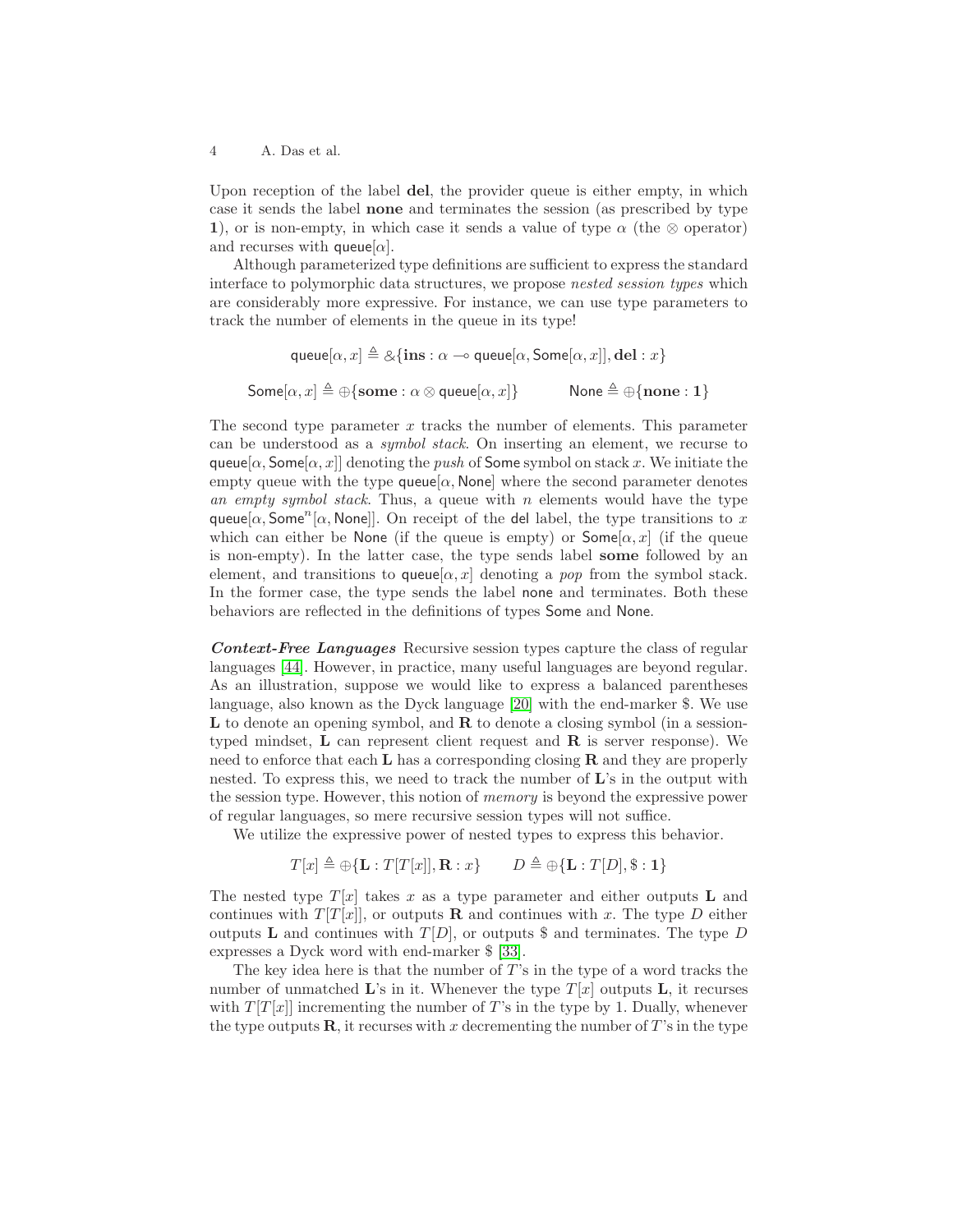Upon reception of the label **del**, the provider queue is either empty, in which case it sends the label **none** and terminates the session (as prescribed by type **1**), or is non-empty, in which case it sends a value of type $\alpha$ (the $\otimes$ operator) and recurses with $\mathsf{queue}[\alpha]$.

Although parameterized type definitions are sufficient to express the standard interface to polymorphic data structures, we propose *nested session types* which are considerably more expressive. For instance, we can use type parameters to track the number of elements in the queue in its type!

$$\mathsf{queue}[\alpha, x] \triangleq \&\{\mathbf{ins} : \alpha \multimap \mathsf{queue}[\alpha, \mathsf{Some}[\alpha, x]], \mathbf{del} : x\}$$

$$\mathsf{Some}[\alpha, x] \triangleq \oplus\{\mathbf{some} : \alpha \otimes \mathsf{queue}[\alpha, x]\} \qquad \mathsf{None} \triangleq \oplus\{\mathbf{none} : \mathbf{1}\}$$

The second type parameter $x$ tracks the number of elements. This parameter can be understood as a *symbol stack*. On inserting an element, we recurse to $\mathsf{queue}[\alpha, \mathsf{Some}[\alpha, x]]$ denoting the *push* of $\mathsf{Some}$ symbol on stack $x$. We initiate the empty queue with the type $\mathsf{queue}[\alpha, \mathsf{None}]$ where the second parameter denotes *an empty symbol stack*. Thus, a queue with $n$ elements would have the type $\mathsf{queue}[\alpha, \mathsf{Some}^n[\alpha, \mathsf{None}]]$. On receipt of the $\mathsf{del}$ label, the type transitions to $x$ which can either be $\mathsf{None}$ (if the queue is empty) or $\mathsf{Some}[\alpha, x]$ (if the queue is non-empty). In the latter case, the type sends label **some** followed by an element, and transitions to $\mathsf{queue}[\alpha, x]$ denoting a *pop* from the symbol stack. In the former case, the type sends the label $\mathsf{none}$ and terminates. Both these behaviors are reflected in the definitions of types $\mathsf{Some}$ and $\mathsf{None}$.

***Context-Free Languages*** Recursive session types capture the class of regular languages [44]. However, in practice, many useful languages are beyond regular. As an illustration, suppose we would like to express a balanced parentheses language, also known as the Dyck language [20] with the end-marker \$. We use $\mathbf{L}$ to denote an opening symbol, and $\mathbf{R}$ to denote a closing symbol (in a session-typed mindset, $\mathbf{L}$ can represent client request and $\mathbf{R}$ is server response). We need to enforce that each $\mathbf{L}$ has a corresponding closing $\mathbf{R}$ and they are properly nested. To express this, we need to track the number of $\mathbf{L}$'s in the output with the session type. However, this notion of *memory* is beyond the expressive power of regular languages, so mere recursive session types will not suffice.

We utilize the expressive power of nested types to express this behavior.

$$T[x] \triangleq \oplus\{\mathbf{L} : T[T[x]], \mathbf{R} : x\} \qquad D \triangleq \oplus\{\mathbf{L} : T[D], \$ : \mathbf{1}\}$$

The nested type $T[x]$ takes $x$ as a type parameter and either outputs $\mathbf{L}$ and continues with $T[T[x]]$, or outputs $\mathbf{R}$ and continues with $x$. The type $D$ either outputs $\mathbf{L}$ and continues with $T[D]$, or outputs \$ and terminates. The type $D$ expresses a Dyck word with end-marker \$ [33].

The key idea here is that the number of $T$'s in the type of a word tracks the number of unmatched $\mathbf{L}$'s in it. Whenever the type $T[x]$ outputs $\mathbf{L}$, it recurses with $T[T[x]]$ incrementing the number of $T$'s in the type by 1. Dually, whenever the type outputs $\mathbf{R}$, it recurses with $x$ decrementing the number of $T$'s in the type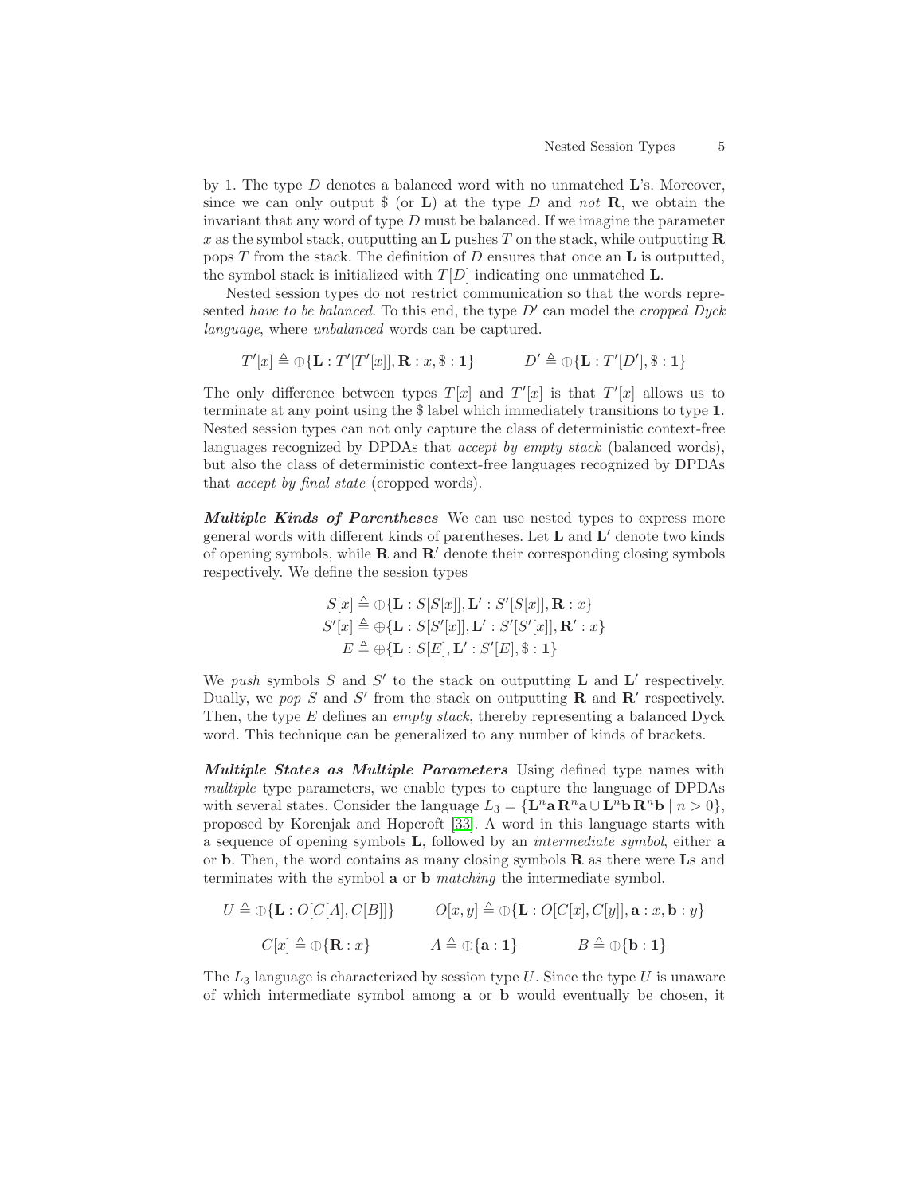by 1. The type $D$ denotes a balanced word with no unmatched $\mathbf{L}$'s. Moreover, since we can only output \$ (or $\mathbf{L}$) at the type $D$ and *not* $\mathbf{R}$, we obtain the invariant that any word of type $D$ must be balanced. If we imagine the parameter $x$ as the symbol stack, outputting an $\mathbf{L}$ pushes $T$ on the stack, while outputting $\mathbf{R}$ pops $T$ from the stack. The definition of $D$ ensures that once an $\mathbf{L}$ is outputted, the symbol stack is initialized with $T[D]$ indicating one unmatched $\mathbf{L}$.

Nested session types do not restrict communication so that the words represented *have to be balanced*. To this end, the type $D'$ can model the *cropped Dyck language*, where *unbalanced* words can be captured.

$$T'[x] \triangleq \oplus\{\mathbf{L} : T'[T'[x]], \mathbf{R} : x, \$ : \mathbf{1}\} \qquad D' \triangleq \oplus\{\mathbf{L} : T'[D'], \$ : \mathbf{1}\}$$

The only difference between types $T[x]$ and $T'[x]$ is that $T'[x]$ allows us to terminate at any point using the \$ label which immediately transitions to type $\mathbf{1}$. Nested session types can not only capture the class of deterministic context-free languages recognized by DPDAs that *accept by empty stack* (balanced words), but also the class of deterministic context-free languages recognized by DPDAs that *accept by final state* (cropped words).

***Multiple Kinds of Parentheses*** We can use nested types to express more general words with different kinds of parentheses. Let $\mathbf{L}$ and $\mathbf{L}'$ denote two kinds of opening symbols, while $\mathbf{R}$ and $\mathbf{R}'$ denote their corresponding closing symbols respectively. We define the session types

$$\begin{aligned}
S[x] &\triangleq \oplus\{\mathbf{L} : S[S[x]], \mathbf{L}' : S'[S[x]], \mathbf{R} : x\} \\
S'[x] &\triangleq \oplus\{\mathbf{L} : S[S'[x]], \mathbf{L}' : S'[S'[x]], \mathbf{R}' : x\} \\
E &\triangleq \oplus\{\mathbf{L} : S[E], \mathbf{L}' : S'[E], \$ : \mathbf{1}\}
\end{aligned}$$

We *push* symbols $S$ and $S'$ to the stack on outputting $\mathbf{L}$ and $\mathbf{L}'$ respectively. Dually, we *pop* $S$ and $S'$ from the stack on outputting $\mathbf{R}$ and $\mathbf{R}'$ respectively. Then, the type $E$ defines an *empty stack*, thereby representing a balanced Dyck word. This technique can be generalized to any number of kinds of brackets.

***Multiple States as Multiple Parameters*** Using defined type names with *multiple* type parameters, we enable types to capture the language of DPDAs with several states. Consider the language $L_3 = \{\mathbf{L}^n \mathbf{a}\, \mathbf{R}^n \mathbf{a} \cup \mathbf{L}^n \mathbf{b}\, \mathbf{R}^n \mathbf{b} \mid n > 0\}$, proposed by Korenjak and Hopcroft [33]. A word in this language starts with a sequence of opening symbols $\mathbf{L}$, followed by an *intermediate symbol*, either $\mathbf{a}$ or $\mathbf{b}$. Then, the word contains as many closing symbols $\mathbf{R}$ as there were $\mathbf{L}$s and terminates with the symbol $\mathbf{a}$ or $\mathbf{b}$ *matching* the intermediate symbol.

$$U \triangleq \oplus\{\mathbf{L} : O[C[A], C[B]]\} \qquad O[x, y] \triangleq \oplus\{\mathbf{L} : O[C[x], C[y]], \mathbf{a} : x, \mathbf{b} : y\}$$

$$C[x] \triangleq \oplus\{\mathbf{R} : x\} \qquad A \triangleq \oplus\{\mathbf{a} : \mathbf{1}\} \qquad B \triangleq \oplus\{\mathbf{b} : \mathbf{1}\}$$

The $L_3$ language is characterized by session type $U$. Since the type $U$ is unaware of which intermediate symbol among $\mathbf{a}$ or $\mathbf{b}$ would eventually be chosen, it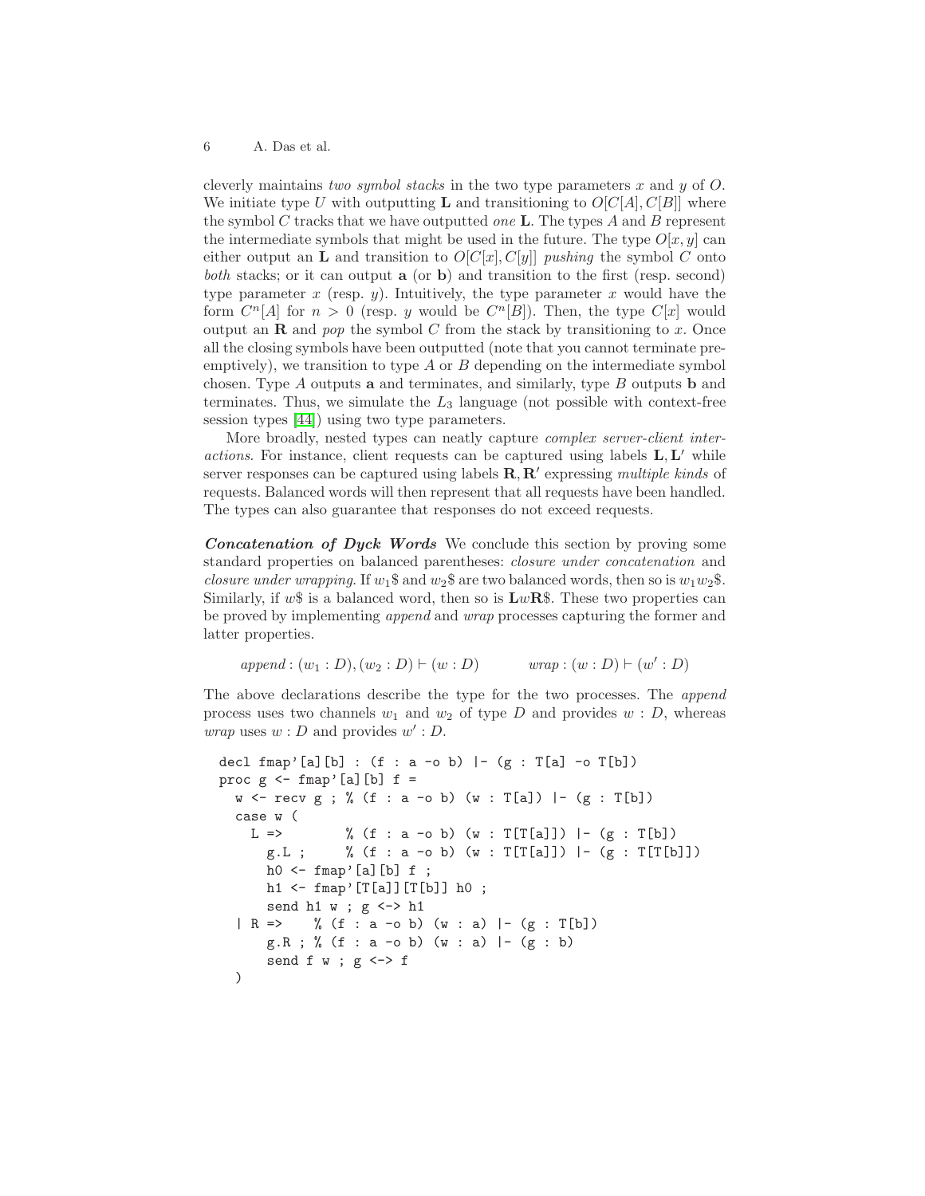cleverly maintains *two symbol stacks* in the two type parameters $x$ and $y$ of $O$. We initiate type $U$ with outputting $\mathbf{L}$ and transitioning to $O[C[A], C[B]]$ where the symbol $C$ tracks that we have outputted *one* $\mathbf{L}$. The types $A$ and $B$ represent the intermediate symbols that might be used in the future. The type $O[x, y]$ can either output an $\mathbf{L}$ and transition to $O[C[x], C[y]]$ *pushing* the symbol $C$ onto *both* stacks; or it can output $\mathbf{a}$ (or $\mathbf{b}$) and transition to the first (resp. second) type parameter $x$ (resp. $y$). Intuitively, the type parameter $x$ would have the form $C^n[A]$ for $n > 0$ (resp. $y$ would be $C^n[B]$). Then, the type $C[x]$ would output an $\mathbf{R}$ and *pop* the symbol $C$ from the stack by transitioning to $x$. Once all the closing symbols have been outputted (note that you cannot terminate preemptively), we transition to type $A$ or $B$ depending on the intermediate symbol chosen. Type $A$ outputs $\mathbf{a}$ and terminates, and similarly, type $B$ outputs $\mathbf{b}$ and terminates. Thus, we simulate the $L_3$ language (not possible with context-free session types [44]) using two type parameters.

More broadly, nested types can neatly capture *complex server-client interactions*. For instance, client requests can be captured using labels $\mathbf{L}, \mathbf{L}'$ while server responses can be captured using labels $\mathbf{R}, \mathbf{R}'$ expressing *multiple kinds* of requests. Balanced words will then represent that all requests have been handled. The types can also guarantee that responses do not exceed requests.

***Concatenation of Dyck Words*** We conclude this section by proving some standard properties on balanced parentheses: *closure under concatenation* and *closure under wrapping*. If $w_1\$$ and $w_2\$$ are two balanced words, then so is $w_1 w_2\$$. Similarly, if $w\$$ is a balanced word, then so is $\mathbf{L}w\mathbf{R}\$$. These two properties can be proved by implementing *append* and *wrap* processes capturing the former and latter properties.

$$\mathit{append} : (w_1 : D), (w_2 : D) \vdash (w : D) \qquad \mathit{wrap} : (w : D) \vdash (w' : D)$$

The above declarations describe the type for the two processes. The *append* process uses two channels $w_1$ and $w_2$ of type $D$ and provides $w : D$, whereas *wrap* uses $w : D$ and provides $w' : D$.

```
decl fmap'[a][b] : (f : a -o b) |- (g : T[a] -o T[b])
proc g <- fmap'[a][b] f =
  w <- recv g ; % (f : a -o b) (w : T[a]) |- (g : T[b])
  case w (
    L =>        % (f : a -o b) (w : T[T[a]]) |- (g : T[b])
      g.L ;     % (f : a -o b) (w : T[T[a]]) |- (g : T[T[b]])
      h0 <- fmap'[a][b] f ;
      h1 <- fmap'[T[a]][T[b]] h0 ;
      send h1 w ; g <-> h1
  | R =>    % (f : a -o b) (w : a) |- (g : T[b])
      g.R ; % (f : a -o b) (w : a) |- (g : b)
      send f w ; g <-> f
  )
```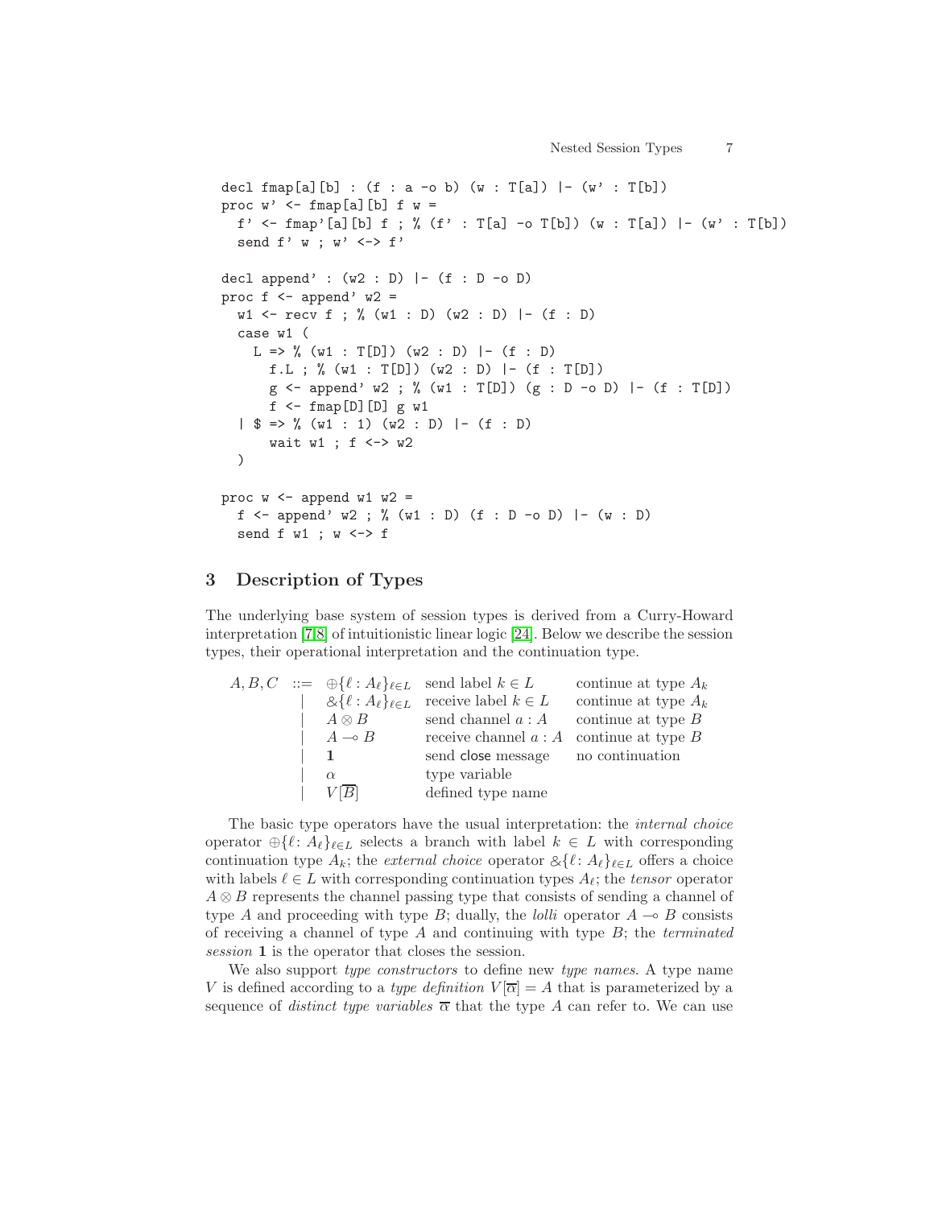```
decl fmap[a][b] : (f : a -o b) (w : T[a]) |- (w' : T[b])
proc w' <- fmap[a][b] f w =
  f' <- fmap'[a][b] f ; % (f' : T[a] -o T[b]) (w : T[a]) |- (w' : T[b])
  send f' w ; w' <-> f'

decl append' : (w2 : D) |- (f : D -o D)
proc f <- append' w2 =
  w1 <- recv f ; % (w1 : D) (w2 : D) |- (f : D)
  case w1 (
    L => % (w1 : T[D]) (w2 : D) |- (f : D)
      f.L ; % (w1 : T[D]) (w2 : D) |- (f : T[D])
      g <- append' w2 ; % (w1 : T[D]) (g : D -o D) |- (f : T[D])
      f <- fmap[D][D] g w1
  | $ => % (w1 : 1) (w2 : D) |- (f : D)
      wait w1 ; f <-> w2
  )

proc w <- append w1 w2 =
  f <- append' w2 ; % (w1 : D) (f : D -o D) |- (w : D)
  send f w1 ; w <-> f
```

## 3 Description of Types

The underlying base system of session types is derived from a Curry-Howard interpretation [7,8] of intuitionistic linear logic [24]. Below we describe the session types, their operational interpretation and the continuation type.

| | | | | |
|---|---|---|---|---|
| $A, B, C$ | $::=$ | $\oplus\{\ell : A_\ell\}_{\ell \in L}$ | send label $k \in L$ | continue at type $A_k$ |
| | $\mid$ | $\&\{\ell : A_\ell\}_{\ell \in L}$ | receive label $k \in L$ | continue at type $A_k$ |
| | $\mid$ | $A \otimes B$ | send channel $a : A$ | continue at type $B$ |
| | $\mid$ | $A \multimap B$ | receive channel $a : A$ | continue at type $B$ |
| | $\mid$ | $\mathbf{1}$ | send $\mathsf{close}$ message | no continuation |
| | $\mid$ | $\alpha$ | type variable | |
| | $\mid$ | $V[\overline{B}]$ | defined type name | |

The basic type operators have the usual interpretation: the *internal choice* operator $\oplus\{\ell : A_\ell\}_{\ell \in L}$ selects a branch with label $k \in L$ with corresponding continuation type $A_k$; the *external choice* operator $\&\{\ell : A_\ell\}_{\ell \in L}$ offers a choice with labels $\ell \in L$ with corresponding continuation types $A_\ell$; the *tensor* operator $A \otimes B$ represents the channel passing type that consists of sending a channel of type $A$ and proceeding with type $B$; dually, the *lolli* operator $A \multimap B$ consists of receiving a channel of type $A$ and continuing with type $B$; the *terminated session* $\mathbf{1}$ is the operator that closes the session.

We also support *type constructors* to define new *type names*. A type name $V$ is defined according to a *type definition* $V[\overline{\alpha}] = A$ that is parameterized by a sequence of *distinct type variables* $\overline{\alpha}$ that the type $A$ can refer to. We can use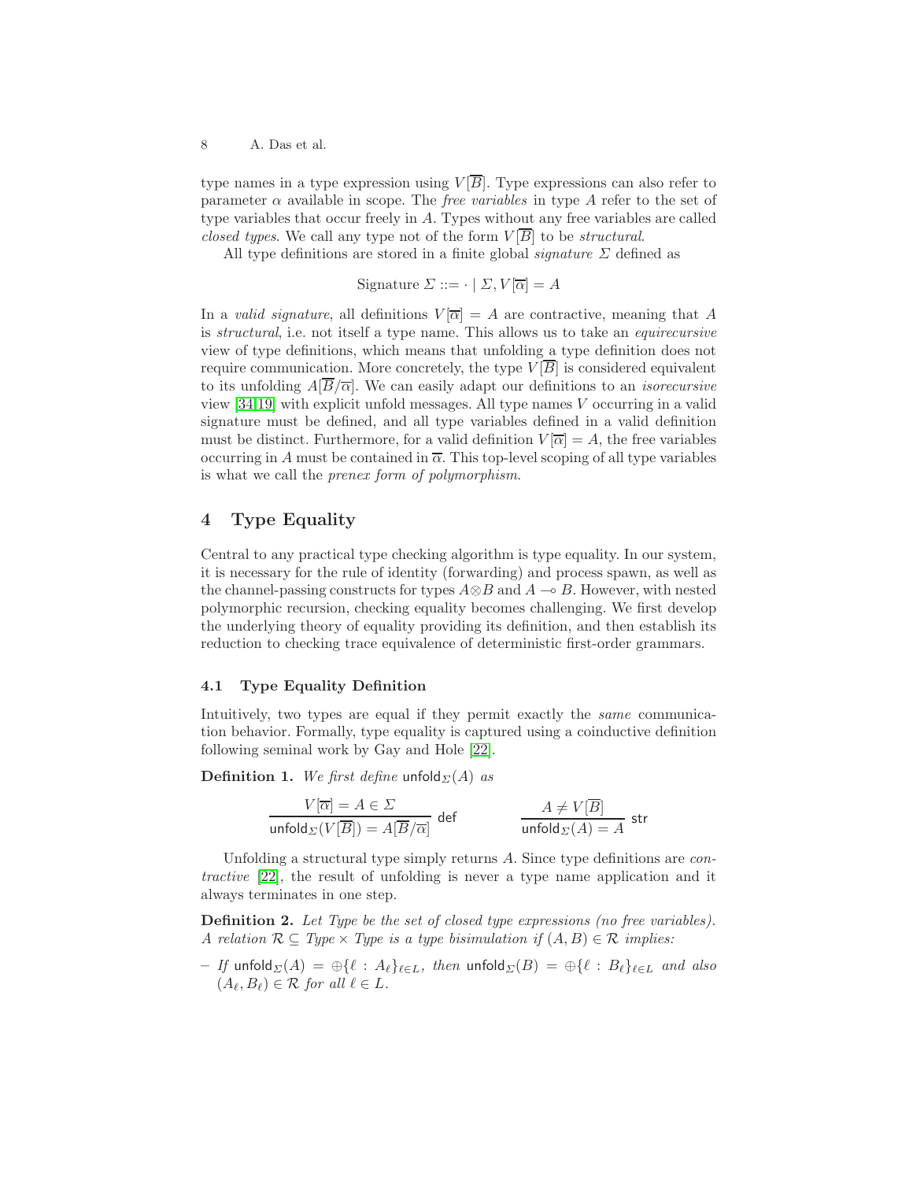type names in a type expression using $V[\overline{B}]$. Type expressions can also refer to parameter $\alpha$ available in scope. The *free variables* in type $A$ refer to the set of type variables that occur freely in $A$. Types without any free variables are called *closed types*. We call any type not of the form $V[\overline{B}]$ to be *structural*.

All type definitions are stored in a finite global *signature* $\Sigma$ defined as

$$\text{Signature } \Sigma ::= \cdot \mid \Sigma, V[\overline{\alpha}] = A$$

In a *valid signature*, all definitions $V[\overline{\alpha}] = A$ are contractive, meaning that $A$ is *structural*, i.e. not itself a type name. This allows us to take an *equirecursive* view of type definitions, which means that unfolding a type definition does not require communication. More concretely, the type $V[\overline{B}]$ is considered equivalent to its unfolding $A[\overline{B}/\overline{\alpha}]$. We can easily adapt our definitions to an *isorecursive* view [34,19] with explicit unfold messages. All type names $V$ occurring in a valid signature must be defined, and all type variables defined in a valid definition must be distinct. Furthermore, for a valid definition $V[\overline{\alpha}] = A$, the free variables occurring in $A$ must be contained in $\overline{\alpha}$. This top-level scoping of all type variables is what we call the *prenex form of polymorphism*.

## 4 Type Equality

Central to any practical type checking algorithm is type equality. In our system, it is necessary for the rule of identity (forwarding) and process spawn, as well as the channel-passing constructs for types $A \otimes B$ and $A \multimap B$. However, with nested polymorphic recursion, checking equality becomes challenging. We first develop the underlying theory of equality providing its definition, and then establish its reduction to checking trace equivalence of deterministic first-order grammars.

### 4.1 Type Equality Definition

Intuitively, two types are equal if they permit exactly the *same* communication behavior. Formally, type equality is captured using a coinductive definition following seminal work by Gay and Hole [22].

**Definition 1.** *We first define* $\mathsf{unfold}_\Sigma(A)$ *as*

$$\frac{V[\overline{\alpha}] = A \in \Sigma}{\mathsf{unfold}_\Sigma(V[\overline{B}]) = A[\overline{B}/\overline{\alpha}]}\ \mathsf{def} \qquad\qquad \frac{A \neq V[\overline{B}]}{\mathsf{unfold}_\Sigma(A) = A}\ \mathsf{str}$$

Unfolding a structural type simply returns $A$. Since type definitions are *contractive* [22], the result of unfolding is never a type name application and it always terminates in one step.

**Definition 2.** *Let Type be the set of closed type expressions (no free variables). A relation $\mathcal{R} \subseteq \mathit{Type} \times \mathit{Type}$ is a type bimulation if $(A, B) \in \mathcal{R}$ implies:*

- *If $\mathsf{unfold}_\Sigma(A) = \oplus\{\ell : A_\ell\}_{\ell \in L}$, then $\mathsf{unfold}_\Sigma(B) = \oplus\{\ell : B_\ell\}_{\ell \in L}$ and also $(A_\ell, B_\ell) \in \mathcal{R}$ for all $\ell \in L$.*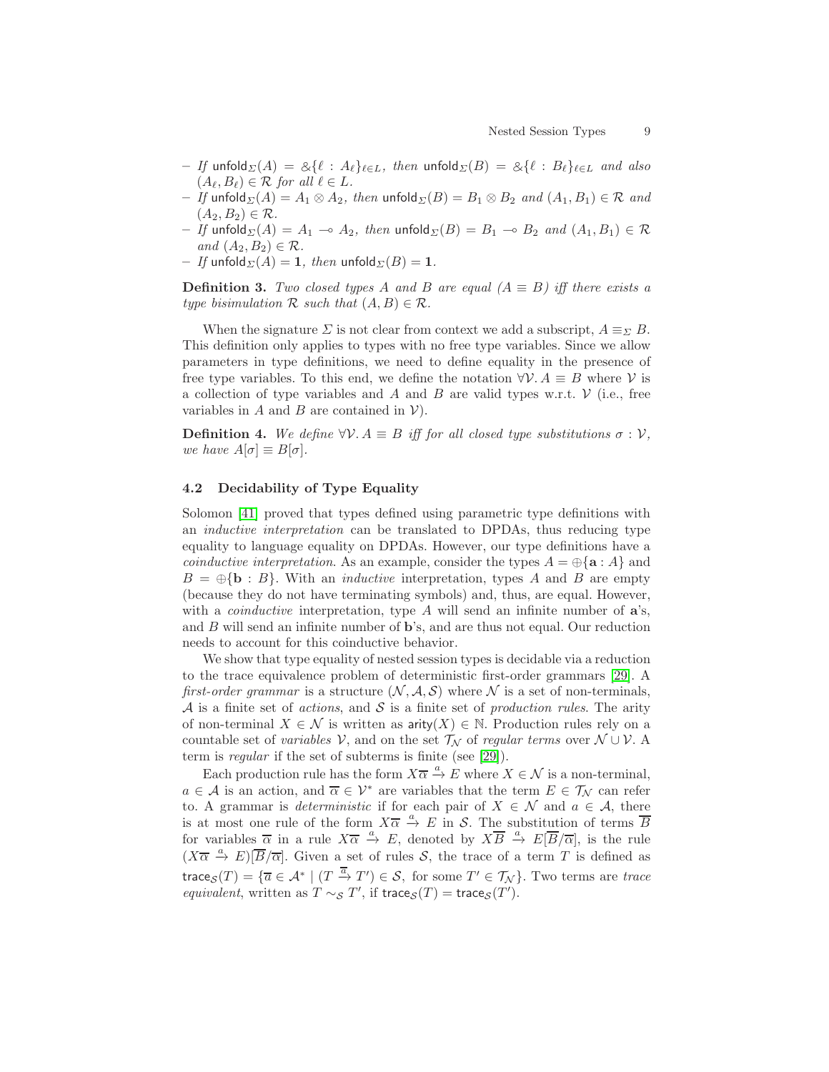- If $\mathsf{unfold}_\Sigma(A) = \&\{\ell : A_\ell\}_{\ell \in L}$, then $\mathsf{unfold}_\Sigma(B) = \&\{\ell : B_\ell\}_{\ell \in L}$ and also $(A_\ell, B_\ell) \in \mathcal{R}$ for all $\ell \in L$.
- If $\mathsf{unfold}_\Sigma(A) = A_1 \otimes A_2$, then $\mathsf{unfold}_\Sigma(B) = B_1 \otimes B_2$ and $(A_1, B_1) \in \mathcal{R}$ and $(A_2, B_2) \in \mathcal{R}$.
- If $\mathsf{unfold}_\Sigma(A) = A_1 \multimap A_2$, then $\mathsf{unfold}_\Sigma(B) = B_1 \multimap B_2$ and $(A_1, B_1) \in \mathcal{R}$ and $(A_2, B_2) \in \mathcal{R}$.
- If $\mathsf{unfold}_\Sigma(A) = \mathbf{1}$, then $\mathsf{unfold}_\Sigma(B) = \mathbf{1}$.

**Definition 3.** *Two closed types $A$ and $B$ are equal ($A \equiv B$) iff there exists a type bisimulation $\mathcal{R}$ such that $(A, B) \in \mathcal{R}$.*

When the signature $\Sigma$ is not clear from context we add a subscript, $A \equiv_\Sigma B$. This definition only applies to types with no free type variables. Since we allow parameters in type definitions, we need to define equality in the presence of free type variables. To this end, we define the notation $\forall \mathcal{V}.\, A \equiv B$ where $\mathcal{V}$ is a collection of type variables and $A$ and $B$ are valid types w.r.t. $\mathcal{V}$ (i.e., free variables in $A$ and $B$ are contained in $\mathcal{V}$).

**Definition 4.** *We define $\forall \mathcal{V}.\, A \equiv B$ iff for all closed type substitutions $\sigma : \mathcal{V}$, we have $A[\sigma] \equiv B[\sigma]$.*

### 4.2 Decidability of Type Equality

Solomon [41] proved that types defined using parametric type definitions with an *inductive interpretation* can be translated to DPDAs, thus reducing type equality to language equality on DPDAs. However, our type definitions have a *coinductive interpretation*. As an example, consider the types $A = \oplus\{\mathbf{a} : A\}$ and $B = \oplus\{\mathbf{b} : B\}$. With an *inductive* interpretation, types $A$ and $B$ are empty (because they do not have terminating symbols) and, thus, are equal. However, with a *coinductive* interpretation, type $A$ will send an infinite number of $\mathbf{a}$'s, and $B$ will send an infinite number of $\mathbf{b}$'s, and are thus not equal. Our reduction needs to account for this coinductive behavior.

We show that type equality of nested session types is decidable via a reduction to the trace equivalence problem of deterministic first-order grammars [29]. A *first-order grammar* is a structure $(\mathcal{N}, \mathcal{A}, \mathcal{S})$ where $\mathcal{N}$ is a set of non-terminals, $\mathcal{A}$ is a finite set of *actions*, and $\mathcal{S}$ is a finite set of *production rules*. The arity of non-terminal $X \in \mathcal{N}$ is written as $\mathsf{arity}(X) \in \mathbb{N}$. Production rules rely on a countable set of *variables* $\mathcal{V}$, and on the set $\mathcal{T}_\mathcal{N}$ of *regular terms* over $\mathcal{N} \cup \mathcal{V}$. A term is *regular* if the set of subterms is finite (see [29]).

Each production rule has the form $X\overline{\alpha} \xrightarrow{a} E$ where $X \in \mathcal{N}$ is a non-terminal, $a \in \mathcal{A}$ is an action, and $\overline{\alpha} \in \mathcal{V}^*$ are variables that the term $E \in \mathcal{T}_\mathcal{N}$ can refer to. A grammar is *deterministic* if for each pair of $X \in \mathcal{N}$ and $a \in \mathcal{A}$, there is at most one rule of the form $X\overline{\alpha} \xrightarrow{a} E$ in $\mathcal{S}$. The substitution of terms $\overline{B}$ for variables $\overline{\alpha}$ in a rule $X\overline{\alpha} \xrightarrow{a} E$, denoted by $X\overline{B} \xrightarrow{a} E[\overline{B}/\overline{\alpha}]$, is the rule $(X\overline{\alpha} \xrightarrow{a} E)[\overline{B}/\overline{\alpha}]$. Given a set of rules $\mathcal{S}$, the trace of a term $T$ is defined as $\mathsf{trace}_\mathcal{S}(T) = \{\overline{a} \in \mathcal{A}^* \mid (T \xrightarrow{\overline{a}} T') \in \mathcal{S},\ \text{for some } T' \in \mathcal{T}_\mathcal{N}\}$. Two terms are *trace equivalent*, written as $T \sim_\mathcal{S} T'$, if $\mathsf{trace}_\mathcal{S}(T) = \mathsf{trace}_\mathcal{S}(T')$.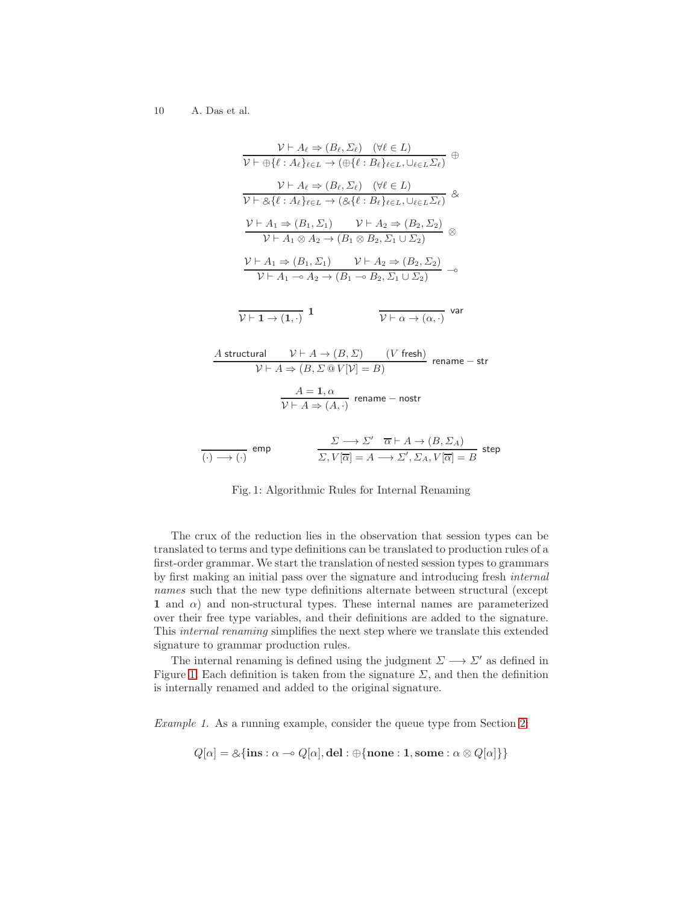$$\frac{\mathcal{V} \vdash A_\ell \Rightarrow (B_\ell, \Sigma_\ell) \quad (\forall \ell \in L)}{\mathcal{V} \vdash \oplus\{\ell : A_\ell\}_{\ell \in L} \to (\oplus\{\ell : B_\ell\}_{\ell \in L}, \cup_{\ell \in L} \Sigma_\ell)} \oplus$$

$$\frac{\mathcal{V} \vdash A_\ell \Rightarrow (B_\ell, \Sigma_\ell) \quad (\forall \ell \in L)}{\mathcal{V} \vdash \&\{\ell : A_\ell\}_{\ell \in L} \to (\&\{\ell : B_\ell\}_{\ell \in L}, \cup_{\ell \in L} \Sigma_\ell)} \&$$

$$\frac{\mathcal{V} \vdash A_1 \Rightarrow (B_1, \Sigma_1) \qquad \mathcal{V} \vdash A_2 \Rightarrow (B_2, \Sigma_2)}{\mathcal{V} \vdash A_1 \otimes A_2 \to (B_1 \otimes B_2, \Sigma_1 \cup \Sigma_2)} \otimes$$

$$\frac{\mathcal{V} \vdash A_1 \Rightarrow (B_1, \Sigma_1) \qquad \mathcal{V} \vdash A_2 \Rightarrow (B_2, \Sigma_2)}{\mathcal{V} \vdash A_1 \multimap A_2 \to (B_1 \multimap B_2, \Sigma_1 \cup \Sigma_2)} \multimap$$

$$\frac{}{\mathcal{V} \vdash \mathbf{1} \to (\mathbf{1}, \cdot)} \mathbf{1} \qquad \frac{}{\mathcal{V} \vdash \alpha \to (\alpha, \cdot)} \mathsf{var}$$

$$\frac{A \text{ structural} \qquad \mathcal{V} \vdash A \to (B, \Sigma) \qquad (V \text{ fresh})}{\mathcal{V} \vdash A \Rightarrow (B, \Sigma \,@\, V[\mathcal{V}] = B)} \mathsf{rename-str}$$

$$\frac{A = \mathbf{1}, \alpha}{\mathcal{V} \vdash A \Rightarrow (A, \cdot)} \mathsf{rename-nostr}$$

$$\frac{}{(\cdot) \longrightarrow (\cdot)} \mathsf{emp} \qquad \frac{\Sigma \longrightarrow \Sigma' \quad \overline{\alpha} \vdash A \to (B, \Sigma_A)}{\Sigma, V[\overline{\alpha}] = A \longrightarrow \Sigma', \Sigma_A, V[\overline{\alpha}] = B} \mathsf{step}$$

Fig. 1: Algorithmic Rules for Internal Renaming

The crux of the reduction lies in the observation that session types can be translated to terms and type definitions can be translated to production rules of a first-order grammar. We start the translation of nested session types to grammars by first making an initial pass over the signature and introducing fresh *internal names* such that the new type definitions alternate between structural (except $\mathbf{1}$ and $\alpha$) and non-structural types. These internal names are parameterized over their free type variables, and their definitions are added to the signature. This *internal renaming* simplifies the next step where we translate this extended signature to grammar production rules.

The internal renaming is defined using the judgment $\Sigma \longrightarrow \Sigma'$ as defined in Figure 1. Each definition is taken from the signature $\Sigma$, and then the definition is internally renamed and added to the original signature.

*Example 1.* As a running example, consider the queue type from Section 2:

$$Q[\alpha] = \&\{\mathbf{ins} : \alpha \multimap Q[\alpha], \mathbf{del} : \oplus\{\mathbf{none} : \mathbf{1}, \mathbf{some} : \alpha \otimes Q[\alpha]\}\}$$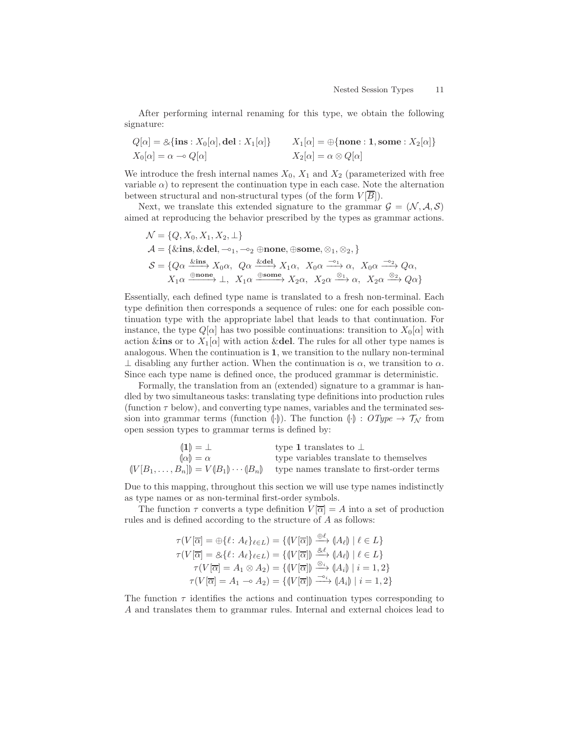After performing internal renaming for this type, we obtain the following signature:

$$Q[\alpha] = \&\{\mathbf{ins} : X_0[\alpha], \mathbf{del} : X_1[\alpha]\} \qquad X_1[\alpha] = \oplus\{\mathbf{none} : \mathbf{1}, \mathbf{some} : X_2[\alpha]\}$$
$$X_0[\alpha] = \alpha \multimap Q[\alpha] \qquad X_2[\alpha] = \alpha \otimes Q[\alpha]$$

We introduce the fresh internal names $X_0$, $X_1$ and $X_2$ (parameterized with free variable $\alpha$) to represent the continuation type in each case. Note the alternation between structural and non-structural types (of the form $V[\overline{B}]$).

Next, we translate this extended signature to the grammar $\mathcal{G} = (\mathcal{N}, \mathcal{A}, \mathcal{S})$ aimed at reproducing the behavior prescribed by the types as grammar actions.

$$\begin{aligned}
&\mathcal{N} = \{Q, X_0, X_1, X_2, \bot\} \\
&\mathcal{A} = \{\&\mathbf{ins}, \&\mathbf{del}, \multimap_1, \multimap_2 \oplus\mathbf{none}, \oplus\mathbf{some}, \otimes_1, \otimes_2, \} \\
&\mathcal{S} = \{Q\alpha \xrightarrow{\&\mathbf{ins}} X_0\alpha,\ Q\alpha \xrightarrow{\&\mathbf{del}} X_1\alpha,\ X_0\alpha \xrightarrow{\multimap_1} \alpha,\ X_0\alpha \xrightarrow{\multimap_2} Q\alpha, \\
&\qquad X_1\alpha \xrightarrow{\oplus\mathbf{none}} \bot,\ X_1\alpha \xrightarrow{\oplus\mathbf{some}} X_2\alpha,\ X_2\alpha \xrightarrow{\otimes_1} \alpha,\ X_2\alpha \xrightarrow{\otimes_2} Q\alpha\}
\end{aligned}$$

Essentially, each defined type name is translated to a fresh non-terminal. Each type definition then corresponds a sequence of rules: one for each possible continuation type with the appropriate label that leads to that continuation. For instance, the type $Q[\alpha]$ has two possible continuations: transition to $X_0[\alpha]$ with action $\&\mathbf{ins}$ or to $X_1[\alpha]$ with action $\&\mathbf{del}$. The rules for all other type names is analogous. When the continuation is $\mathbf{1}$, we transition to the nullary non-terminal $\bot$ disabling any further action. When the continuation is $\alpha$, we transition to $\alpha$. Since each type name is defined once, the produced grammar is deterministic.

Formally, the translation from an (extended) signature to a grammar is handled by two simultaneous tasks: translating type definitions into production rules (function $\tau$ below), and converting type names, variables and the terminated session into grammar terms (function $(\!|\cdot|\!)$). The function $(\!|\cdot|\!) : \mathit{OType} \to \mathcal{T}_{\mathcal{N}}$ from open session types to grammar terms is defined by:

| | |
|---|---|
| $(\!|\mathbf{1}|\!) = \bot$ | type $\mathbf{1}$ translates to $\bot$ |
| $(\!|\alpha|\!) = \alpha$ | type variables translate to themselves |
| $(\!|V[B_1, \ldots, B_n]|\!) = V(\!|B_1|\!) \cdots (\!|B_n|\!)$ | type names translate to first-order terms |

Due to this mapping, throughout this section we will use type names indistinctly as type names or as non-terminal first-order symbols.

The function $\tau$ converts a type definition $V[\overline{\alpha}] = A$ into a set of production rules and is defined according to the structure of $A$ as follows:

$$\begin{aligned}
\tau(V[\overline{\alpha}] = \oplus\{\ell \colon A_\ell\}_{\ell \in L}) &= \{(\!|V[\overline{\alpha}]|\!) \xrightarrow{\oplus\ell} (\!|A_\ell|\!) \mid \ell \in L\} \\
\tau(V[\overline{\alpha}] = \&\{\ell \colon A_\ell\}_{\ell \in L}) &= \{(\!|V[\overline{\alpha}]|\!) \xrightarrow{\&\ell} (\!|A_\ell|\!) \mid \ell \in L\} \\
\tau(V[\overline{\alpha}] = A_1 \otimes A_2) &= \{(\!|V[\overline{\alpha}]|\!) \xrightarrow{\otimes_i} (\!|A_i|\!) \mid i = 1, 2\} \\
\tau(V[\overline{\alpha}] = A_1 \multimap A_2) &= \{(\!|V[\overline{\alpha}]|\!) \xrightarrow{\multimap_i} (\!|A_i|\!) \mid i = 1, 2\}
\end{aligned}$$

The function $\tau$ identifies the actions and continuation types corresponding to $A$ and translates them to grammar rules. Internal and external choices lead to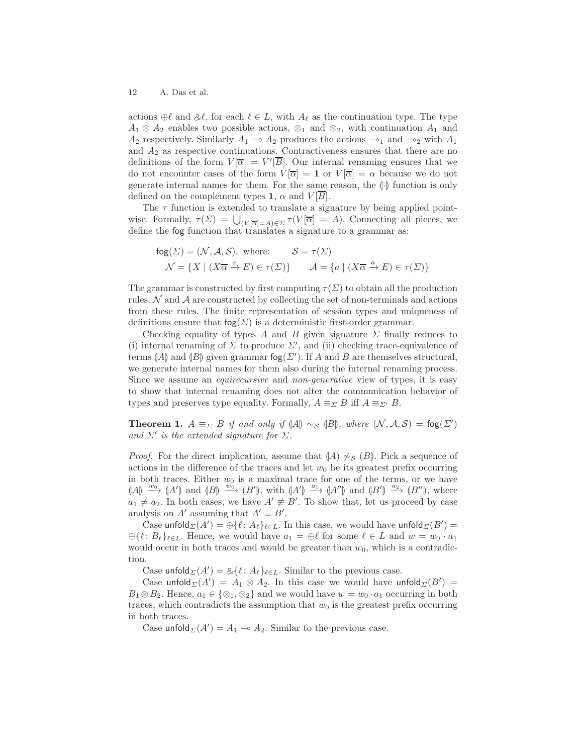actions $\oplus\ell$ and $\&\ell$, for each $\ell \in L$, with $A_\ell$ as the continuation type. The type $A_1 \otimes A_2$ enables two possible actions, $\otimes_1$ and $\otimes_2$, with continuation $A_1$ and $A_2$ respectively. Similarly $A_1 \multimap A_2$ produces the actions $\multimap_1$ and $\multimap_2$ with $A_1$ and $A_2$ as respective continuations. Contractiveness ensures that there are no definitions of the form $V[\overline{\alpha}] = V'[\overline{B}]$. Our internal renaming ensures that we do not encounter cases of the form $V[\overline{\alpha}] = \mathbf{1}$ or $V[\overline{\alpha}] = \alpha$ because we do not generate internal names for them. For the same reason, the $(\!|\cdot|\!)$ function is only defined on the complement types $\mathbf{1}$, $\alpha$ and $V[\overline{B}]$.

The $\tau$ function is extended to translate a signature by being applied pointwise. Formally, $\tau(\Sigma) = \bigcup_{(V[\overline{\alpha}]=A)\in\Sigma} \tau(V[\overline{\alpha}] = A)$. Connecting all pieces, we define the $\mathsf{fog}$ function that translates a signature to a grammar as:

$$
\begin{aligned}
&\mathsf{fog}(\Sigma) = (\mathcal{N}, \mathcal{A}, \mathcal{S}), \text{ where:} \qquad \mathcal{S} = \tau(\Sigma) \\
&\mathcal{N} = \{X \mid (X\overline{\alpha} \xrightarrow{a} E) \in \tau(\Sigma)\} \qquad \mathcal{A} = \{a \mid (X\overline{\alpha} \xrightarrow{a} E) \in \tau(\Sigma)\}
\end{aligned}
$$

The grammar is constructed by first computing $\tau(\Sigma)$ to obtain all the production rules. $\mathcal{N}$ and $\mathcal{A}$ are constructed by collecting the set of non-terminals and actions from these rules. The finite representation of session types and uniqueness of definitions ensure that $\mathsf{fog}(\Sigma)$ is a deterministic first-order grammar.

Checking equality of types $A$ and $B$ given signature $\Sigma$ finally reduces to (i) internal renaming of $\Sigma$ to produce $\Sigma'$, and (ii) checking trace-equivalence of terms $(\!|A|\!)$ and $(\!|B|\!)$ given grammar $\mathsf{fog}(\Sigma')$. If $A$ and $B$ are themselves structural, we generate internal names for them also during the internal renaming process. Since we assume an *equirecursive* and *non-generative* view of types, it is easy to show that internal renaming does not alter the communication behavior of types and preserves type equality. Formally, $A \equiv_\Sigma B$ iff $A \equiv_{\Sigma'} B$.

**Theorem 1.** *$A \equiv_\Sigma B$ if and only if $(\!|A|\!) \sim_{\mathcal{S}} (\!|B|\!)$, where $(\mathcal{N}, \mathcal{A}, \mathcal{S}) = \mathsf{fog}(\Sigma')$ and $\Sigma'$ is the extended signature for $\Sigma$.*

*Proof.* For the direct implication, assume that $(\!|A|\!) \not\sim_{\mathcal{S}} (\!|B|\!)$. Pick a sequence of actions in the difference of the traces and let $w_0$ be its greatest prefix occurring in both traces. Either $w_0$ is a maximal trace for one of the terms, or we have $(\!|A|\!) \xrightarrow{w_0} (\!|A'|\!)$ and $(\!|B|\!) \xrightarrow{w_0} (\!|B'|\!)$, with $(\!|A'|\!) \xrightarrow{a_1} (\!|A''|\!)$ and $(\!|B'|\!) \xrightarrow{a_2} (\!|B''|\!)$, where $a_1 \neq a_2$. In both cases, we have $A' \not\equiv B'$. To show that, let us proceed by case analysis on $A'$ assuming that $A' \equiv B'$.

Case $\mathsf{unfold}_\Sigma(A') = \oplus\{\ell\colon A_\ell\}_{\ell\in L}$. In this case, we would have $\mathsf{unfold}_\Sigma(B') = \oplus\{\ell\colon B_\ell\}_{\ell\in L}$. Hence, we would have $a_1 = \oplus\ell$ for some $\ell \in L$ and $w = w_0 \cdot a_1$ would occur in both traces and would be greater than $w_0$, which is a contradiction.

Case $\mathsf{unfold}_\Sigma(A') = \&\{\ell\colon A_\ell\}_{\ell\in L}$. Similar to the previous case.

Case $\mathsf{unfold}_\Sigma(A') = A_1 \otimes A_2$. In this case we would have $\mathsf{unfold}_\Sigma(B') = B_1 \otimes B_2$. Hence, $a_1 \in \{\otimes_1, \otimes_2\}$ and we would have $w = w_0 \cdot a_1$ occurring in both traces, which contradicts the assumption that $w_0$ is the greatest prefix occurring in both traces.

Case $\mathsf{unfold}_\Sigma(A') = A_1 \multimap A_2$. Similar to the previous case.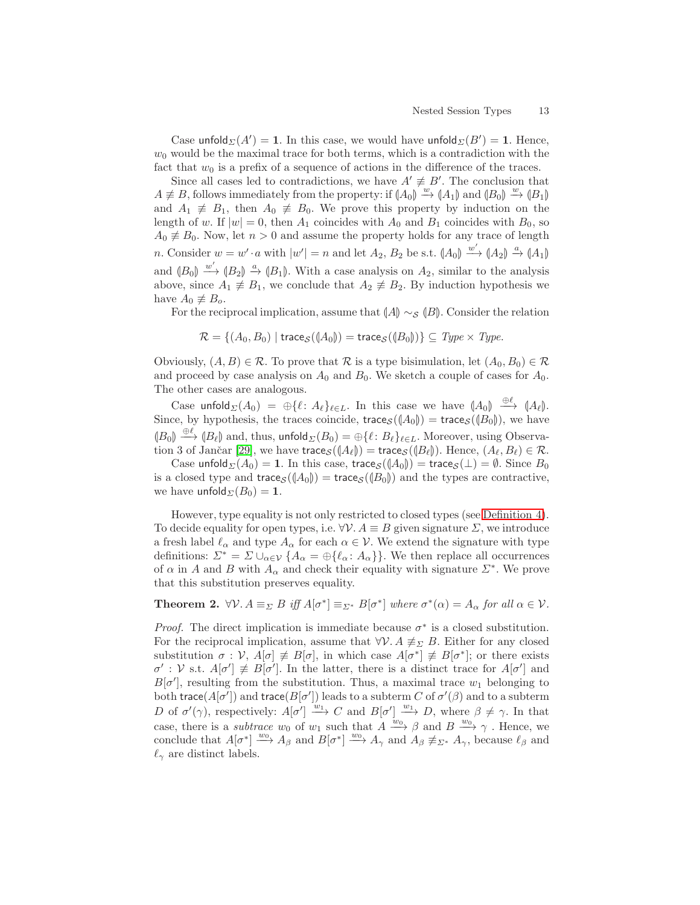Case $\mathsf{unfold}_\Sigma(A') = \mathbf{1}$. In this case, we would have $\mathsf{unfold}_\Sigma(B') = \mathbf{1}$. Hence, $w_0$ would be the maximal trace for both terms, which is a contradiction with the fact that $w_0$ is a prefix of a sequence of actions in the difference of the traces.

Since all cases led to contradictions, we have $A' \not\equiv B'$. The conclusion that $A \not\equiv B$, follows immediately from the property: if $(\!|A_0|\!) \xrightarrow{w} (\!|A_1|\!)$ and $(\!|B_0|\!) \xrightarrow{w} (\!|B_1|\!)$ and $A_1 \not\equiv B_1$, then $A_0 \not\equiv B_0$. We prove this property by induction on the length of $w$. If $|w| = 0$, then $A_1$ coincides with $A_0$ and $B_1$ coincides with $B_0$, so $A_0 \not\equiv B_0$. Now, let $n > 0$ and assume the property holds for any trace of length $n$. Consider $w = w' \cdot a$ with $|w'| = n$ and let $A_2$, $B_2$ be s.t. $(\!|A_0|\!) \xrightarrow{w'} (\!|A_2|\!) \xrightarrow{a} (\!|A_1|\!)$ and $(\!|B_0|\!) \xrightarrow{w'} (\!|B_2|\!) \xrightarrow{a} (\!|B_1|\!)$. With a case analysis on $A_2$, similar to the analysis above, since $A_1 \not\equiv B_1$, we conclude that $A_2 \not\equiv B_2$. By induction hypothesis we have $A_0 \not\equiv B_o$.

For the reciprocal implication, assume that $(\!|A|\!) \sim_{\mathcal{S}} (\!|B|\!)$. Consider the relation

$$\mathcal{R} = \{(A_0, B_0) \mid \mathsf{trace}_{\mathcal{S}}((\!|A_0|\!)) = \mathsf{trace}_{\mathcal{S}}((\!|B_0|\!))\} \subseteq \mathit{Type} \times \mathit{Type}.$$

Obviously, $(A, B) \in \mathcal{R}$. To prove that $\mathcal{R}$ is a type bisimulation, let $(A_0, B_0) \in \mathcal{R}$ and proceed by case analysis on $A_0$ and $B_0$. We sketch a couple of cases for $A_0$. The other cases are analogous.

Case $\mathsf{unfold}_\Sigma(A_0) = \oplus\{\ell\colon A_\ell\}_{\ell \in L}$. In this case we have $(\!|A_0|\!) \xrightarrow{\oplus\ell} (\!|A_\ell|\!)$. Since, by hypothesis, the traces coincide, $\mathsf{trace}_{\mathcal{S}}((\!|A_0|\!)) = \mathsf{trace}_{\mathcal{S}}((\!|B_0|\!))$, we have $(\!|B_0|\!) \xrightarrow{\oplus\ell} (\!|B_\ell|\!)$ and, thus, $\mathsf{unfold}_\Sigma(B_0) = \oplus\{\ell\colon B_\ell\}_{\ell \in L}$. Moreover, using Observation 3 of Jančar [29], we have $\mathsf{trace}_{\mathcal{S}}((\!|A_\ell|\!)) = \mathsf{trace}_{\mathcal{S}}((\!|B_\ell|\!))$. Hence, $(A_\ell, B_\ell) \in \mathcal{R}$.

Case $\mathsf{unfold}_\Sigma(A_0) = \mathbf{1}$. In this case, $\mathsf{trace}_{\mathcal{S}}((\!|A_0|\!)) = \mathsf{trace}_{\mathcal{S}}(\perp) = \emptyset$. Since $B_0$ is a closed type and $\mathsf{trace}_{\mathcal{S}}((\!|A_0|\!)) = \mathsf{trace}_{\mathcal{S}}((\!|B_0|\!))$ and the types are contractive, we have $\mathsf{unfold}_\Sigma(B_0) = \mathbf{1}$.

However, type equality is not only restricted to closed types (see Definition 4). To decide equality for open types, i.e. $\forall \mathcal{V}.\, A \equiv B$ given signature $\Sigma$, we introduce a fresh label $\ell_\alpha$ and type $A_\alpha$ for each $\alpha \in \mathcal{V}$. We extend the signature with type definitions: $\Sigma^* = \Sigma \cup_{\alpha \in \mathcal{V}} \{A_\alpha = \oplus\{\ell_\alpha \colon A_\alpha\}\}$. We then replace all occurrences of $\alpha$ in $A$ and $B$ with $A_\alpha$ and check their equality with signature $\Sigma^*$. We prove that this substitution preserves equality.

**Theorem 2.** *$\forall \mathcal{V}.\, A \equiv_\Sigma B$ iff $A[\sigma^*] \equiv_{\Sigma^*} B[\sigma^*]$ where $\sigma^*(\alpha) = A_\alpha$ for all $\alpha \in \mathcal{V}$.*

*Proof.* The direct implication is immediate because $\sigma^*$ is a closed substitution. For the reciprocal implication, assume that $\forall \mathcal{V}.\, A \not\equiv_\Sigma B$. Either for any closed substitution $\sigma : \mathcal{V}$, $A[\sigma] \not\equiv B[\sigma]$, in which case $A[\sigma^*] \not\equiv B[\sigma^*]$; or there exists $\sigma' : \mathcal{V}$ s.t. $A[\sigma'] \not\equiv B[\sigma']$. In the latter, there is a distinct trace for $A[\sigma']$ and $B[\sigma']$, resulting from the substitution. Thus, a maximal trace $w_1$ belonging to both $\mathsf{trace}(A[\sigma'])$ and $\mathsf{trace}(B[\sigma'])$ leads to a subterm $C$ of $\sigma'(\beta)$ and to a subterm $D$ of $\sigma'(\gamma)$, respectively: $A[\sigma'] \xrightarrow{w_1} C$ and $B[\sigma'] \xrightarrow{w_1} D$, where $\beta \neq \gamma$. In that case, there is a *subtrace* $w_0$ of $w_1$ such that $A \xrightarrow{w_0} \beta$ and $B \xrightarrow{w_0} \gamma$ . Hence, we conclude that $A[\sigma^*] \xrightarrow{w_0} A_\beta$ and $B[\sigma^*] \xrightarrow{w_0} A_\gamma$ and $A_\beta \not\equiv_{\Sigma^*} A_\gamma$, because $\ell_\beta$ and $\ell_\gamma$ are distinct labels.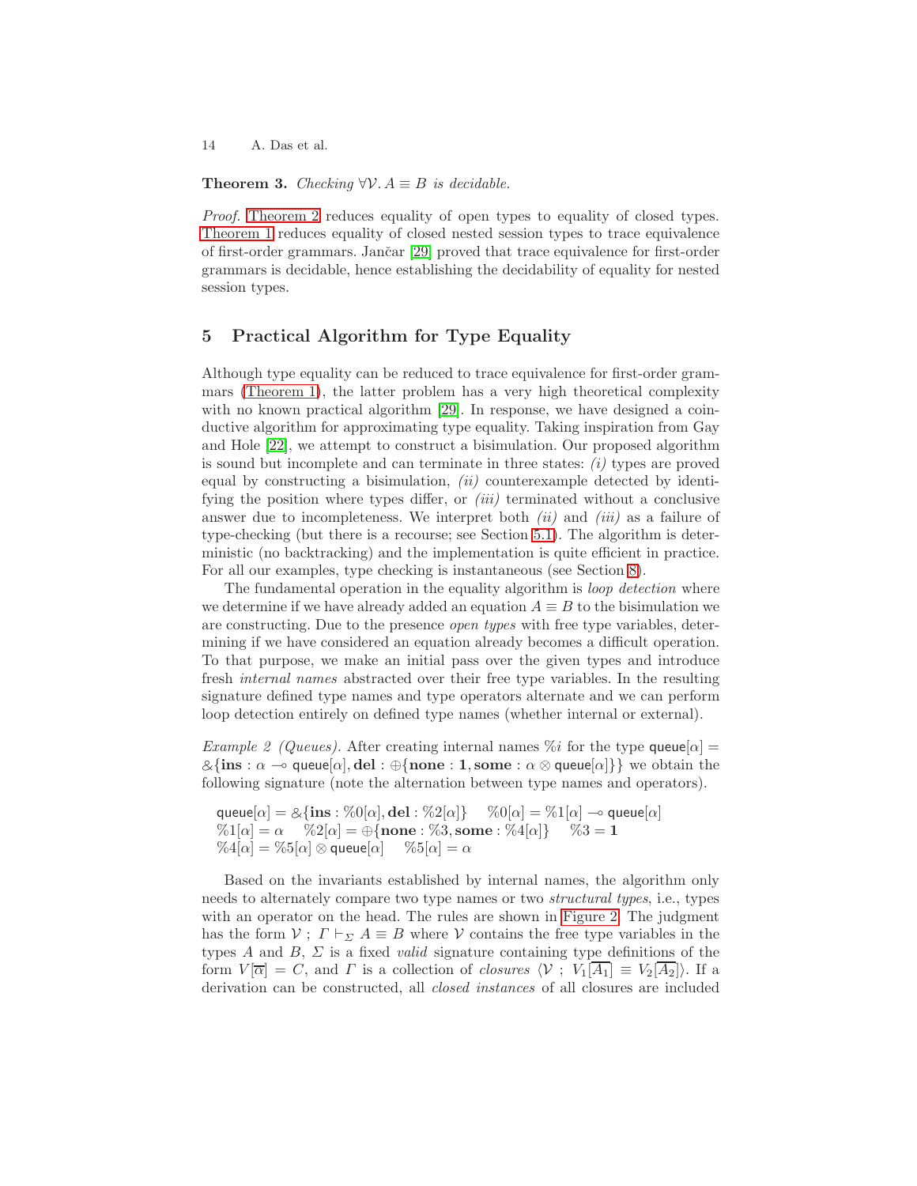**Theorem 3.** *Checking $\forall \mathcal{V}.\, A \equiv B$ is decidable.*

*Proof.* Theorem 2 reduces equality of open types to equality of closed types. Theorem 1 reduces equality of closed nested session types to trace equivalence of first-order grammars. Jančar [29] proved that trace equivalence for first-order grammars is decidable, hence establishing the decidability of equality for nested session types.

## 5 Practical Algorithm for Type Equality

Although type equality can be reduced to trace equivalence for first-order grammars (Theorem 1), the latter problem has a very high theoretical complexity with no known practical algorithm [29]. In response, we have designed a coinductive algorithm for approximating type equality. Taking inspiration from Gay and Hole [22], we attempt to construct a bisimulation. Our proposed algorithm is sound but incomplete and can terminate in three states: *(i)* types are proved equal by constructing a bisimulation, *(ii)* counterexample detected by identifying the position where types differ, or *(iii)* terminated without a conclusive answer due to incompleteness. We interpret both *(ii)* and *(iii)* as a failure of type-checking (but there is a recourse; see Section 5.1). The algorithm is deterministic (no backtracking) and the implementation is quite efficient in practice. For all our examples, type checking is instantaneous (see Section 8).

The fundamental operation in the equality algorithm is *loop detection* where we determine if we have already added an equation $A \equiv B$ to the bisimulation we are constructing. Due to the presence *open types* with free type variables, determining if we have considered an equation already becomes a difficult operation. To that purpose, we make an initial pass over the given types and introduce fresh *internal names* abstracted over their free type variables. In the resulting signature defined type names and type operators alternate and we can perform loop detection entirely on defined type names (whether internal or external).

*Example 2 (Queues).* After creating internal names $\%i$ for the type $\mathsf{queue}[\alpha] = \&\{\mathbf{ins} : \alpha \multimap \mathsf{queue}[\alpha], \mathbf{del} : \oplus\{\mathbf{none} : \mathbf{1}, \mathbf{some} : \alpha \otimes \mathsf{queue}[\alpha]\}\}$ we obtain the following signature (note the alternation between type names and operators).

$$
\begin{array}{lll}
\mathsf{queue}[\alpha] = \&\{\mathbf{ins} : \%0[\alpha], \mathbf{del} : \%2[\alpha]\} & \%0[\alpha] = \%1[\alpha] \multimap \mathsf{queue}[\alpha] & \\
\%1[\alpha] = \alpha \quad \%2[\alpha] = \oplus\{\mathbf{none} : \%3, \mathbf{some} : \%4[\alpha]\} & \%3 = \mathbf{1} & \\
\%4[\alpha] = \%5[\alpha] \otimes \mathsf{queue}[\alpha] & \%5[\alpha] = \alpha &
\end{array}
$$

Based on the invariants established by internal names, the algorithm only needs to alternately compare two type names or two *structural types*, i.e., types with an operator on the head. The rules are shown in Figure 2. The judgment has the form $\mathcal{V} \;;\; \Gamma \vdash_{\Sigma} A \equiv B$ where $\mathcal{V}$ contains the free type variables in the types $A$ and $B$, $\Sigma$ is a fixed *valid* signature containing type definitions of the form $V[\overline{\alpha}] = C$, and $\Gamma$ is a collection of *closures* $\langle \mathcal{V} \;;\; V_1[\overline{A_1}] \equiv V_2[\overline{A_2}] \rangle$. If a derivation can be constructed, all *closed instances* of all closures are included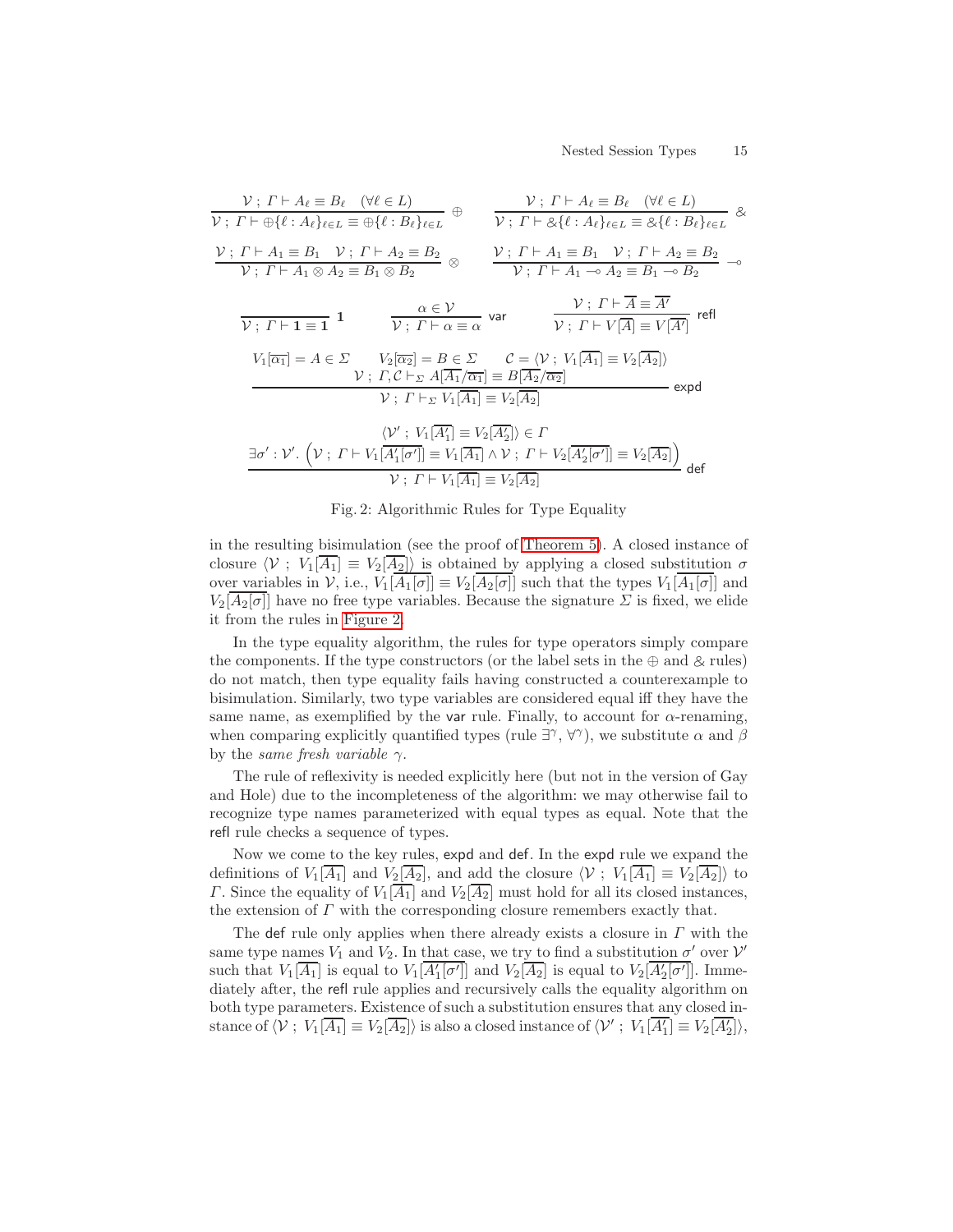$$\frac{\mathcal{V}\ ;\ \Gamma \vdash A_\ell \equiv B_\ell \quad (\forall \ell \in L)}{\mathcal{V}\ ;\ \Gamma \vdash \oplus\{\ell : A_\ell\}_{\ell \in L} \equiv \oplus\{\ell : B_\ell\}_{\ell \in L}}\ \oplus \qquad \frac{\mathcal{V}\ ;\ \Gamma \vdash A_\ell \equiv B_\ell \quad (\forall \ell \in L)}{\mathcal{V}\ ;\ \Gamma \vdash \&\{\ell : A_\ell\}_{\ell \in L} \equiv \&\{\ell : B_\ell\}_{\ell \in L}}\ \&$$

$$\frac{\mathcal{V}\ ;\ \Gamma \vdash A_1 \equiv B_1 \quad \mathcal{V}\ ;\ \Gamma \vdash A_2 \equiv B_2}{\mathcal{V}\ ;\ \Gamma \vdash A_1 \otimes A_2 \equiv B_1 \otimes B_2}\ \otimes \qquad \frac{\mathcal{V}\ ;\ \Gamma \vdash A_1 \equiv B_1 \quad \mathcal{V}\ ;\ \Gamma \vdash A_2 \equiv B_2}{\mathcal{V}\ ;\ \Gamma \vdash A_1 \multimap A_2 \equiv B_1 \multimap B_2}\ \multimap$$

$$\frac{}{\mathcal{V}\ ;\ \Gamma \vdash \mathbf{1} \equiv \mathbf{1}}\ \mathbf{1} \qquad \frac{\alpha \in \mathcal{V}}{\mathcal{V}\ ;\ \Gamma \vdash \alpha \equiv \alpha}\ \mathsf{var} \qquad \frac{\mathcal{V}\ ;\ \Gamma \vdash \overline{A} \equiv \overline{A'}}{\mathcal{V}\ ;\ \Gamma \vdash V[\overline{A}] \equiv V[\overline{A'}]}\ \mathsf{refl}$$

$$\frac{V_1[\overline{\alpha_1}] = A \in \Sigma \qquad V_2[\overline{\alpha_2}] = B \in \Sigma \qquad \mathcal{C} = \langle \mathcal{V}\ ;\ V_1[\overline{A_1}] \equiv V_2[\overline{A_2}] \rangle \quad \mathcal{V}\ ;\ \Gamma, \mathcal{C} \vdash_\Sigma A[\overline{A_1}/\overline{\alpha_1}] \equiv B[\overline{A_2}/\overline{\alpha_2}]}{\mathcal{V}\ ;\ \Gamma \vdash_\Sigma V_1[\overline{A_1}] \equiv V_2[\overline{A_2}]}\ \mathsf{expd}$$

$$\frac{\langle \mathcal{V}'\ ;\ V_1[\overline{A_1'}] \equiv V_2[\overline{A_2'}] \rangle \in \Gamma \quad \exists \sigma' : \mathcal{V}'.\ \left(\mathcal{V}\ ;\ \Gamma \vdash V_1[\overline{A_1'[\sigma']}] \equiv V_1[\overline{A_1}] \wedge \mathcal{V}\ ;\ \Gamma \vdash V_2[\overline{A_2'[\sigma']}] \equiv V_2[\overline{A_2}]\right)}{\mathcal{V}\ ;\ \Gamma \vdash V_1[\overline{A_1}] \equiv V_2[\overline{A_2}]}\ \mathsf{def}$$

Fig. 2: Algorithmic Rules for Type Equality

in the resulting bisimulation (see the proof of Theorem 5). A closed instance of closure $\langle \mathcal{V}\ ;\ V_1[\overline{A_1}] \equiv V_2[\overline{A_2}] \rangle$ is obtained by applying a closed substitution $\sigma$ over variables in $\mathcal{V}$, i.e., $V_1[\overline{A_1[\sigma]}] \equiv V_2[\overline{A_2[\sigma]}]$ such that the types $V_1[\overline{A_1[\sigma]}]$ and $V_2[\overline{A_2[\sigma]}]$ have no free type variables. Because the signature $\Sigma$ is fixed, we elide it from the rules in Figure 2.

In the type equality algorithm, the rules for type operators simply compare the components. If the type constructors (or the label sets in the $\oplus$ and $\&$ rules) do not match, then type equality fails having constructed a counterexample to bisimulation. Similarly, two type variables are considered equal iff they have the same name, as exemplified by the var rule. Finally, to account for $\alpha$-renaming, when comparing explicitly quantified types (rule $\exists^\gamma$, $\forall^\gamma$), we substitute $\alpha$ and $\beta$ by the *same fresh variable* $\gamma$.

The rule of reflexivity is needed explicitly here (but not in the version of Gay and Hole) due to the incompleteness of the algorithm: we may otherwise fail to recognize type names parameterized with equal types as equal. Note that the refl rule checks a sequence of types.

Now we come to the key rules, expd and def. In the expd rule we expand the definitions of $V_1[\overline{A_1}]$ and $V_2[\overline{A_2}]$, and add the closure $\langle \mathcal{V}\ ;\ V_1[\overline{A_1}] \equiv V_2[\overline{A_2}] \rangle$ to $\Gamma$. Since the equality of $V_1[\overline{A_1}]$ and $V_2[\overline{A_2}]$ must hold for all its closed instances, the extension of $\Gamma$ with the corresponding closure remembers exactly that.

The def rule only applies when there already exists a closure in $\Gamma$ with the same type names $V_1$ and $V_2$. In that case, we try to find a substitution $\sigma'$ over $\mathcal{V}'$ such that $V_1[\overline{A_1}]$ is equal to $V_1[\overline{A_1'[\sigma']}]$ and $V_2[\overline{A_2}]$ is equal to $V_2[\overline{A_2'[\sigma']}]$. Immediately after, the refl rule applies and recursively calls the equality algorithm on both type parameters. Existence of such a substitution ensures that any closed instance of $\langle \mathcal{V}\ ;\ V_1[\overline{A_1}] \equiv V_2[\overline{A_2}] \rangle$ is also a closed instance of $\langle \mathcal{V}'\ ;\ V_1[\overline{A_1'}] \equiv V_2[\overline{A_2'}] \rangle$,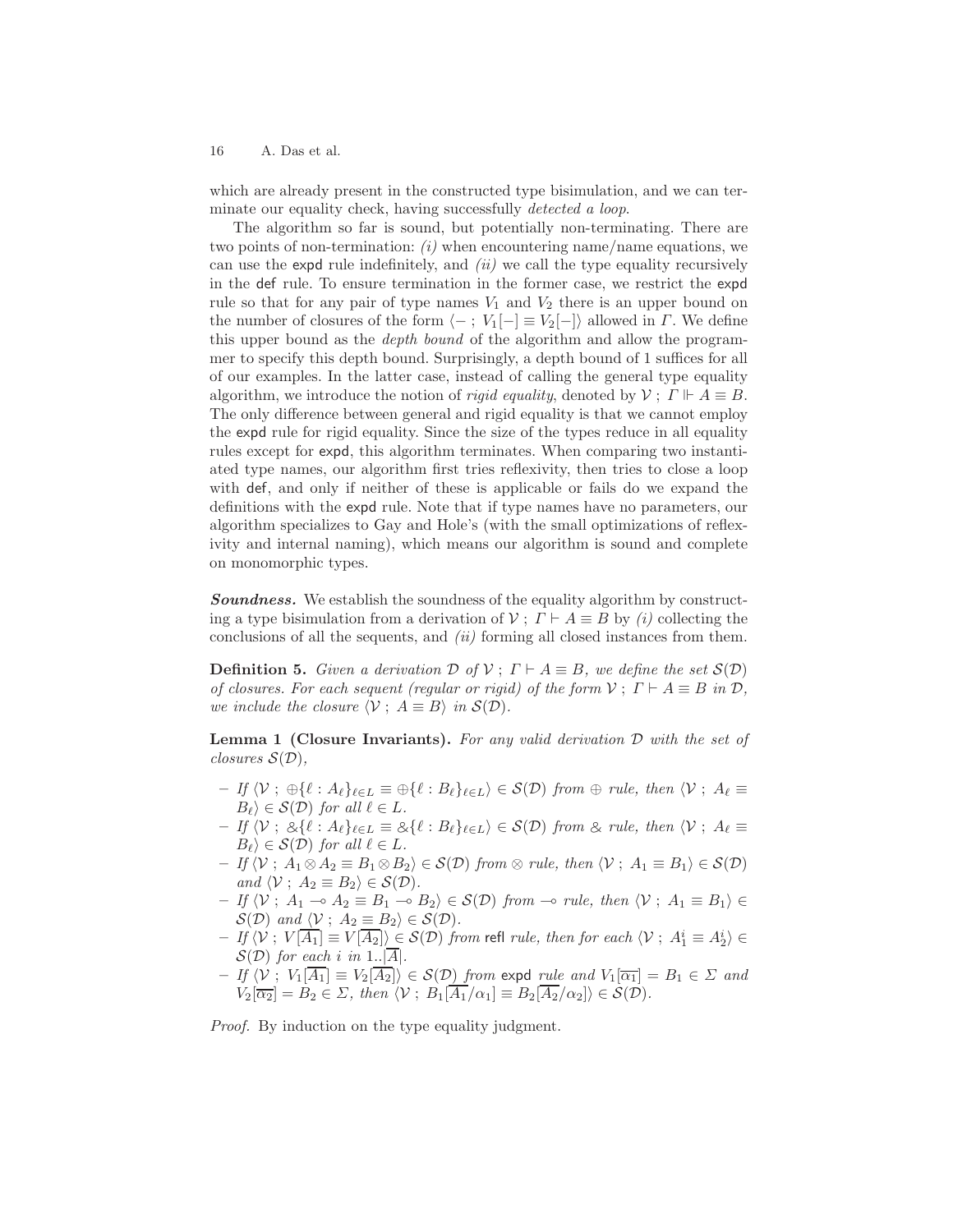which are already present in the constructed type bisimulation, and we can terminate our equality check, having successfully *detected a loop*.

The algorithm so far is sound, but potentially non-terminating. There are two points of non-termination: *(i)* when encountering name/name equations, we can use the $\mathsf{expd}$ rule indefinitely, and *(ii)* we call the type equality recursively in the $\mathsf{def}$ rule. To ensure termination in the former case, we restrict the $\mathsf{expd}$ rule so that for any pair of type names $V_1$ and $V_2$ there is an upper bound on the number of closures of the form $\langle - \; ; \; V_1[-] \equiv V_2[-]\rangle$ allowed in $\Gamma$. We define this upper bound as the *depth bound* of the algorithm and allow the programmer to specify this depth bound. Surprisingly, a depth bound of 1 suffices for all of our examples. In the latter case, instead of calling the general type equality algorithm, we introduce the notion of *rigid equality*, denoted by $\mathcal{V} \; ; \; \Gamma \Vdash A \equiv B$. The only difference between general and rigid equality is that we cannot employ the $\mathsf{expd}$ rule for rigid equality. Since the size of the types reduce in all equality rules except for $\mathsf{expd}$, this algorithm terminates. When comparing two instantiated type names, our algorithm first tries reflexivity, then tries to close a loop with $\mathsf{def}$, and only if neither of these is applicable or fails do we expand the definitions with the $\mathsf{expd}$ rule. Note that if type names have no parameters, our algorithm specializes to Gay and Hole's (with the small optimizations of reflexivity and internal naming), which means our algorithm is sound and complete on monomorphic types.

***Soundness.*** We establish the soundness of the equality algorithm by constructing a type bisimulation from a derivation of $\mathcal{V} \; ; \; \Gamma \vdash A \equiv B$ by *(i)* collecting the conclusions of all the sequents, and *(ii)* forming all closed instances from them.

**Definition 5.** *Given a derivation $\mathcal{D}$ of $\mathcal{V} \; ; \; \Gamma \vdash A \equiv B$, we define the set $\mathcal{S}(\mathcal{D})$ of closures. For each sequent (regular or rigid) of the form $\mathcal{V} \; ; \; \Gamma \vdash A \equiv B$ in $\mathcal{D}$, we include the closure $\langle \mathcal{V} \; ; \; A \equiv B\rangle$ in $\mathcal{S}(\mathcal{D})$.*

**Lemma 1 (Closure Invariants).** *For any valid derivation $\mathcal{D}$ with the set of closures $\mathcal{S}(\mathcal{D})$,*

- *If $\langle \mathcal{V} \; ; \; \oplus\{\ell : A_\ell\}_{\ell \in L} \equiv \oplus\{\ell : B_\ell\}_{\ell \in L}\rangle \in \mathcal{S}(\mathcal{D})$ from $\oplus$ rule, then $\langle \mathcal{V} \; ; \; A_\ell \equiv B_\ell\rangle \in \mathcal{S}(\mathcal{D})$ for all $\ell \in L$.*
- *If $\langle \mathcal{V} \; ; \; \&\{\ell : A_\ell\}_{\ell \in L} \equiv \&\{\ell : B_\ell\}_{\ell \in L}\rangle \in \mathcal{S}(\mathcal{D})$ from $\&$ rule, then $\langle \mathcal{V} \; ; \; A_\ell \equiv B_\ell\rangle \in \mathcal{S}(\mathcal{D})$ for all $\ell \in L$.*
- *If $\langle \mathcal{V} \; ; \; A_1 \otimes A_2 \equiv B_1 \otimes B_2\rangle \in \mathcal{S}(\mathcal{D})$ from $\otimes$ rule, then $\langle \mathcal{V} \; ; \; A_1 \equiv B_1\rangle \in \mathcal{S}(\mathcal{D})$ and $\langle \mathcal{V} \; ; \; A_2 \equiv B_2\rangle \in \mathcal{S}(\mathcal{D})$.*
- *If $\langle \mathcal{V} \; ; \; A_1 \multimap A_2 \equiv B_1 \multimap B_2\rangle \in \mathcal{S}(\mathcal{D})$ from $\multimap$ rule, then $\langle \mathcal{V} \; ; \; A_1 \equiv B_1\rangle \in \mathcal{S}(\mathcal{D})$ and $\langle \mathcal{V} \; ; \; A_2 \equiv B_2\rangle \in \mathcal{S}(\mathcal{D})$.*
- *If $\langle \mathcal{V} \; ; \; V[\overline{A_1}] \equiv V[\overline{A_2}]\rangle \in \mathcal{S}(\mathcal{D})$ from $\mathsf{refl}$ rule, then for each $\langle \mathcal{V} \; ; \; A_1^i \equiv A_2^i\rangle \in \mathcal{S}(\mathcal{D})$ for each $i$ in $1..|\overline{A}|$.*
- *If $\langle \mathcal{V} \; ; \; V_1[\overline{A_1}] \equiv V_2[\overline{A_2}]\rangle \in \mathcal{S}(\mathcal{D})$ from $\mathsf{expd}$ rule and $V_1[\overline{\alpha_1}] = B_1 \in \Sigma$ and $V_2[\overline{\alpha_2}] = B_2 \in \Sigma$, then $\langle \mathcal{V} \; ; \; B_1[\overline{A_1}/\alpha_1] \equiv B_2[\overline{A_2}/\alpha_2]\rangle \in \mathcal{S}(\mathcal{D})$.*

*Proof.* By induction on the type equality judgment.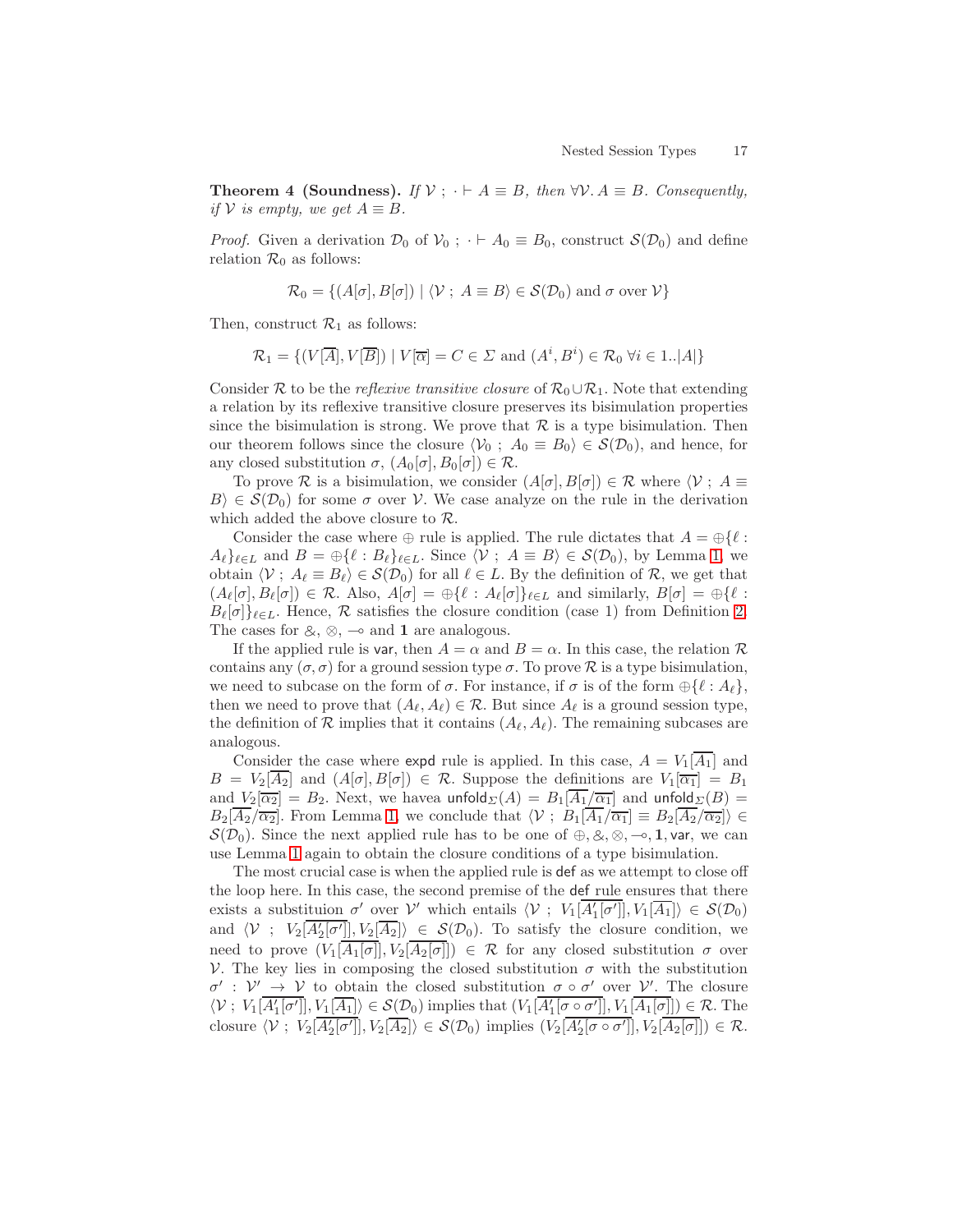**Theorem 4 (Soundness).** *If $\mathcal{V}\ ;\ \cdot \vdash A \equiv B$, then $\forall \mathcal{V}.\, A \equiv B$. Consequently, if $\mathcal{V}$ is empty, we get $A \equiv B$.*

*Proof.* Given a derivation $\mathcal{D}_0$ of $\mathcal{V}_0\ ;\ \cdot \vdash A_0 \equiv B_0$, construct $\mathcal{S}(\mathcal{D}_0)$ and define relation $\mathcal{R}_0$ as follows:

$$\mathcal{R}_0 = \{(A[\sigma], B[\sigma]) \mid \langle \mathcal{V}\ ;\ A \equiv B\rangle \in \mathcal{S}(\mathcal{D}_0) \text{ and } \sigma \text{ over } \mathcal{V}\}$$

Then, construct $\mathcal{R}_1$ as follows:

$$\mathcal{R}_1 = \{(V[\overline{A}], V[\overline{B}]) \mid V[\overline{\alpha}] = C \in \Sigma \text{ and } (A^i, B^i) \in \mathcal{R}_0\ \forall i \in 1..|A|\}$$

Consider $\mathcal{R}$ to be the *reflexive transitive closure* of $\mathcal{R}_0 \cup \mathcal{R}_1$. Note that extending a relation by its reflexive transitive closure preserves its bisimulation properties since the bisimulation is strong. We prove that $\mathcal{R}$ is a type bisimulation. Then our theorem follows since the closure $\langle \mathcal{V}_0\ ;\ A_0 \equiv B_0\rangle \in \mathcal{S}(\mathcal{D}_0)$, and hence, for any closed substitution $\sigma$, $(A_0[\sigma], B_0[\sigma]) \in \mathcal{R}$.

To prove $\mathcal{R}$ is a bisimulation, we consider $(A[\sigma], B[\sigma]) \in \mathcal{R}$ where $\langle \mathcal{V}\ ;\ A \equiv B\rangle \in \mathcal{S}(\mathcal{D}_0)$ for some $\sigma$ over $\mathcal{V}$. We case analyze on the rule in the derivation which added the above closure to $\mathcal{R}$.

Consider the case where $\oplus$ rule is applied. The rule dictates that $A = \oplus\{\ell : A_\ell\}_{\ell \in L}$ and $B = \oplus\{\ell : B_\ell\}_{\ell \in L}$. Since $\langle \mathcal{V}\ ;\ A \equiv B\rangle \in \mathcal{S}(\mathcal{D}_0)$, by Lemma 1, we obtain $\langle \mathcal{V}\ ;\ A_\ell \equiv B_\ell\rangle \in \mathcal{S}(\mathcal{D}_0)$ for all $\ell \in L$. By the definition of $\mathcal{R}$, we get that $(A_\ell[\sigma], B_\ell[\sigma]) \in \mathcal{R}$. Also, $A[\sigma] = \oplus\{\ell : A_\ell[\sigma]\}_{\ell \in L}$ and similarly, $B[\sigma] = \oplus\{\ell : B_\ell[\sigma]\}_{\ell \in L}$. Hence, $\mathcal{R}$ satisfies the closure condition (case 1) from Definition 2. The cases for $\&$, $\otimes$, $\multimap$ and $\mathbf{1}$ are analogous.

If the applied rule is $\mathsf{var}$, then $A = \alpha$ and $B = \alpha$. In this case, the relation $\mathcal{R}$ contains any $(\sigma, \sigma)$ for a ground session type $\sigma$. To prove $\mathcal{R}$ is a type bisimulation, we need to subcase on the form of $\sigma$. For instance, if $\sigma$ is of the form $\oplus\{\ell : A_\ell\}$, then we need to prove that $(A_\ell, A_\ell) \in \mathcal{R}$. But since $A_\ell$ is a ground session type, the definition of $\mathcal{R}$ implies that it contains $(A_\ell, A_\ell)$. The remaining subcases are analogous.

Consider the case where $\mathsf{expd}$ rule is applied. In this case, $A = V_1[\overline{A_1}]$ and $B = V_2[\overline{A_2}]$ and $(A[\sigma], B[\sigma]) \in \mathcal{R}$. Suppose the definitions are $V_1[\overline{\alpha_1}] = B_1$ and $V_2[\overline{\alpha_2}] = B_2$. Next, we havea $\mathsf{unfold}_\Sigma(A) = B_1[\overline{A_1}/\overline{\alpha_1}]$ and $\mathsf{unfold}_\Sigma(B) = B_2[\overline{A_2}/\overline{\alpha_2}]$. From Lemma 1, we conclude that $\langle \mathcal{V}\ ;\ B_1[\overline{A_1}/\overline{\alpha_1}] \equiv B_2[\overline{A_2}/\overline{\alpha_2}]\rangle \in \mathcal{S}(\mathcal{D}_0)$. Since the next applied rule has to be one of $\oplus, \&, \otimes, \multimap, \mathbf{1}, \mathsf{var}$, we can use Lemma 1 again to obtain the closure conditions of a type bisimulation.

The most crucial case is when the applied rule is $\mathsf{def}$ as we attempt to close off the loop here. In this case, the second premise of the $\mathsf{def}$ rule ensures that there exists a substitution $\sigma'$ over $\mathcal{V}'$ which entails $\langle \mathcal{V}\ ;\ V_1[\overline{A'_1[\sigma']}], V_1[\overline{A_1}]\rangle \in \mathcal{S}(\mathcal{D}_0)$ and $\langle \mathcal{V}\ ;\ V_2[\overline{A'_2[\sigma']}], V_2[\overline{A_2}]\rangle \in \mathcal{S}(\mathcal{D}_0)$. To satisfy the closure condition, we need to prove $(V_1[\overline{A_1[\sigma]}], V_2[\overline{A_2[\sigma]}]) \in \mathcal{R}$ for any closed substitution $\sigma$ over $\mathcal{V}$. The key lies in composing the closed substitution $\sigma$ with the substitution $\sigma' : \mathcal{V}' \to \mathcal{V}$ to obtain the closed substitution $\sigma \circ \sigma'$ over $\mathcal{V}'$. The closure $\langle \mathcal{V}\ ;\ V_1[\overline{A'_1[\sigma']}], V_1[\overline{A_1}]\rangle \in \mathcal{S}(\mathcal{D}_0)$ implies that $(V_1[\overline{A'_1[\sigma \circ \sigma']}], V_1[\overline{A_1[\sigma]}]) \in \mathcal{R}$. The closure $\langle \mathcal{V}\ ;\ V_2[\overline{A'_2[\sigma']}], V_2[\overline{A_2}]\rangle \in \mathcal{S}(\mathcal{D}_0)$ implies $(V_2[\overline{A'_2[\sigma \circ \sigma']}], V_2[\overline{A_2[\sigma]}]) \in \mathcal{R}$.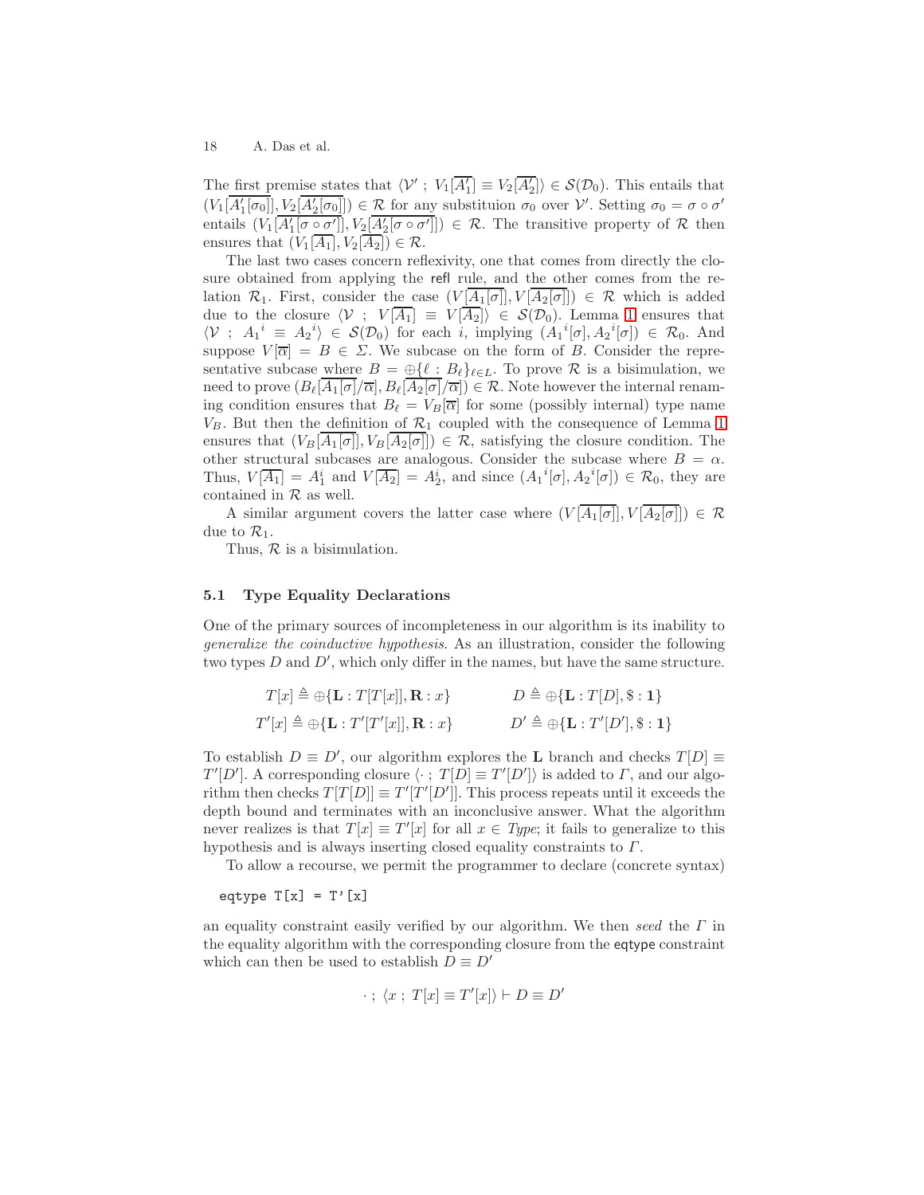The first premise states that $\langle \mathcal{V}' \;;\; V_1[\overline{A_1'}] \equiv V_2[\overline{A_2'}]\rangle \in \mathcal{S}(\mathcal{D}_0)$. This entails that $(V_1[\overline{A_1'[\sigma_0]}], V_2[\overline{A_2'[\sigma_0]}]) \in \mathcal{R}$ for any substituion $\sigma_0$ over $\mathcal{V}'$. Setting $\sigma_0 = \sigma \circ \sigma'$ entails $(V_1[\overline{A_1'[\sigma \circ \sigma']}], V_2[\overline{A_2'[\sigma \circ \sigma']}]) \in \mathcal{R}$. The transitive property of $\mathcal{R}$ then ensures that $(V_1[\overline{A_1}], V_2[\overline{A_2}]) \in \mathcal{R}$.

The last two cases concern reflexivity, one that comes from directly the closure obtained from applying the refl rule, and the other comes from the relation $\mathcal{R}_1$. First, consider the case $(V[\overline{A_1[\sigma]}], V[\overline{A_2[\sigma]}]) \in \mathcal{R}$ which is added due to the closure $\langle \mathcal{V} \;;\; V[\overline{A_1}] \equiv V[\overline{A_2}]\rangle \in \mathcal{S}(\mathcal{D}_0)$. Lemma 1 ensures that $\langle \mathcal{V} \;;\; {A_1}^i \equiv {A_2}^i\rangle \in \mathcal{S}(\mathcal{D}_0)$ for each $i$, implying $({A_1}^i[\sigma], {A_2}^i[\sigma]) \in \mathcal{R}_0$. And suppose $V[\overline{\alpha}] = B \in \Sigma$. We subcase on the form of $B$. Consider the representative subcase where $B = \oplus\{\ell : B_\ell\}_{\ell \in L}$. To prove $\mathcal{R}$ is a bisimulation, we need to prove $(B_\ell[\overline{A_1[\sigma]}/\overline{\alpha}], B_\ell[\overline{A_2[\sigma]}/\overline{\alpha}]) \in \mathcal{R}$. Note however the internal renaming condition ensures that $B_\ell = V_B[\overline{\alpha}]$ for some (possibly internal) type name $V_B$. But then the definition of $\mathcal{R}_1$ coupled with the consequence of Lemma 1 ensures that $(V_B[\overline{A_1[\sigma]}], V_B[\overline{A_2[\sigma]}]) \in \mathcal{R}$, satisfying the closure condition. The other structural subcases are analogous. Consider the subcase where $B = \alpha$. Thus, $V[\overline{A_1}] = A_1^i$ and $V[\overline{A_2}] = A_2^i$, and since $({A_1}^i[\sigma], {A_2}^i[\sigma]) \in \mathcal{R}_0$, they are contained in $\mathcal{R}$ as well.

A similar argument covers the latter case where $(V[\overline{A_1[\sigma]}], V[\overline{A_2[\sigma]}]) \in \mathcal{R}$ due to $\mathcal{R}_1$.

Thus, $\mathcal{R}$ is a bisimulation.

### 5.1 Type Equality Declarations

One of the primary sources of incompleteness in our algorithm is its inability to *generalize the coinductive hypothesis*. As an illustration, consider the following two types $D$ and $D'$, which only differ in the names, but have the same structure.

$$T[x] \triangleq \oplus\{\mathbf{L} : T[T[x]], \mathbf{R} : x\} \qquad D \triangleq \oplus\{\mathbf{L} : T[D], \$ : \mathbf{1}\}$$

$$T'[x] \triangleq \oplus\{\mathbf{L} : T'[T'[x]], \mathbf{R} : x\} \qquad D' \triangleq \oplus\{\mathbf{L} : T'[D'], \$ : \mathbf{1}\}$$

To establish $D \equiv D'$, our algorithm explores the $\mathbf{L}$ branch and checks $T[D] \equiv T'[D']$. A corresponding closure $\langle \cdot \;;\; T[D] \equiv T'[D']\rangle$ is added to $\Gamma$, and our algorithm then checks $T[T[D]] \equiv T'[T'[D']]$. This process repeats until it exceeds the depth bound and terminates with an inconclusive answer. What the algorithm never realizes is that $T[x] \equiv T'[x]$ for all $x \in \mathit{Type}$; it fails to generalize to this hypothesis and is always inserting closed equality constraints to $\Gamma$.

To allow a recourse, we permit the programmer to declare (concrete syntax)

```
eqtype T[x] = T'[x]
```

an equality constraint easily verified by our algorithm. We then *seed* the $\Gamma$ in the equality algorithm with the corresponding closure from the eqtype constraint which can then be used to establish $D \equiv D'$

$$\cdot \;;\; \langle x \;;\; T[x] \equiv T'[x]\rangle \vdash D \equiv D'$$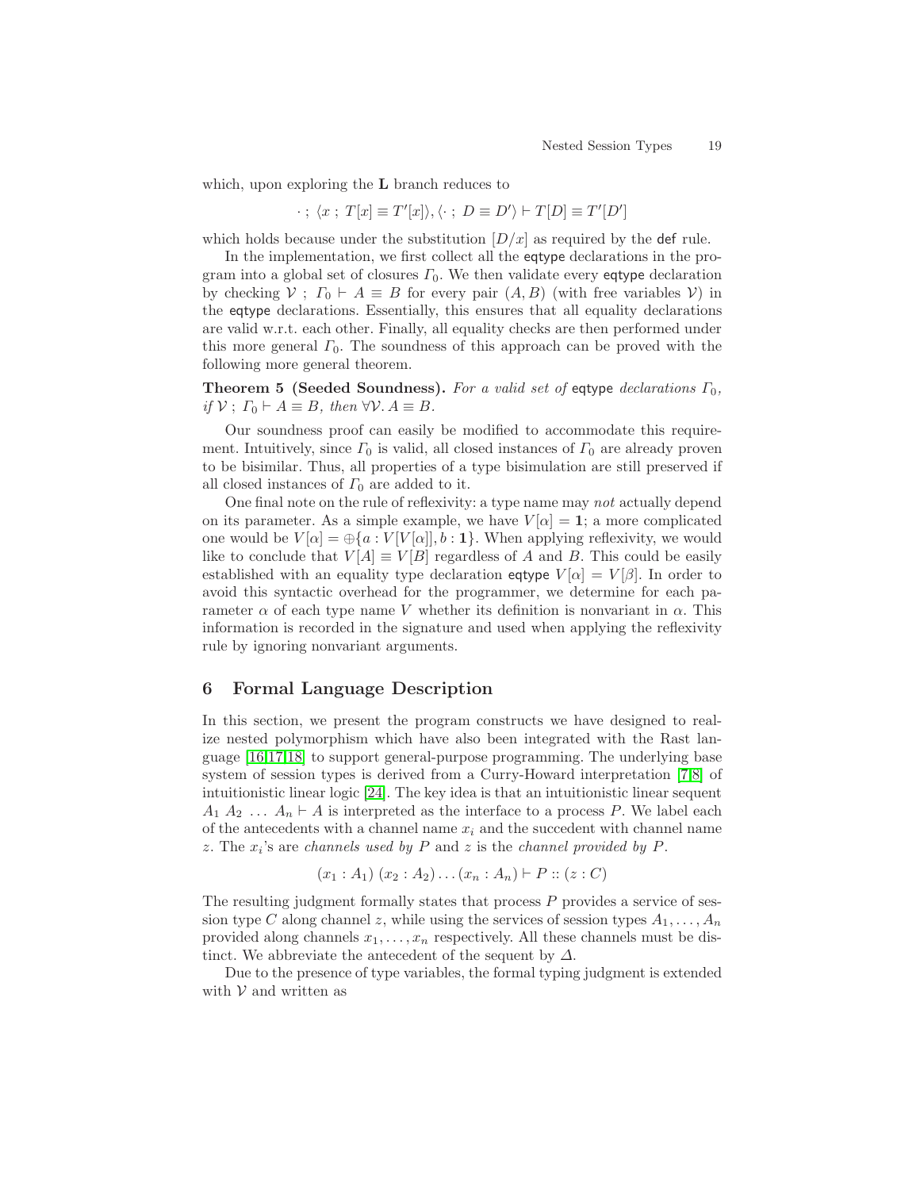which, upon exploring the **L** branch reduces to

$$\cdot \;;\; \langle x \;;\; T[x] \equiv T'[x] \rangle, \langle \cdot \;;\; D \equiv D' \rangle \vdash T[D] \equiv T'[D']$$

which holds because under the substitution $[D/x]$ as required by the def rule.

In the implementation, we first collect all the eqtype declarations in the program into a global set of closures $\Gamma_0$. We then validate every eqtype declaration by checking $\mathcal{V} \;;\; \Gamma_0 \vdash A \equiv B$ for every pair $(A, B)$ (with free variables $\mathcal{V}$) in the eqtype declarations. Essentially, this ensures that all equality declarations are valid w.r.t. each other. Finally, all equality checks are then performed under this more general $\Gamma_0$. The soundness of this approach can be proved with the following more general theorem.

**Theorem 5 (Seeded Soundness).** *For a valid set of* eqtype *declarations* $\Gamma_0$, *if* $\mathcal{V} \;;\; \Gamma_0 \vdash A \equiv B$, *then* $\forall \mathcal{V}.\, A \equiv B$.

Our soundness proof can easily be modified to accommodate this requirement. Intuitively, since $\Gamma_0$ is valid, all closed instances of $\Gamma_0$ are already proven to be bisimilar. Thus, all properties of a type bisimulation are still preserved if all closed instances of $\Gamma_0$ are added to it.

One final note on the rule of reflexivity: a type name may *not* actually depend on its parameter. As a simple example, we have $V[\alpha] = \mathbf{1}$; a more complicated one would be $V[\alpha] = \oplus\{a : V[V[\alpha]], b : \mathbf{1}\}$. When applying reflexivity, we would like to conclude that $V[A] \equiv V[B]$ regardless of $A$ and $B$. This could be easily established with an equality type declaration eqtype $V[\alpha] = V[\beta]$. In order to avoid this syntactic overhead for the programmer, we determine for each parameter $\alpha$ of each type name $V$ whether its definition is nonvariant in $\alpha$. This information is recorded in the signature and used when applying the reflexivity rule by ignoring nonvariant arguments.

## 6 Formal Language Description

In this section, we present the program constructs we have designed to realize nested polymorphism which have also been integrated with the Rast language [16,17,18] to support general-purpose programming. The underlying base system of session types is derived from a Curry-Howard interpretation [7,8] of intuitionistic linear logic [24]. The key idea is that an intuitionistic linear sequent $A_1\ A_2\ \ldots\ A_n \vdash A$ is interpreted as the interface to a process $P$. We label each of the antecedents with a channel name $x_i$ and the succedent with channel name $z$. The $x_i$'s are *channels used by* $P$ and $z$ is the *channel provided by* $P$.

$$(x_1 : A_1)\ (x_2 : A_2) \ldots (x_n : A_n) \vdash P :: (z : C)$$

The resulting judgment formally states that process $P$ provides a service of session type $C$ along channel $z$, while using the services of session types $A_1, \ldots, A_n$ provided along channels $x_1, \ldots, x_n$ respectively. All these channels must be distinct. We abbreviate the antecedent of the sequent by $\Delta$.

Due to the presence of type variables, the formal typing judgment is extended with $\mathcal{V}$ and written as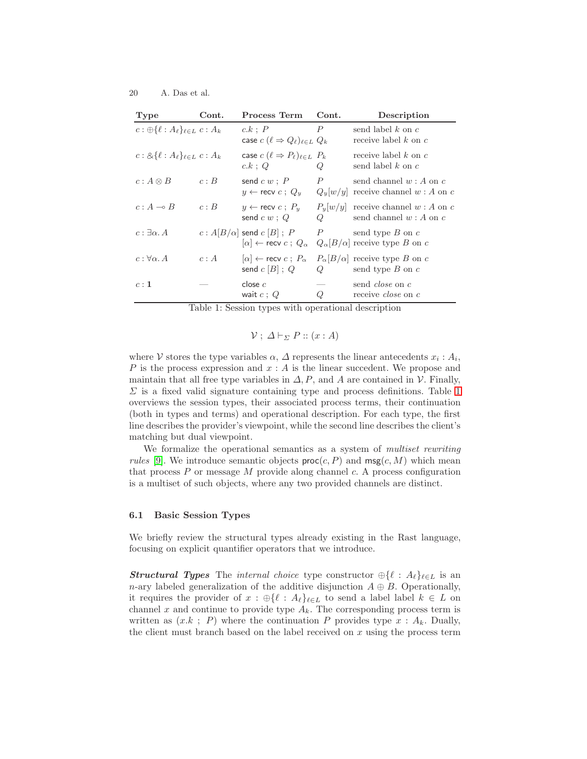| Type | Cont. | Process Term | Cont. | Description |
|---|---|---|---|---|
| $c : \oplus\{\ell : A_\ell\}_{\ell \in L}$ | $c : A_k$ | $c.k \; ; \; P$ | $P$ | send label $k$ on $c$ |
| | | $\mathsf{case}\ c\ (\ell \Rightarrow Q_\ell)_{\ell \in L}$ | $Q_k$ | receive label $k$ on $c$ |
| $c : \&\{\ell : A_\ell\}_{\ell \in L}$ | $c : A_k$ | $\mathsf{case}\ c\ (\ell \Rightarrow P_\ell)_{\ell \in L}$ | $P_k$ | receive label $k$ on $c$ |
| | | $c.k \; ; \; Q$ | $Q$ | send label $k$ on $c$ |
| $c : A \otimes B$ | $c : B$ | $\mathsf{send}\ c\ w \; ; \; P$ | $P$ | send channel $w : A$ on $c$ |
| | | $y \leftarrow \mathsf{recv}\ c \; ; \; Q_y$ | $Q_y[w/y]$ | receive channel $w : A$ on $c$ |
| $c : A \multimap B$ | $c : B$ | $y \leftarrow \mathsf{recv}\ c \; ; \; P_y$ | $P_y[w/y]$ | receive channel $w : A$ on $c$ |
| | | $\mathsf{send}\ c\ w \; ; \; Q$ | $Q$ | send channel $w : A$ on $c$ |
| $c : \exists \alpha. A$ | $c : A[B/\alpha]$ | $\mathsf{send}\ c\ [B] \; ; \; P$ | $P$ | send type $B$ on $c$ |
| | | $[\alpha] \leftarrow \mathsf{recv}\ c \; ; \; Q_\alpha$ | $Q_\alpha[B/\alpha]$ | receive type $B$ on $c$ |
| $c : \forall \alpha. A$ | $c : A$ | $[\alpha] \leftarrow \mathsf{recv}\ c \; ; \; P_\alpha$ | $P_\alpha[B/\alpha]$ | receive type $B$ on $c$ |
| | | $\mathsf{send}\ c\ [B] \; ; \; Q$ | $Q$ | send type $B$ on $c$ |
| $c : \mathbf{1}$ | — | $\mathsf{close}\ c$ | — | send *close* on $c$ |
| | | $\mathsf{wait}\ c \; ; \; Q$ | $Q$ | receive *close* on $c$ |

Table 1: Session types with operational description

$$\mathcal{V} \; ; \; \Delta \vdash_\Sigma P :: (x : A)$$

where $\mathcal{V}$ stores the type variables $\alpha$, $\Delta$ represents the linear antecedents $x_i : A_i$, $P$ is the process expression and $x : A$ is the linear succedent. We propose and maintain that all free type variables in $\Delta, P$, and $A$ are contained in $\mathcal{V}$. Finally, $\Sigma$ is a fixed valid signature containing type and process definitions. Table 1 overviews the session types, their associated process terms, their continuation (both in types and terms) and operational description. For each type, the first line describes the provider's viewpoint, while the second line describes the client's matching but dual viewpoint.

We formalize the operational semantics as a system of *multiset rewriting rules* [9]. We introduce semantic objects $\mathsf{proc}(c, P)$ and $\mathsf{msg}(c, M)$ which mean that process $P$ or message $M$ provide along channel $c$. A process configuration is a multiset of such objects, where any two provided channels are distinct.

### 6.1 Basic Session Types

We briefly review the structural types already existing in the Rast language, focusing on explicit quantifier operators that we introduce.

***Structural Types*** The *internal choice* type constructor $\oplus\{\ell : A_\ell\}_{\ell \in L}$ is an $n$-ary labeled generalization of the additive disjunction $A \oplus B$. Operationally, it requires the provider of $x : \oplus\{\ell : A_\ell\}_{\ell \in L}$ to send a label label $k \in L$ on channel $x$ and continue to provide type $A_k$. The corresponding process term is written as $(x.k \; ; \; P)$ where the continuation $P$ provides type $x : A_k$. Dually, the client must branch based on the label received on $x$ using the process term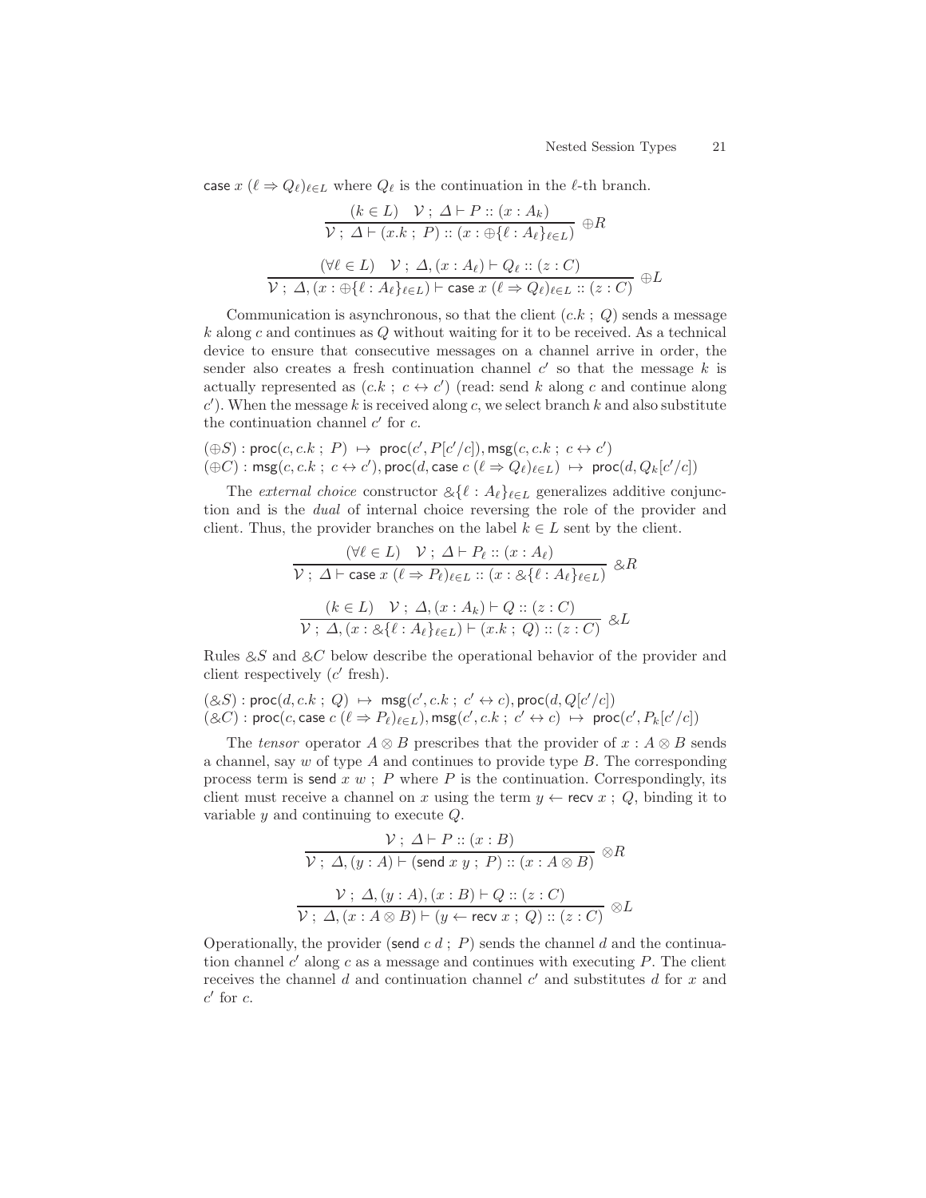$\mathsf{case}\ x\ (\ell \Rightarrow Q_\ell)_{\ell \in L}$ where $Q_\ell$ is the continuation in the $\ell$-th branch.

$$\frac{(k \in L) \quad \mathcal{V}\ ;\ \Delta \vdash P :: (x : A_k)}{\mathcal{V}\ ;\ \Delta \vdash (x.k\ ;\ P) :: (x : \oplus\{\ell : A_\ell\}_{\ell \in L})}\ \oplus R$$

$$\frac{(\forall \ell \in L) \quad \mathcal{V}\ ;\ \Delta, (x : A_\ell) \vdash Q_\ell :: (z : C)}{\mathcal{V}\ ;\ \Delta, (x : \oplus\{\ell : A_\ell\}_{\ell \in L}) \vdash \mathsf{case}\ x\ (\ell \Rightarrow Q_\ell)_{\ell \in L} :: (z : C)}\ \oplus L$$

Communication is asynchronous, so that the client $(c.k\ ;\ Q)$ sends a message $k$ along $c$ and continues as $Q$ without waiting for it to be received. As a technical device to ensure that consecutive messages on a channel arrive in order, the sender also creates a fresh continuation channel $c'$ so that the message $k$ is actually represented as $(c.k\ ;\ c \leftrightarrow c')$ (read: send $k$ along $c$ and continue along $c'$). When the message $k$ is received along $c$, we select branch $k$ and also substitute the continuation channel $c'$ for $c$.

$(\oplus S) : \mathsf{proc}(c, c.k\ ;\ P)\ \mapsto\ \mathsf{proc}(c', P[c'/c]), \mathsf{msg}(c, c.k\ ;\ c \leftrightarrow c')$
$(\oplus C) : \mathsf{msg}(c, c.k\ ;\ c \leftrightarrow c'), \mathsf{proc}(d, \mathsf{case}\ c\ (\ell \Rightarrow Q_\ell)_{\ell \in L})\ \mapsto\ \mathsf{proc}(d, Q_k[c'/c])$

The *external choice* constructor $\&\{\ell : A_\ell\}_{\ell \in L}$ generalizes additive conjunction and is the *dual* of internal choice reversing the role of the provider and client. Thus, the provider branches on the label $k \in L$ sent by the client.

$$\frac{(\forall \ell \in L) \quad \mathcal{V}\ ;\ \Delta \vdash P_\ell :: (x : A_\ell)}{\mathcal{V}\ ;\ \Delta \vdash \mathsf{case}\ x\ (\ell \Rightarrow P_\ell)_{\ell \in L} :: (x : \&\{\ell : A_\ell\}_{\ell \in L})}\ \& R$$

$$\frac{(k \in L) \quad \mathcal{V}\ ;\ \Delta, (x : A_k) \vdash Q :: (z : C)}{\mathcal{V}\ ;\ \Delta, (x : \&\{\ell : A_\ell\}_{\ell \in L}) \vdash (x.k\ ;\ Q) :: (z : C)}\ \& L$$

Rules $\& S$ and $\& C$ below describe the operational behavior of the provider and client respectively ($c'$ fresh).

$(\& S) : \mathsf{proc}(d, c.k\ ;\ Q)\ \mapsto\ \mathsf{msg}(c', c.k\ ;\ c' \leftrightarrow c), \mathsf{proc}(d, Q[c'/c])$
$(\& C) : \mathsf{proc}(c, \mathsf{case}\ c\ (\ell \Rightarrow P_\ell)_{\ell \in L}), \mathsf{msg}(c', c.k\ ;\ c' \leftrightarrow c)\ \mapsto\ \mathsf{proc}(c', P_k[c'/c])$

The *tensor* operator $A \otimes B$ prescribes that the provider of $x : A \otimes B$ sends a channel, say $w$ of type $A$ and continues to provide type $B$. The corresponding process term is $\mathsf{send}\ x\ w\ ;\ P$ where $P$ is the continuation. Correspondingly, its client must receive a channel on $x$ using the term $y \leftarrow \mathsf{recv}\ x\ ;\ Q$, binding it to variable $y$ and continuing to execute $Q$.

$$\frac{\mathcal{V}\ ;\ \Delta \vdash P :: (x : B)}{\mathcal{V}\ ;\ \Delta, (y : A) \vdash (\mathsf{send}\ x\ y\ ;\ P) :: (x : A \otimes B)}\ \otimes R$$

$$\frac{\mathcal{V}\ ;\ \Delta, (y : A), (x : B) \vdash Q :: (z : C)}{\mathcal{V}\ ;\ \Delta, (x : A \otimes B) \vdash (y \leftarrow \mathsf{recv}\ x\ ;\ Q) :: (z : C)}\ \otimes L$$

Operationally, the provider $(\mathsf{send}\ c\ d\ ;\ P)$ sends the channel $d$ and the continuation channel $c'$ along $c$ as a message and continues with executing $P$. The client receives the channel $d$ and continuation channel $c'$ and substitutes $d$ for $x$ and $c'$ for $c$.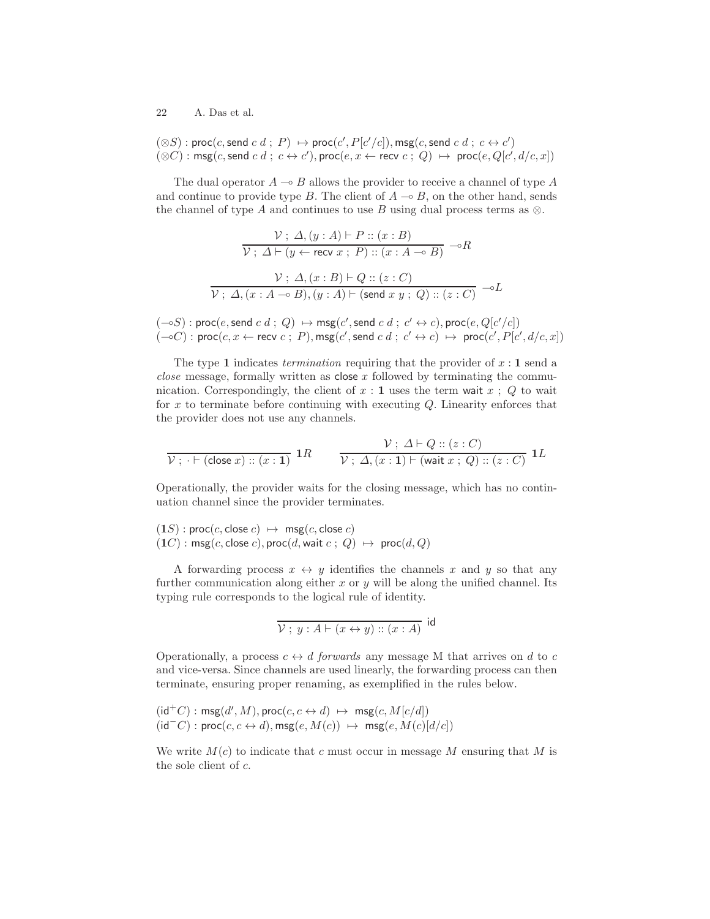$(\otimes S) : \mathsf{proc}(c, \mathsf{send}\ c\ d\ ;\ P)\ \mapsto \mathsf{proc}(c', P[c'/c]), \mathsf{msg}(c, \mathsf{send}\ c\ d\ ;\ c \leftrightarrow c')$
$(\otimes C) : \mathsf{msg}(c, \mathsf{send}\ c\ d\ ;\ c \leftrightarrow c'), \mathsf{proc}(e, x \leftarrow \mathsf{recv}\ c\ ;\ Q)\ \mapsto\ \mathsf{proc}(e, Q[c', d/c, x])$

The dual operator $A \multimap B$ allows the provider to receive a channel of type $A$ and continue to provide type $B$. The client of $A \multimap B$, on the other hand, sends the channel of type $A$ and continues to use $B$ using dual process terms as $\otimes$.

$$\frac{\mathcal{V}\ ;\ \Delta, (y : A) \vdash P :: (x : B)}{\mathcal{V}\ ;\ \Delta \vdash (y \leftarrow \mathsf{recv}\ x\ ;\ P) :: (x : A \multimap B)}\ \multimap R$$

$$\frac{\mathcal{V}\ ;\ \Delta, (x : B) \vdash Q :: (z : C)}{\mathcal{V}\ ;\ \Delta, (x : A \multimap B), (y : A) \vdash (\mathsf{send}\ x\ y\ ;\ Q) :: (z : C)}\ \multimap L$$

$(\multimap S) : \mathsf{proc}(e, \mathsf{send}\ c\ d\ ;\ Q)\ \mapsto \mathsf{msg}(c', \mathsf{send}\ c\ d\ ;\ c' \leftrightarrow c), \mathsf{proc}(e, Q[c'/c])$
$(\multimap C) : \mathsf{proc}(c, x \leftarrow \mathsf{recv}\ c\ ;\ P), \mathsf{msg}(c', \mathsf{send}\ c\ d\ ;\ c' \leftrightarrow c)\ \mapsto\ \mathsf{proc}(c', P[c', d/c, x])$

The type $\mathbf{1}$ indicates *termination* requiring that the provider of $x : \mathbf{1}$ send a *close* message, formally written as close $x$ followed by terminating the communication. Correspondingly, the client of $x : \mathbf{1}$ uses the term wait $x$ ; $Q$ to wait for $x$ to terminate before continuing with executing $Q$. Linearity enforces that the provider does not use any channels.

$$\frac{}{\mathcal{V}\ ;\ \cdot \vdash (\mathsf{close}\ x) :: (x : \mathbf{1})}\ \mathbf{1}R \qquad \frac{\mathcal{V}\ ;\ \Delta \vdash Q :: (z : C)}{\mathcal{V}\ ;\ \Delta, (x : \mathbf{1}) \vdash (\mathsf{wait}\ x\ ;\ Q) :: (z : C)}\ \mathbf{1}L$$

Operationally, the provider waits for the closing message, which has no continuation channel since the provider terminates.

$(\mathbf{1}S) : \mathsf{proc}(c, \mathsf{close}\ c)\ \mapsto\ \mathsf{msg}(c, \mathsf{close}\ c)$
$(\mathbf{1}C) : \mathsf{msg}(c, \mathsf{close}\ c), \mathsf{proc}(d, \mathsf{wait}\ c\ ;\ Q)\ \mapsto\ \mathsf{proc}(d, Q)$

A forwarding process $x \leftrightarrow y$ identifies the channels $x$ and $y$ so that any further communication along either $x$ or $y$ will be along the unified channel. Its typing rule corresponds to the logical rule of identity.

$$\frac{}{\mathcal{V}\ ;\ y : A \vdash (x \leftrightarrow y) :: (x : A)}\ \mathsf{id}$$

Operationally, a process $c \leftrightarrow d$ *forwards* any message M that arrives on $d$ to $c$ and vice-versa. Since channels are used linearly, the forwarding process can then terminate, ensuring proper renaming, as exemplified in the rules below.

$(\mathsf{id}^+C) : \mathsf{msg}(d', M), \mathsf{proc}(c, c \leftrightarrow d)\ \mapsto\ \mathsf{msg}(c, M[c/d])$
$(\mathsf{id}^-C) : \mathsf{proc}(c, c \leftrightarrow d), \mathsf{msg}(e, M(c))\ \mapsto\ \mathsf{msg}(e, M(c)[d/c])$

We write $M(c)$ to indicate that $c$ must occur in message $M$ ensuring that $M$ is the sole client of $c$.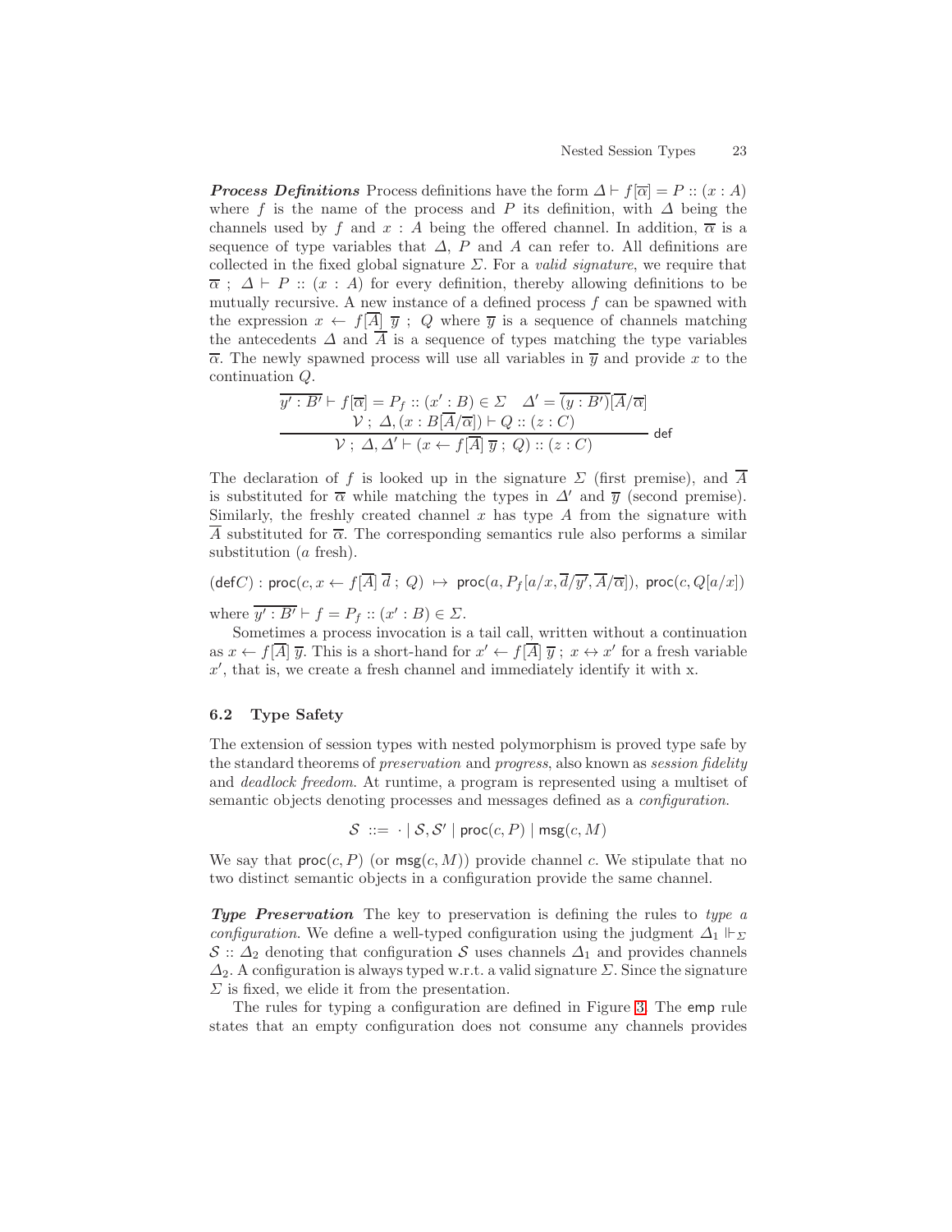***Process Definitions*** Process definitions have the form $\Delta \vdash f[\overline{\alpha}] = P :: (x : A)$ where $f$ is the name of the process and $P$ its definition, with $\Delta$ being the channels used by $f$ and $x : A$ being the offered channel. In addition, $\overline{\alpha}$ is a sequence of type variables that $\Delta$, $P$ and $A$ can refer to. All definitions are collected in the fixed global signature $\Sigma$. For a *valid signature*, we require that $\overline{\alpha} \; ; \; \Delta \vdash P :: (x : A)$ for every definition, thereby allowing definitions to be mutually recursive. A new instance of a defined process $f$ can be spawned with the expression $x \leftarrow f[\overline{A}] \; \overline{y} \; ; \; Q$ where $\overline{y}$ is a sequence of channels matching the antecedents $\Delta$ and $\overline{A}$ is a sequence of types matching the type variables $\overline{\alpha}$. The newly spawned process will use all variables in $\overline{y}$ and provide $x$ to the continuation $Q$.

$$\frac{\overline{y' : B'} \vdash f[\overline{\alpha}] = P_f :: (x' : B) \in \Sigma \quad \Delta' = \overline{(y : B')}[\overline{A}/\overline{\alpha}] \qquad \mathcal{V} \; ; \; \Delta, (x : B[\overline{A}/\overline{\alpha}]) \vdash Q :: (z : C)}{\mathcal{V} \; ; \; \Delta, \Delta' \vdash (x \leftarrow f[\overline{A}] \; \overline{y} \; ; \; Q) :: (z : C)} \; \mathsf{def}$$

The declaration of $f$ is looked up in the signature $\Sigma$ (first premise), and $\overline{A}$ is substituted for $\overline{\alpha}$ while matching the types in $\Delta'$ and $\overline{y}$ (second premise). Similarly, the freshly created channel $x$ has type $A$ from the signature with $\overline{A}$ substituted for $\overline{\alpha}$. The corresponding semantics rule also performs a similar substitution ($a$ fresh).

$$(\mathsf{def}C) : \mathsf{proc}(c, x \leftarrow f[\overline{A}] \; \overline{d} \; ; \; Q) \; \mapsto \; \mathsf{proc}(a, P_f[a/x, \overline{d}/\overline{y'}, \overline{A}/\overline{\alpha}]), \; \mathsf{proc}(c, Q[a/x])$$

where $\overline{y' : B'} \vdash f = P_f :: (x' : B) \in \Sigma$.

Sometimes a process invocation is a tail call, written without a continuation as $x \leftarrow f[\overline{A}] \; \overline{y}$. This is a short-hand for $x' \leftarrow f[\overline{A}] \; \overline{y} \; ; \; x \leftrightarrow x'$ for a fresh variable $x'$, that is, we create a fresh channel and immediately identify it with x.

### 6.2 Type Safety

The extension of session types with nested polymorphism is proved type safe by the standard theorems of *preservation* and *progress*, also known as *session fidelity* and *deadlock freedom*. At runtime, a program is represented using a multiset of semantic objects denoting processes and messages defined as a *configuration*.

$$\mathcal{S} \; ::= \; \cdot \mid \mathcal{S}, \mathcal{S}' \mid \mathsf{proc}(c, P) \mid \mathsf{msg}(c, M)$$

We say that $\mathsf{proc}(c, P)$ (or $\mathsf{msg}(c, M)$) provide channel $c$. We stipulate that no two distinct semantic objects in a configuration provide the same channel.

***Type Preservation*** The key to preservation is defining the rules to *type a configuration*. We define a well-typed configuration using the judgment $\Delta_1 \Vdash_\Sigma \mathcal{S} :: \Delta_2$ denoting that configuration $\mathcal{S}$ uses channels $\Delta_1$ and provides channels $\Delta_2$. A configuration is always typed w.r.t. a valid signature $\Sigma$. Since the signature $\Sigma$ is fixed, we elide it from the presentation.

The rules for typing a configuration are defined in Figure 3. The $\mathsf{emp}$ rule states that an empty configuration does not consume any channels provides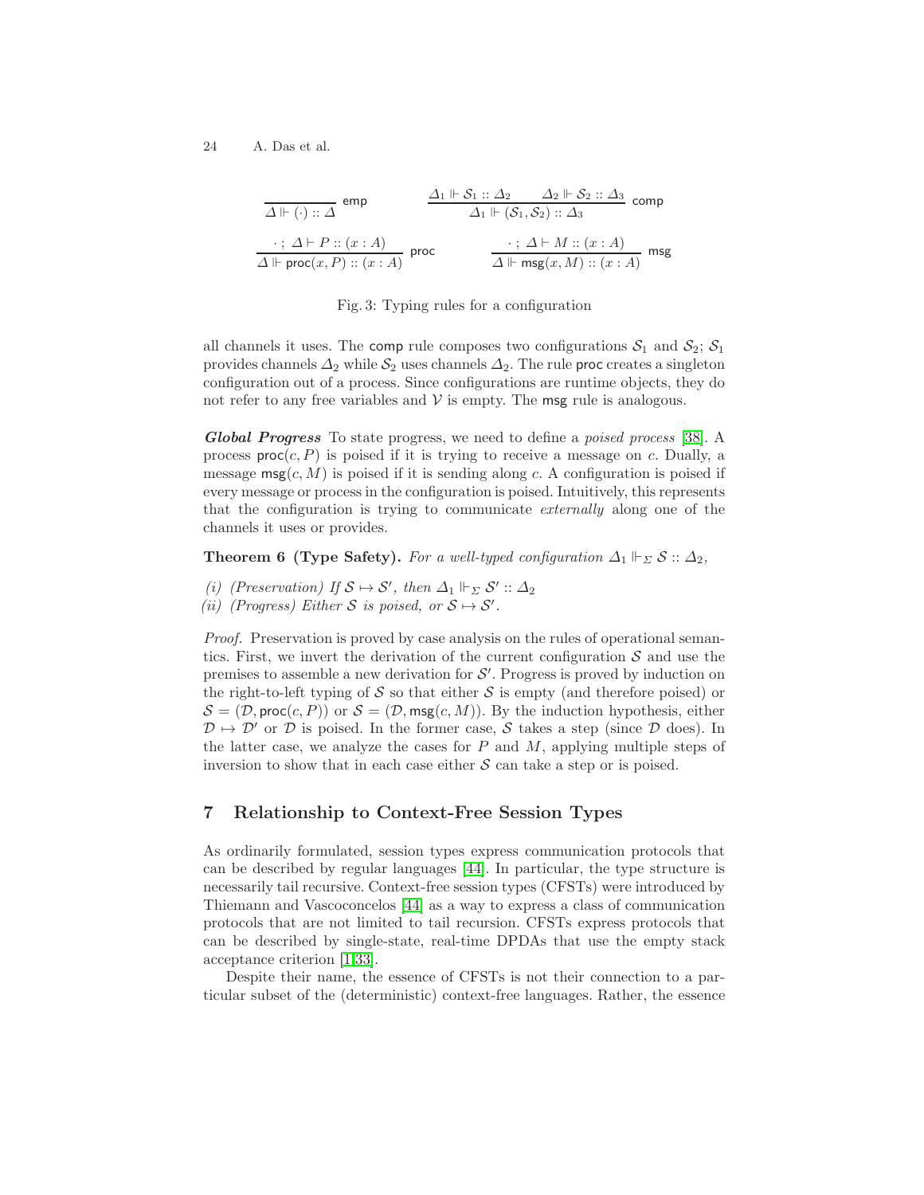$$\frac{}{\Delta \Vdash (\cdot) :: \Delta}\ \mathsf{emp} \qquad \frac{\Delta_1 \Vdash \mathcal{S}_1 :: \Delta_2 \qquad \Delta_2 \Vdash \mathcal{S}_2 :: \Delta_3}{\Delta_1 \Vdash (\mathcal{S}_1, \mathcal{S}_2) :: \Delta_3}\ \mathsf{comp}$$

$$\frac{\cdot\ ;\ \Delta \vdash P :: (x : A)}{\Delta \Vdash \mathsf{proc}(x, P) :: (x : A)}\ \mathsf{proc} \qquad \frac{\cdot\ ;\ \Delta \vdash M :: (x : A)}{\Delta \Vdash \mathsf{msg}(x, M) :: (x : A)}\ \mathsf{msg}$$

Fig. 3: Typing rules for a configuration

all channels it uses. The comp rule composes two configurations $\mathcal{S}_1$ and $\mathcal{S}_2$; $\mathcal{S}_1$ provides channels $\Delta_2$ while $\mathcal{S}_2$ uses channels $\Delta_2$. The rule proc creates a singleton configuration out of a process. Since configurations are runtime objects, they do not refer to any free variables and $\mathcal{V}$ is empty. The msg rule is analogous.

***Global Progress*** To state progress, we need to define a *poised process* [38]. A process $\mathsf{proc}(c, P)$ is poised if it is trying to receive a message on $c$. Dually, a message $\mathsf{msg}(c, M)$ is poised if it is sending along $c$. A configuration is poised if every message or process in the configuration is poised. Intuitively, this represents that the configuration is trying to communicate *externally* along one of the channels it uses or provides.

**Theorem 6 (Type Safety).** *For a well-typed configuration $\Delta_1 \Vdash_\Sigma \mathcal{S} :: \Delta_2$,*

*(i) (Preservation) If $\mathcal{S} \mapsto \mathcal{S}'$, then $\Delta_1 \Vdash_\Sigma \mathcal{S}' :: \Delta_2$*
*(ii) (Progress) Either $\mathcal{S}$ is poised, or $\mathcal{S} \mapsto \mathcal{S}'$.*

*Proof.* Preservation is proved by case analysis on the rules of operational semantics. First, we invert the derivation of the current configuration $\mathcal{S}$ and use the premises to assemble a new derivation for $\mathcal{S}'$. Progress is proved by induction on the right-to-left typing of $\mathcal{S}$ so that either $\mathcal{S}$ is empty (and therefore poised) or $\mathcal{S} = (\mathcal{D}, \mathsf{proc}(c, P))$ or $\mathcal{S} = (\mathcal{D}, \mathsf{msg}(c, M))$. By the induction hypothesis, either $\mathcal{D} \mapsto \mathcal{D}'$ or $\mathcal{D}$ is poised. In the former case, $\mathcal{S}$ takes a step (since $\mathcal{D}$ does). In the latter case, we analyze the cases for $P$ and $M$, applying multiple steps of inversion to show that in each case either $\mathcal{S}$ can take a step or is poised.

## 7 Relationship to Context-Free Session Types

As ordinarily formulated, session types express communication protocols that can be described by regular languages [44]. In particular, the type structure is necessarily tail recursive. Context-free session types (CFSTs) were introduced by Thiemann and Vascoconcelos [44] as a way to express a class of communication protocols that are not limited to tail recursion. CFSTs express protocols that can be described by single-state, real-time DPDAs that use the empty stack acceptance criterion [1,33].

Despite their name, the essence of CFSTs is not their connection to a particular subset of the (deterministic) context-free languages. Rather, the essence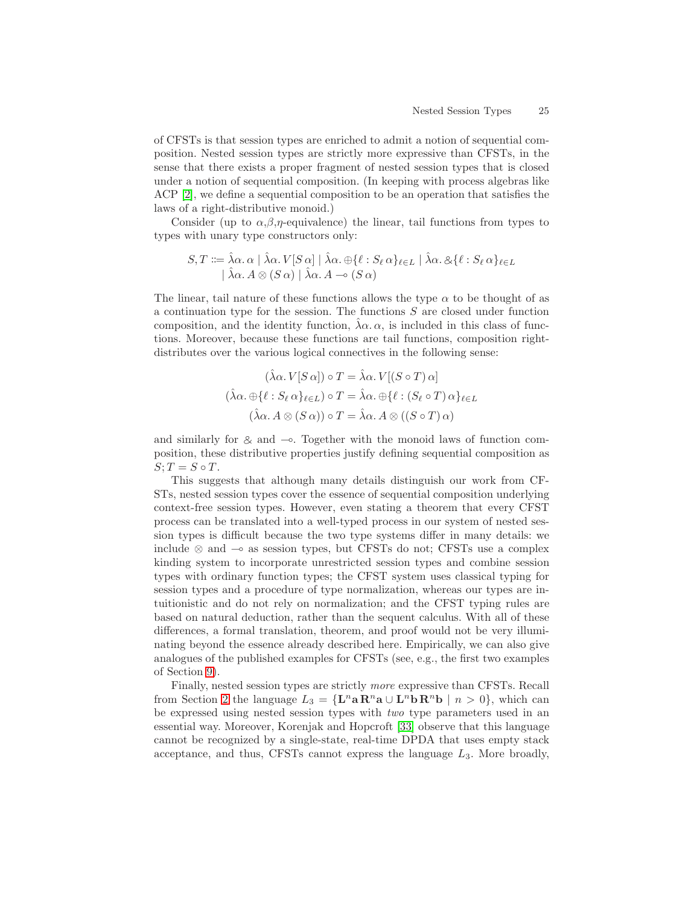of CFSTs is that session types are enriched to admit a notion of sequential composition. Nested session types are strictly more expressive than CFSTs, in the sense that there exists a proper fragment of nested session types that is closed under a notion of sequential composition. (In keeping with process algebras like ACP [2], we define a sequential composition to be an operation that satisfies the laws of a right-distributive monoid.)

Consider (up to $\alpha$,$\beta$,$\eta$-equivalence) the linear, tail functions from types to types with unary type constructors only:

$$
\begin{aligned}
S, T ::= {} & \hat{\lambda}\alpha.\, \alpha \mid \hat{\lambda}\alpha.\, V[S\, \alpha] \mid \hat{\lambda}\alpha.\, \oplus\{\ell : S_\ell\, \alpha\}_{\ell \in L} \mid \hat{\lambda}\alpha.\, \&\{\ell : S_\ell\, \alpha\}_{\ell \in L} \\
& \mid \hat{\lambda}\alpha.\, A \otimes (S\, \alpha) \mid \hat{\lambda}\alpha.\, A \multimap (S\, \alpha)
\end{aligned}
$$

The linear, tail nature of these functions allows the type $\alpha$ to be thought of as a continuation type for the session. The functions $S$ are closed under function composition, and the identity function, $\hat{\lambda}\alpha.\, \alpha$, is included in this class of functions. Moreover, because these functions are tail functions, composition right-distributes over the various logical connectives in the following sense:

$$
\begin{aligned}
(\hat{\lambda}\alpha.\, V[S\, \alpha]) \circ T &= \hat{\lambda}\alpha.\, V[(S \circ T)\, \alpha] \\
(\hat{\lambda}\alpha.\, \oplus\{\ell : S_\ell\, \alpha\}_{\ell \in L}) \circ T &= \hat{\lambda}\alpha.\, \oplus\{\ell : (S_\ell \circ T)\, \alpha\}_{\ell \in L} \\
(\hat{\lambda}\alpha.\, A \otimes (S\, \alpha)) \circ T &= \hat{\lambda}\alpha.\, A \otimes ((S \circ T)\, \alpha)
\end{aligned}
$$

and similarly for $\&$ and $\multimap$. Together with the monoid laws of function composition, these distributive properties justify defining sequential composition as $S; T = S \circ T$.

This suggests that although many details distinguish our work from CFSTs, nested session types cover the essence of sequential composition underlying context-free session types. However, even stating a theorem that every CFST process can be translated into a well-typed process in our system of nested session types is difficult because the two type systems differ in many details: we include $\otimes$ and $\multimap$ as session types, but CFSTs do not; CFSTs use a complex kinding system to incorporate unrestricted session types and combine session types with ordinary function types; the CFST system uses classical typing for session types and a procedure of type normalization, whereas our types are intuitionistic and do not rely on normalization; and the CFST typing rules are based on natural deduction, rather than the sequent calculus. With all of these differences, a formal translation, theorem, and proof would not be very illuminating beyond the essence already described here. Empirically, we can also give analogues of the published examples for CFSTs (see, e.g., the first two examples of Section 9).

Finally, nested session types are strictly *more* expressive than CFSTs. Recall from Section 2 the language $L_3 = \{\mathbf{L}^n \mathbf{a}\, \mathbf{R}^n \mathbf{a} \cup \mathbf{L}^n \mathbf{b}\, \mathbf{R}^n \mathbf{b} \mid n > 0\}$, which can be expressed using nested session types with *two* type parameters used in an essential way. Moreover, Korenjak and Hopcroft [33] observe that this language cannot be recognized by a single-state, real-time DPDA that uses empty stack acceptance, and thus, CFSTs cannot express the language $L_3$. More broadly,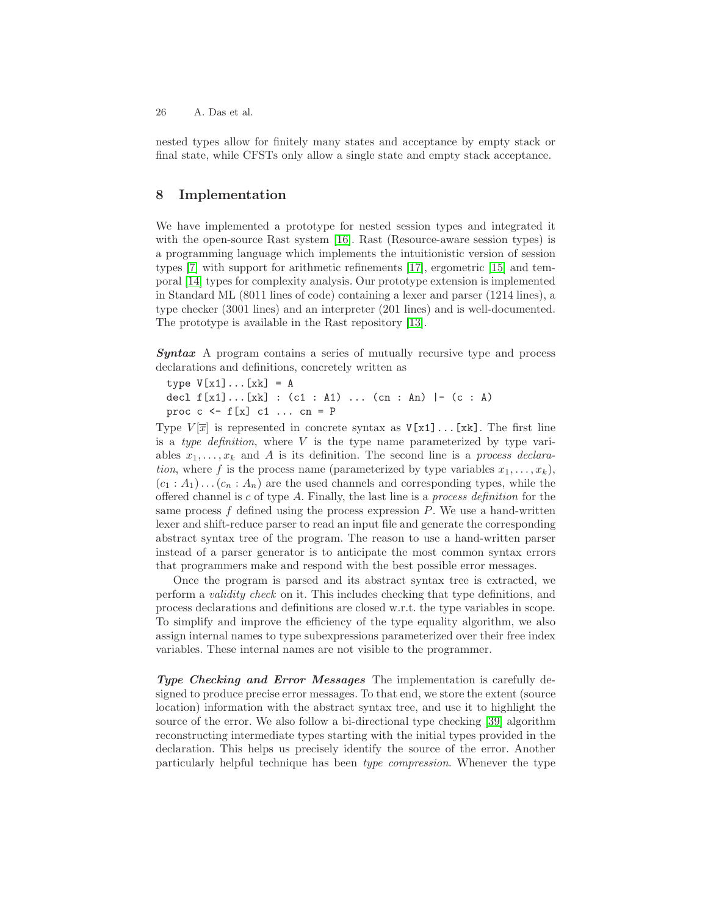nested types allow for finitely many states and acceptance by empty stack or final state, while CFSTs only allow a single state and empty stack acceptance.

## 8 Implementation

We have implemented a prototype for nested session types and integrated it with the open-source Rast system [16]. Rast (Resource-aware session types) is a programming language which implements the intuitionistic version of session types [7] with support for arithmetic refinements [17], ergometric [15] and temporal [14] types for complexity analysis. Our prototype extension is implemented in Standard ML (8011 lines of code) containing a lexer and parser (1214 lines), a type checker (3001 lines) and an interpreter (201 lines) and is well-documented. The prototype is available in the Rast repository [13].

***Syntax*** A program contains a series of mutually recursive type and process declarations and definitions, concretely written as

```
type V[x1]...[xk] = A
decl f[x1]...[xk] : (c1 : A1) ... (cn : An) |- (c : A)
proc c <- f[x] c1 ... cn = P
```

Type $V[\overline{x}]$ is represented in concrete syntax as `V[x1]...[xk]`. The first line is a *type definition*, where $V$ is the type name parameterized by type variables $x_1, \ldots, x_k$ and $A$ is its definition. The second line is a *process declaration*, where $f$ is the process name (parameterized by type variables $x_1, \ldots, x_k$), $(c_1 : A_1) \ldots (c_n : A_n)$ are the used channels and corresponding types, while the offered channel is $c$ of type $A$. Finally, the last line is a *process definition* for the same process $f$ defined using the process expression $P$. We use a hand-written lexer and shift-reduce parser to read an input file and generate the corresponding abstract syntax tree of the program. The reason to use a hand-written parser instead of a parser generator is to anticipate the most common syntax errors that programmers make and respond with the best possible error messages.

Once the program is parsed and its abstract syntax tree is extracted, we perform a *validity check* on it. This includes checking that type definitions, and process declarations and definitions are closed w.r.t. the type variables in scope. To simplify and improve the efficiency of the type equality algorithm, we also assign internal names to type subexpressions parameterized over their free index variables. These internal names are not visible to the programmer.

***Type Checking and Error Messages*** The implementation is carefully designed to produce precise error messages. To that end, we store the extent (source location) information with the abstract syntax tree, and use it to highlight the source of the error. We also follow a bi-directional type checking [39] algorithm reconstructing intermediate types starting with the initial types provided in the declaration. This helps us precisely identify the source of the error. Another particularly helpful technique has been *type compression*. Whenever the type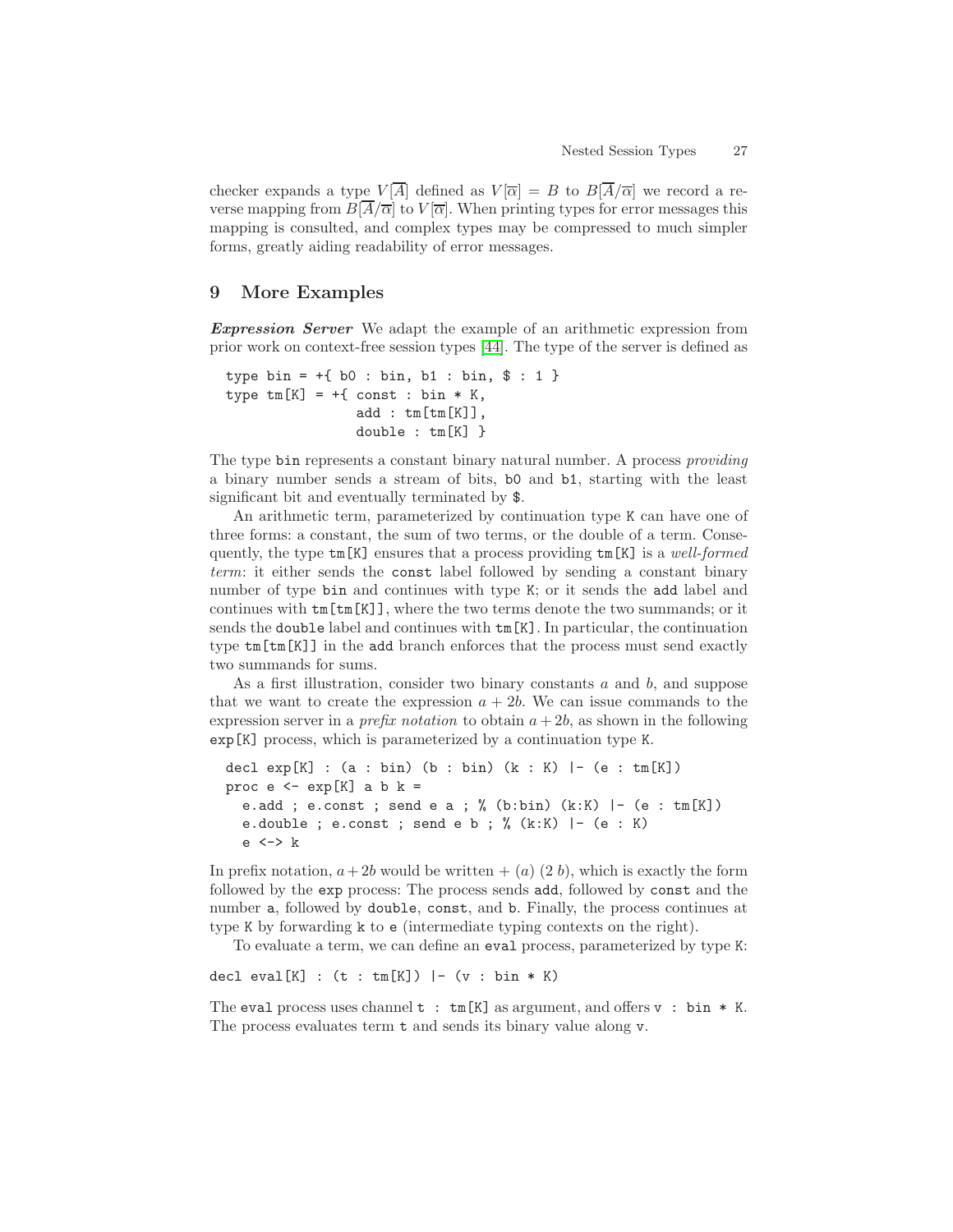checker expands a type $V[\overline{A}]$ defined as $V[\overline{\alpha}] = B$ to $B[\overline{A}/\overline{\alpha}]$ we record a reverse mapping from $B[\overline{A}/\overline{\alpha}]$ to $V[\overline{\alpha}]$. When printing types for error messages this mapping is consulted, and complex types may be compressed to much simpler forms, greatly aiding readability of error messages.

## 9 More Examples

***Expression Server*** We adapt the example of an arithmetic expression from prior work on context-free session types [44]. The type of the server is defined as

```
type bin = +{ b0 : bin, b1 : bin, $ : 1 }
type tm[K] = +{ const : bin * K,
                add : tm[tm[K]],
                double : tm[K] }
```

The type `bin` represents a constant binary natural number. A process *providing* a binary number sends a stream of bits, `b0` and `b1`, starting with the least significant bit and eventually terminated by `$`.

An arithmetic term, parameterized by continuation type `K` can have one of three forms: a constant, the sum of two terms, or the double of a term. Consequently, the type `tm[K]` ensures that a process providing `tm[K]` is a *well-formed term*: it either sends the `const` label followed by sending a constant binary number of type `bin` and continues with type `K`; or it sends the `add` label and continues with `tm[tm[K]]`, where the two terms denote the two summands; or it sends the `double` label and continues with `tm[K]`. In particular, the continuation type `tm[tm[K]]` in the `add` branch enforces that the process must send exactly two summands for sums.

As a first illustration, consider two binary constants $a$ and $b$, and suppose that we want to create the expression $a + 2b$. We can issue commands to the expression server in a *prefix notation* to obtain $a + 2b$, as shown in the following `exp[K]` process, which is parameterized by a continuation type `K`.

```
decl exp[K] : (a : bin) (b : bin) (k : K) |- (e : tm[K])
proc e <- exp[K] a b k =
  e.add ; e.const ; send e a ; % (b:bin) (k:K) |- (e : tm[K])
  e.double ; e.const ; send e b ; % (k:K) |- (e : K)
  e <-> k
```

In prefix notation, $a + 2b$ would be written $+\ (a)\ (2\ b)$, which is exactly the form followed by the `exp` process: The process sends `add`, followed by `const` and the number `a`, followed by `double`, `const`, and `b`. Finally, the process continues at type `K` by forwarding `k` to `e` (intermediate typing contexts on the right).

To evaluate a term, we can define an `eval` process, parameterized by type `K`:

```
decl eval[K] : (t : tm[K]) |- (v : bin * K)
```

The `eval` process uses channel `t : tm[K]` as argument, and offers `v : bin * K`. The process evaluates term `t` and sends its binary value along `v`.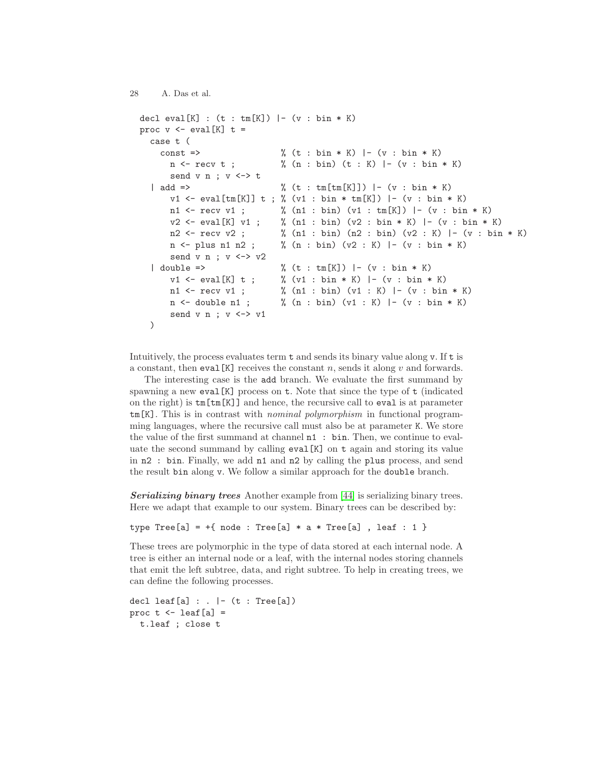```
decl eval[K] : (t : tm[K]) |- (v : bin * K)
proc v <- eval[K] t =
  case t (
    const =>                 % (t : bin * K) |- (v : bin * K)
      n <- recv t ;          % (n : bin) (t : K) |- (v : bin * K)
      send v n ; v <-> t
  | add =>                   % (t : tm[tm[K]]) |- (v : bin * K)
      v1 <- eval[tm[K]] t ;  % (v1 : bin * tm[K]) |- (v : bin * K)
      n1 <- recv v1 ;        % (n1 : bin) (v1 : tm[K]) |- (v : bin * K)
      v2 <- eval[K] v1 ;     % (n1 : bin) (v2 : bin * K) |- (v : bin * K)
      n2 <- recv v2 ;        % (n1 : bin) (n2 : bin) (v2 : K) |- (v : bin * K)
      n <- plus n1 n2 ;      % (n : bin) (v2 : K) |- (v : bin * K)
      send v n ; v <-> v2
  | double =>                % (t : tm[K]) |- (v : bin * K)
      v1 <- eval[K] t ;      % (v1 : bin * K) |- (v : bin * K)
      n1 <- recv v1 ;        % (n1 : bin) (v1 : K) |- (v : bin * K)
      n <- double n1 ;       % (n : bin) (v1 : K) |- (v : bin * K)
      send v n ; v <-> v1
  )
```

Intuitively, the process evaluates term `t` and sends its binary value along `v`. If `t` is a constant, then `eval[K]` receives the constant $n$, sends it along $v$ and forwards.

The interesting case is the `add` branch. We evaluate the first summand by spawning a new `eval[K]` process on `t`. Note that since the type of `t` (indicated on the right) is `tm[tm[K]]` and hence, the recursive call to `eval` is at parameter `tm[K]`. This is in contrast with *nominal polymorphism* in functional programming languages, where the recursive call must also be at parameter `K`. We store the value of the first summand at channel `n1 : bin`. Then, we continue to evaluate the second summand by calling `eval[K]` on `t` again and storing its value in `n2 : bin`. Finally, we add `n1` and `n2` by calling the `plus` process, and send the result `bin` along `v`. We follow a similar approach for the `double` branch.

***Serializing binary trees*** Another example from [44] is serializing binary trees. Here we adapt that example to our system. Binary trees can be described by:

```
type Tree[a] = +{ node : Tree[a] * a * Tree[a] , leaf : 1 }
```

These trees are polymorphic in the type of data stored at each internal node. A tree is either an internal node or a leaf, with the internal nodes storing channels that emit the left subtree, data, and right subtree. To help in creating trees, we can define the following processes.

```
decl leaf[a] : . |- (t : Tree[a])
proc t <- leaf[a] =
  t.leaf ; close t
```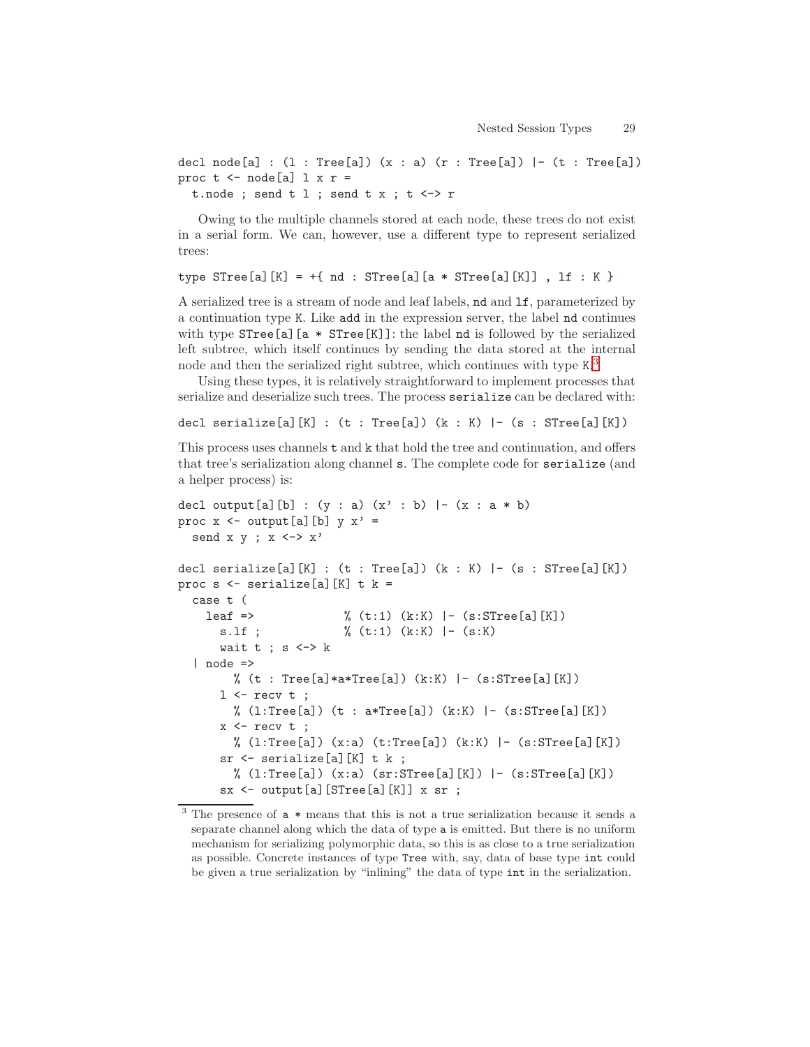```
decl node[a] : (l : Tree[a]) (x : a) (r : Tree[a]) |- (t : Tree[a])
proc t <- node[a] l x r =
  t.node ; send t l ; send t x ; t <-> r
```

Owing to the multiple channels stored at each node, these trees do not exist in a serial form. We can, however, use a different type to represent serialized trees:

```
type STree[a][K] = +{ nd : STree[a][a * STree[a][K]] , lf : K }
```

A serialized tree is a stream of node and leaf labels, `nd` and `lf`, parameterized by a continuation type `K`. Like `add` in the expression server, the label `nd` continues with type `STree[a][a * STree[K]]`: the label `nd` is followed by the serialized left subtree, which itself continues by sending the data stored at the internal node and then the serialized right subtree, which continues with type `K`.[3]

Using these types, it is relatively straightforward to implement processes that serialize and deserialize such trees. The process `serialize` can be declared with:

```
decl serialize[a][K] : (t : Tree[a]) (k : K) |- (s : STree[a][K])
```

This process uses channels `t` and `k` that hold the tree and continuation, and offers that tree's serialization along channel `s`. The complete code for `serialize` (and a helper process) is:

```
decl output[a][b] : (y : a) (x' : b) |- (x : a * b)
proc x <- output[a][b] y x' =
  send x y ; x <-> x'

decl serialize[a][K] : (t : Tree[a]) (k : K) |- (s : STree[a][K])
proc s <- serialize[a][K] t k =
  case t (
    leaf =>              % (t:1) (k:K) |- (s:STree[a][K])
      s.lf ;             % (t:1) (k:K) |- (s:K)
      wait t ; s <-> k
  | node =>
        % (t : Tree[a]*a*Tree[a]) (k:K) |- (s:STree[a][K])
      l <- recv t ;
        % (l:Tree[a]) (t : a*Tree[a]) (k:K) |- (s:STree[a][K])
      x <- recv t ;
        % (l:Tree[a]) (x:a) (t:Tree[a]) (k:K) |- (s:STree[a][K])
      sr <- serialize[a][K] t k ;
        % (l:Tree[a]) (x:a) (sr:STree[a][K]) |- (s:STree[a][K])
      sx <- output[a][STree[a][K]] x sr ;
```

[3] The presence of a `*` means that this is not a true serialization because it sends a separate channel along which the data of type `a` is emitted. But there is no uniform mechanism for serializing polymorphic data, so this is as close to a true serialization as possible. Concrete instances of type `Tree` with, say, data of base type `int` could be given a true serialization by "inlining" the data of type `int` in the serialization.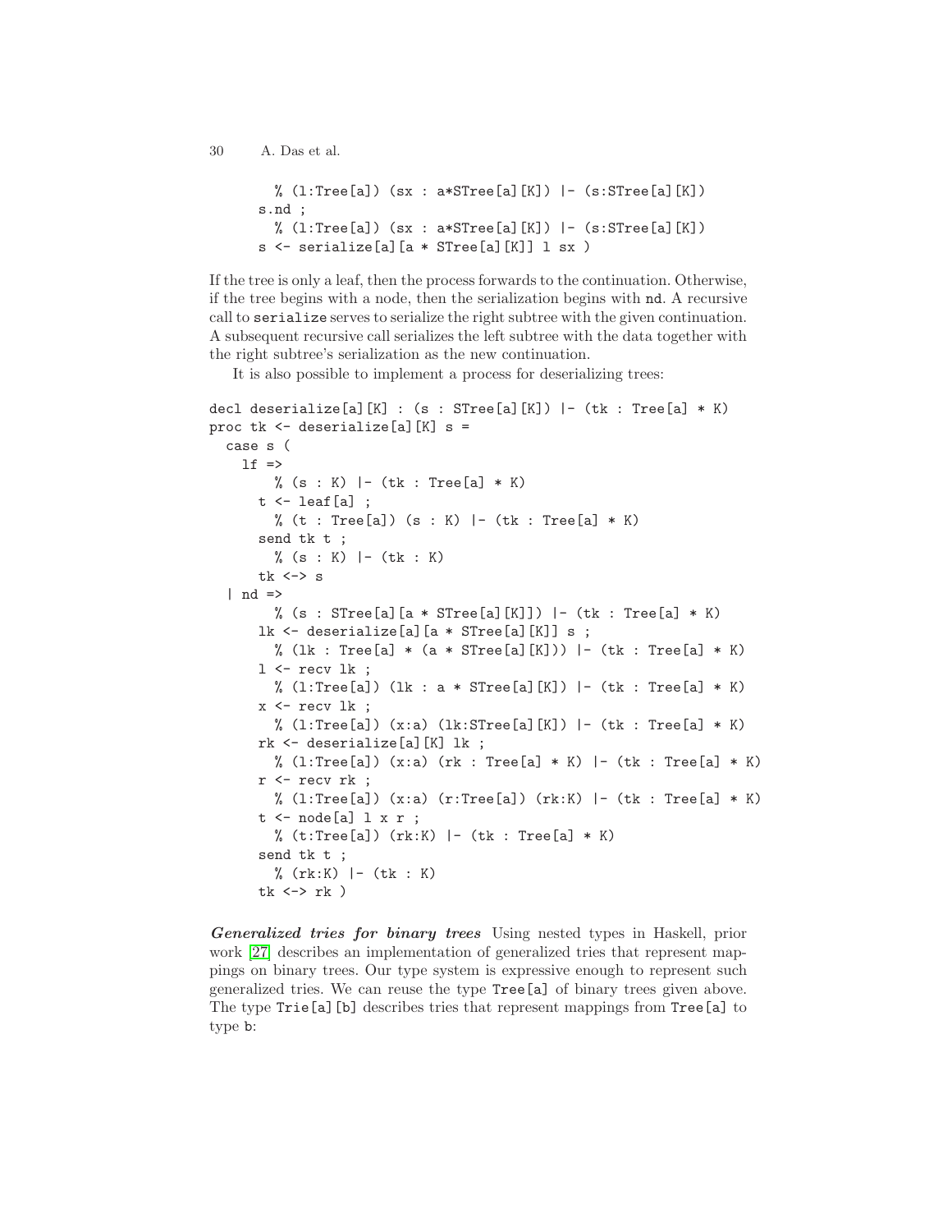```
        % (l:Tree[a]) (sx : a*STree[a][K]) |- (s:STree[a][K])
      s.nd ;
        % (l:Tree[a]) (sx : a*STree[a][K]) |- (s:STree[a][K])
      s <- serialize[a][a * STree[a][K]] l sx )
```

If the tree is only a leaf, then the process forwards to the continuation. Otherwise, if the tree begins with a node, then the serialization begins with nd. A recursive call to serialize serves to serialize the right subtree with the given continuation. A subsequent recursive call serializes the left subtree with the data together with the right subtree's serialization as the new continuation.

It is also possible to implement a process for deserializing trees:

```
decl deserialize[a][K] : (s : STree[a][K]) |- (tk : Tree[a] * K)
proc tk <- deserialize[a][K] s =
  case s (
    lf =>
        % (s : K) |- (tk : Tree[a] * K)
      t <- leaf[a] ;
        % (t : Tree[a]) (s : K) |- (tk : Tree[a] * K)
      send tk t ;
        % (s : K) |- (tk : K)
      tk <-> s
  | nd =>
        % (s : STree[a][a * STree[a][K]]) |- (tk : Tree[a] * K)
      lk <- deserialize[a][a * STree[a][K]] s ;
        % (lk : Tree[a] * (a * STree[a][K])) |- (tk : Tree[a] * K)
      l <- recv lk ;
        % (l:Tree[a]) (lk : a * STree[a][K]) |- (tk : Tree[a] * K)
      x <- recv lk ;
        % (l:Tree[a]) (x:a) (lk:STree[a][K]) |- (tk : Tree[a] * K)
      rk <- deserialize[a][K] lk ;
        % (l:Tree[a]) (x:a) (rk : Tree[a] * K) |- (tk : Tree[a] * K)
      r <- recv rk ;
        % (l:Tree[a]) (x:a) (r:Tree[a]) (rk:K) |- (tk : Tree[a] * K)
      t <- node[a] l x r ;
        % (t:Tree[a]) (rk:K) |- (tk : Tree[a] * K)
      send tk t ;
        % (rk:K) |- (tk : K)
      tk <-> rk )
```

***Generalized tries for binary trees*** Using nested types in Haskell, prior work [27] describes an implementation of generalized tries that represent mappings on binary trees. Our type system is expressive enough to represent such generalized tries. We can reuse the type Tree[a] of binary trees given above. The type Trie[a][b] describes tries that represent mappings from Tree[a] to type b: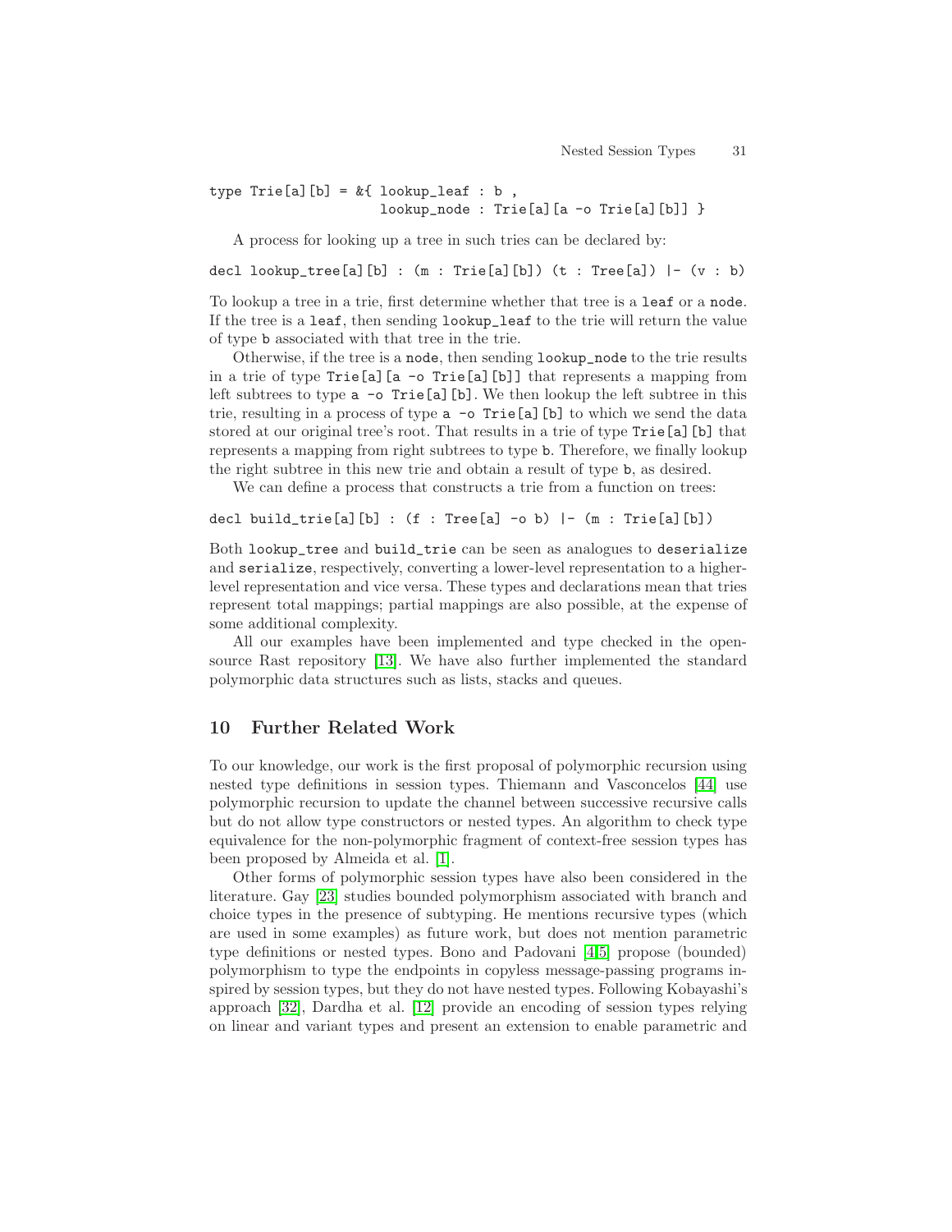```
type Trie[a][b] = &{ lookup_leaf : b ,
                     lookup_node : Trie[a][a -o Trie[a][b]] }
```

A process for looking up a tree in such tries can be declared by:

```
decl lookup_tree[a][b] : (m : Trie[a][b]) (t : Tree[a]) |- (v : b)
```

To lookup a tree in a trie, first determine whether that tree is a `leaf` or a `node`. If the tree is a `leaf`, then sending `lookup_leaf` to the trie will return the value of type `b` associated with that tree in the trie.

Otherwise, if the tree is a `node`, then sending `lookup_node` to the trie results in a trie of type `Trie[a][a -o Trie[a][b]]` that represents a mapping from left subtrees to type `a -o Trie[a][b]`. We then lookup the left subtree in this trie, resulting in a process of type `a -o Trie[a][b]` to which we send the data stored at our original tree's root. That results in a trie of type `Trie[a][b]` that represents a mapping from right subtrees to type `b`. Therefore, we finally lookup the right subtree in this new trie and obtain a result of type `b`, as desired.

We can define a process that constructs a trie from a function on trees:

```
decl build_trie[a][b] : (f : Tree[a] -o b) |- (m : Trie[a][b])
```

Both `lookup_tree` and `build_trie` can be seen as analogues to `deserialize` and `serialize`, respectively, converting a lower-level representation to a higher-level representation and vice versa. These types and declarations mean that tries represent total mappings; partial mappings are also possible, at the expense of some additional complexity.

All our examples have been implemented and type checked in the open-source Rast repository [13]. We have also further implemented the standard polymorphic data structures such as lists, stacks and queues.

## 10 Further Related Work

To our knowledge, our work is the first proposal of polymorphic recursion using nested type definitions in session types. Thiemann and Vasconcelos [44] use polymorphic recursion to update the channel between successive recursive calls but do not allow type constructors or nested types. An algorithm to check type equivalence for the non-polymorphic fragment of context-free session types has been proposed by Almeida et al. [1].

Other forms of polymorphic session types have also been considered in the literature. Gay [23] studies bounded polymorphism associated with branch and choice types in the presence of subtyping. He mentions recursive types (which are used in some examples) as future work, but does not mention parametric type definitions or nested types. Bono and Padovani [4,5] propose (bounded) polymorphism to type the endpoints in copyless message-passing programs inspired by session types, but they do not have nested types. Following Kobayashi's approach [32], Dardha et al. [12] provide an encoding of session types relying on linear and variant types and present an extension to enable parametric and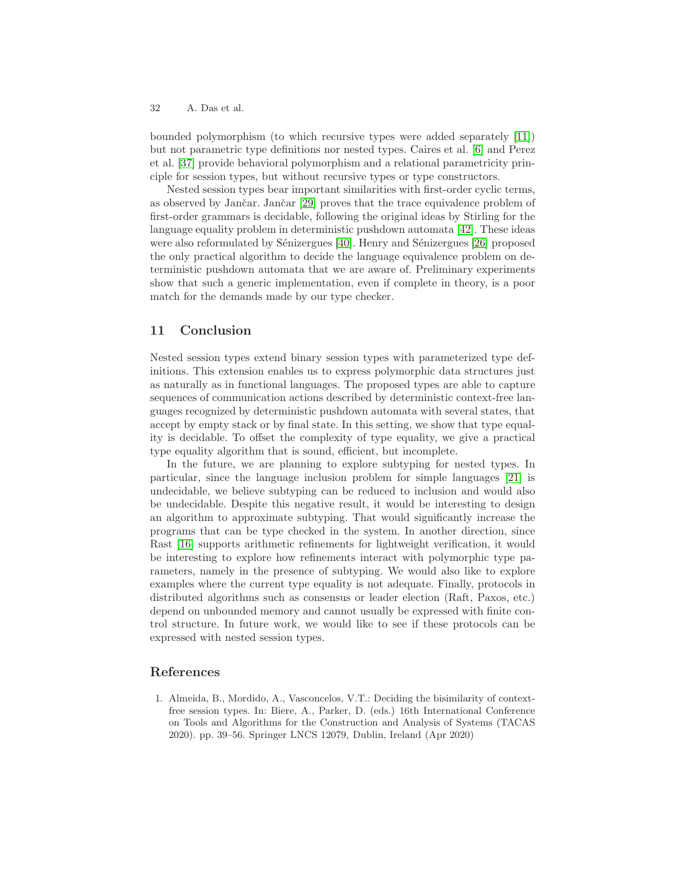bounded polymorphism (to which recursive types were added separately [11]) but not parametric type definitions nor nested types. Caires et al. [6] and Perez et al. [37] provide behavioral polymorphism and a relational parametricity principle for session types, but without recursive types or type constructors.

Nested session types bear important similarities with first-order cyclic terms, as observed by Jančar. Jančar [29] proves that the trace equivalence problem of first-order grammars is decidable, following the original ideas by Stirling for the language equality problem in deterministic pushdown automata [42]. These ideas were also reformulated by Sénizergues [40]. Henry and Sénizergues [26] proposed the only practical algorithm to decide the language equivalence problem on deterministic pushdown automata that we are aware of. Preliminary experiments show that such a generic implementation, even if complete in theory, is a poor match for the demands made by our type checker.

## 11 Conclusion

Nested session types extend binary session types with parameterized type definitions. This extension enables us to express polymorphic data structures just as naturally as in functional languages. The proposed types are able to capture sequences of communication actions described by deterministic context-free languages recognized by deterministic pushdown automata with several states, that accept by empty stack or by final state. In this setting, we show that type equality is decidable. To offset the complexity of type equality, we give a practical type equality algorithm that is sound, efficient, but incomplete.

In the future, we are planning to explore subtyping for nested types. In particular, since the language inclusion problem for simple languages [21] is undecidable, we believe subtyping can be reduced to inclusion and would also be undecidable. Despite this negative result, it would be interesting to design an algorithm to approximate subtyping. That would significantly increase the programs that can be type checked in the system. In another direction, since Rast [16] supports arithmetic refinements for lightweight verification, it would be interesting to explore how refinements interact with polymorphic type parameters, namely in the presence of subtyping. We would also like to explore examples where the current type equality is not adequate. Finally, protocols in distributed algorithms such as consensus or leader election (Raft, Paxos, etc.) depend on unbounded memory and cannot usually be expressed with finite control structure. In future work, we would like to see if these protocols can be expressed with nested session types.

## References

1. Almeida, B., Mordido, A., Vasconcelos, V.T.: Deciding the bisimilarity of context-free session types. In: Biere, A., Parker, D. (eds.) 16th International Conference on Tools and Algorithms for the Construction and Analysis of Systems (TACAS 2020). pp. 39–56. Springer LNCS 12079, Dublin, Ireland (Apr 2020)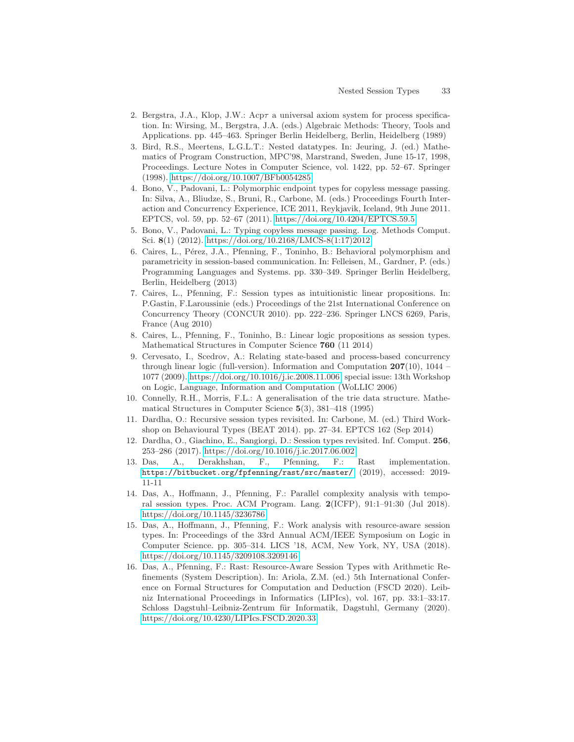2. Bergstra, J.A., Klop, J.W.: Acp$\tau$ a universal axiom system for process specification. In: Wirsing, M., Bergstra, J.A. (eds.) Algebraic Methods: Theory, Tools and Applications. pp. 445–463. Springer Berlin Heidelberg, Berlin, Heidelberg (1989)
3. Bird, R.S., Meertens, L.G.L.T.: Nested datatypes. In: Jeuring, J. (ed.) Mathematics of Program Construction, MPC'98, Marstrand, Sweden, June 15-17, 1998, Proceedings. Lecture Notes in Computer Science, vol. 1422, pp. 52–67. Springer (1998). https://doi.org/10.1007/BFb0054285
4. Bono, V., Padovani, L.: Polymorphic endpoint types for copyless message passing. In: Silva, A., Bliudze, S., Bruni, R., Carbone, M. (eds.) Proceedings Fourth Interaction and Concurrency Experience, ICE 2011, Reykjavik, Iceland, 9th June 2011. EPTCS, vol. 59, pp. 52–67 (2011). https://doi.org/10.4204/EPTCS.59.5
5. Bono, V., Padovani, L.: Typing copyless message passing. Log. Methods Comput. Sci. **8**(1) (2012). https://doi.org/10.2168/LMCS-8(1:17)2012
6. Caires, L., Pérez, J.A., Pfenning, F., Toninho, B.: Behavioral polymorphism and parametricity in session-based communication. In: Felleisen, M., Gardner, P. (eds.) Programming Languages and Systems. pp. 330–349. Springer Berlin Heidelberg, Berlin, Heidelberg (2013)
7. Caires, L., Pfenning, F.: Session types as intuitionistic linear propositions. In: P.Gastin, F.Laroussinie (eds.) Proceedings of the 21st International Conference on Concurrency Theory (CONCUR 2010). pp. 222–236. Springer LNCS 6269, Paris, France (Aug 2010)
8. Caires, L., Pfenning, F., Toninho, B.: Linear logic propositions as session types. Mathematical Structures in Computer Science **760** (11 2014)
9. Cervesato, I., Scedrov, A.: Relating state-based and process-based concurrency through linear logic (full-version). Information and Computation **207**(10), 1044 – 1077 (2009). https://doi.org/10.1016/j.ic.2008.11.006, special issue: 13th Workshop on Logic, Language, Information and Computation (WoLLIC 2006)
10. Connelly, R.H., Morris, F.L.: A generalisation of the trie data structure. Mathematical Structures in Computer Science **5**(3), 381–418 (1995)
11. Dardha, O.: Recursive session types revisited. In: Carbone, M. (ed.) Third Workshop on Behavioural Types (BEAT 2014). pp. 27–34. EPTCS 162 (Sep 2014)
12. Dardha, O., Giachino, E., Sangiorgi, D.: Session types revisited. Inf. Comput. **256**, 253–286 (2017). https://doi.org/10.1016/j.ic.2017.06.002
13. Das, A., Derakhshan, F., Pfenning, F.: Rast implementation. `https://bitbucket.org/fpfenning/rast/src/master/` (2019), accessed: 2019-11-11
14. Das, A., Hoffmann, J., Pfenning, F.: Parallel complexity analysis with temporal session types. Proc. ACM Program. Lang. **2**(ICFP), 91:1–91:30 (Jul 2018). https://doi.org/10.1145/3236786
15. Das, A., Hoffmann, J., Pfenning, F.: Work analysis with resource-aware session types. In: Proceedings of the 33rd Annual ACM/IEEE Symposium on Logic in Computer Science. pp. 305–314. LICS '18, ACM, New York, NY, USA (2018). https://doi.org/10.1145/3209108.3209146
16. Das, A., Pfenning, F.: Rast: Resource-Aware Session Types with Arithmetic Refinements (System Description). In: Ariola, Z.M. (ed.) 5th International Conference on Formal Structures for Computation and Deduction (FSCD 2020). Leibniz International Proceedings in Informatics (LIPIcs), vol. 167, pp. 33:1–33:17. Schloss Dagstuhl–Leibniz-Zentrum für Informatik, Dagstuhl, Germany (2020). https://doi.org/10.4230/LIPIcs.FSCD.2020.33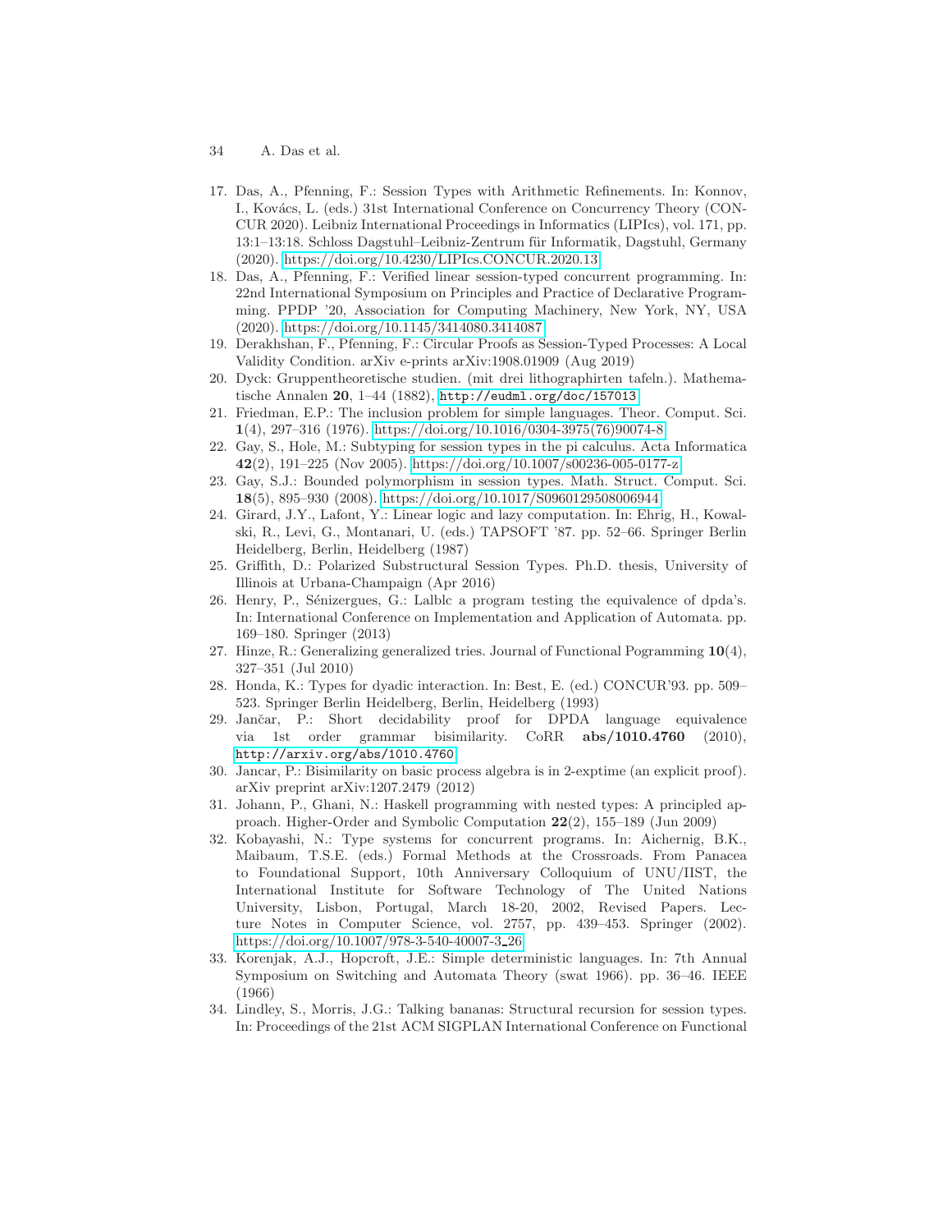17. Das, A., Pfenning, F.: Session Types with Arithmetic Refinements. In: Konnov, I., Kovács, L. (eds.) 31st International Conference on Concurrency Theory (CONCUR 2020). Leibniz International Proceedings in Informatics (LIPIcs), vol. 171, pp. 13:1–13:18. Schloss Dagstuhl–Leibniz-Zentrum für Informatik, Dagstuhl, Germany (2020). https://doi.org/10.4230/LIPIcs.CONCUR.2020.13
18. Das, A., Pfenning, F.: Verified linear session-typed concurrent programming. In: 22nd International Symposium on Principles and Practice of Declarative Programming. PPDP '20, Association for Computing Machinery, New York, NY, USA (2020). https://doi.org/10.1145/3414080.3414087
19. Derakhshan, F., Pfenning, F.: Circular Proofs as Session-Typed Processes: A Local Validity Condition. arXiv e-prints arXiv:1908.01909 (Aug 2019)
20. Dyck: Gruppentheoretische studien. (mit drei lithographirten tafeln.). Mathematische Annalen **20**, 1–44 (1882), `http://eudml.org/doc/157013`
21. Friedman, E.P.: The inclusion problem for simple languages. Theor. Comput. Sci. **1**(4), 297–316 (1976). https://doi.org/10.1016/0304-3975(76)90074-8
22. Gay, S., Hole, M.: Subtyping for session types in the pi calculus. Acta Informatica **42**(2), 191–225 (Nov 2005). https://doi.org/10.1007/s00236-005-0177-z
23. Gay, S.J.: Bounded polymorphism in session types. Math. Struct. Comput. Sci. **18**(5), 895–930 (2008). https://doi.org/10.1017/S0960129508006944
24. Girard, J.Y., Lafont, Y.: Linear logic and lazy computation. In: Ehrig, H., Kowalski, R., Levi, G., Montanari, U. (eds.) TAPSOFT '87. pp. 52–66. Springer Berlin Heidelberg, Berlin, Heidelberg (1987)
25. Griffith, D.: Polarized Substructural Session Types. Ph.D. thesis, University of Illinois at Urbana-Champaign (Apr 2016)
26. Henry, P., Sénizergues, G.: Lalblc a program testing the equivalence of dpda's. In: International Conference on Implementation and Application of Automata. pp. 169–180. Springer (2013)
27. Hinze, R.: Generalizing generalized tries. Journal of Functional Pogramming **10**(4), 327–351 (Jul 2010)
28. Honda, K.: Types for dyadic interaction. In: Best, E. (ed.) CONCUR'93. pp. 509–523. Springer Berlin Heidelberg, Berlin, Heidelberg (1993)
29. Jančar, P.: Short decidability proof for DPDA language equivalence via 1st order grammar bisimilarity. CoRR **abs/1010.4760** (2010), `http://arxiv.org/abs/1010.4760`
30. Jancar, P.: Bisimilarity on basic process algebra is in 2-exptime (an explicit proof). arXiv preprint arXiv:1207.2479 (2012)
31. Johann, P., Ghani, N.: Haskell programming with nested types: A principled approach. Higher-Order and Symbolic Computation **22**(2), 155–189 (Jun 2009)
32. Kobayashi, N.: Type systems for concurrent programs. In: Aichernig, B.K., Maibaum, T.S.E. (eds.) Formal Methods at the Crossroads. From Panacea to Foundational Support, 10th Anniversary Colloquium of UNU/IIST, the International Institute for Software Technology of The United Nations University, Lisbon, Portugal, March 18-20, 2002, Revised Papers. Lecture Notes in Computer Science, vol. 2757, pp. 439–453. Springer (2002). https://doi.org/10.1007/978-3-540-40007-3_26
33. Korenjak, A.J., Hopcroft, J.E.: Simple deterministic languages. In: 7th Annual Symposium on Switching and Automata Theory (swat 1966). pp. 36–46. IEEE (1966)
34. Lindley, S., Morris, J.G.: Talking bananas: Structural recursion for session types. In: Proceedings of the 21st ACM SIGPLAN International Conference on Functional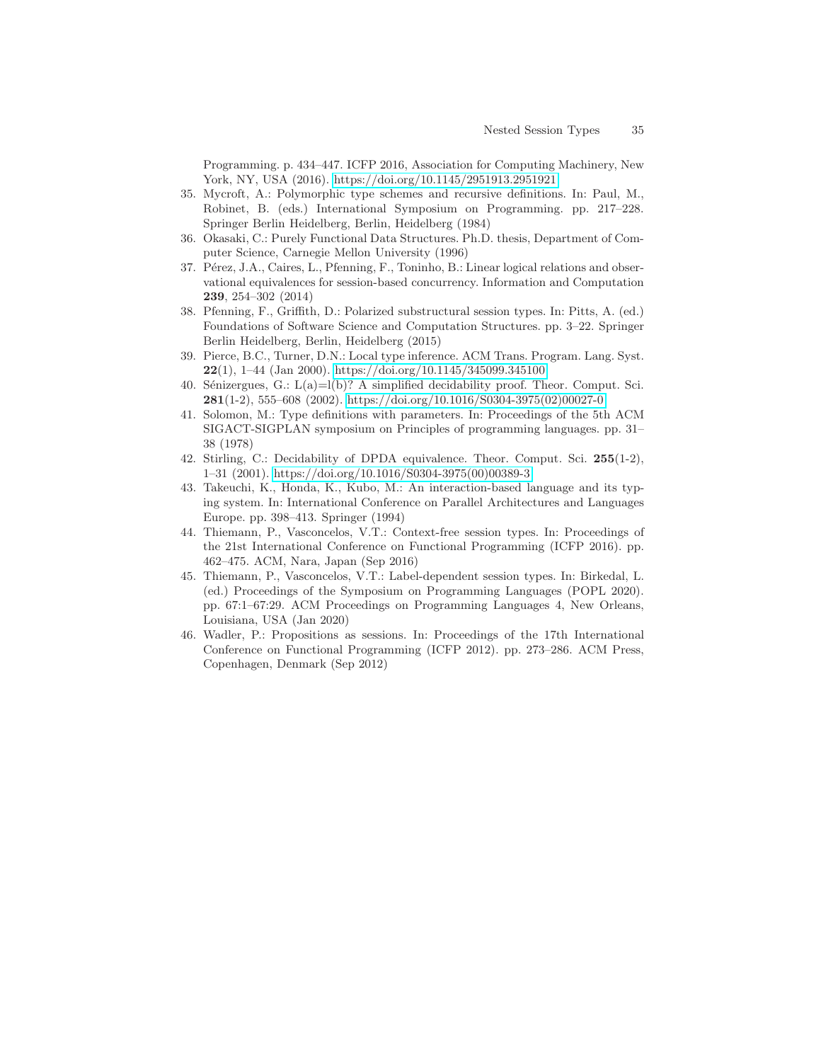Programming. p. 434–447. ICFP 2016, Association for Computing Machinery, New York, NY, USA (2016). https://doi.org/10.1145/2951913.2951921

35. Mycroft, A.: Polymorphic type schemes and recursive definitions. In: Paul, M., Robinet, B. (eds.) International Symposium on Programming. pp. 217–228. Springer Berlin Heidelberg, Berlin, Heidelberg (1984)
36. Okasaki, C.: Purely Functional Data Structures. Ph.D. thesis, Department of Computer Science, Carnegie Mellon University (1996)
37. Pérez, J.A., Caires, L., Pfenning, F., Toninho, B.: Linear logical relations and observational equivalences for session-based concurrency. Information and Computation **239**, 254–302 (2014)
38. Pfenning, F., Griffith, D.: Polarized substructural session types. In: Pitts, A. (ed.) Foundations of Software Science and Computation Structures. pp. 3–22. Springer Berlin Heidelberg, Berlin, Heidelberg (2015)
39. Pierce, B.C., Turner, D.N.: Local type inference. ACM Trans. Program. Lang. Syst. **22**(1), 1–44 (Jan 2000). https://doi.org/10.1145/345099.345100
40. Sénizergues, G.: L(a)=l(b)? A simplified decidability proof. Theor. Comput. Sci. **281**(1-2), 555–608 (2002). https://doi.org/10.1016/S0304-3975(02)00027-0
41. Solomon, M.: Type definitions with parameters. In: Proceedings of the 5th ACM SIGACT-SIGPLAN symposium on Principles of programming languages. pp. 31–38 (1978)
42. Stirling, C.: Decidability of DPDA equivalence. Theor. Comput. Sci. **255**(1-2), 1–31 (2001). https://doi.org/10.1016/S0304-3975(00)00389-3
43. Takeuchi, K., Honda, K., Kubo, M.: An interaction-based language and its typing system. In: International Conference on Parallel Architectures and Languages Europe. pp. 398–413. Springer (1994)
44. Thiemann, P., Vasconcelos, V.T.: Context-free session types. In: Proceedings of the 21st International Conference on Functional Programming (ICFP 2016). pp. 462–475. ACM, Nara, Japan (Sep 2016)
45. Thiemann, P., Vasconcelos, V.T.: Label-dependent session types. In: Birkedal, L. (ed.) Proceedings of the Symposium on Programming Languages (POPL 2020). pp. 67:1–67:29. ACM Proceedings on Programming Languages 4, New Orleans, Louisiana, USA (Jan 2020)
46. Wadler, P.: Propositions as sessions. In: Proceedings of the 17th International Conference on Functional Programming (ICFP 2012). pp. 273–286. ACM Press, Copenhagen, Denmark (Sep 2012)